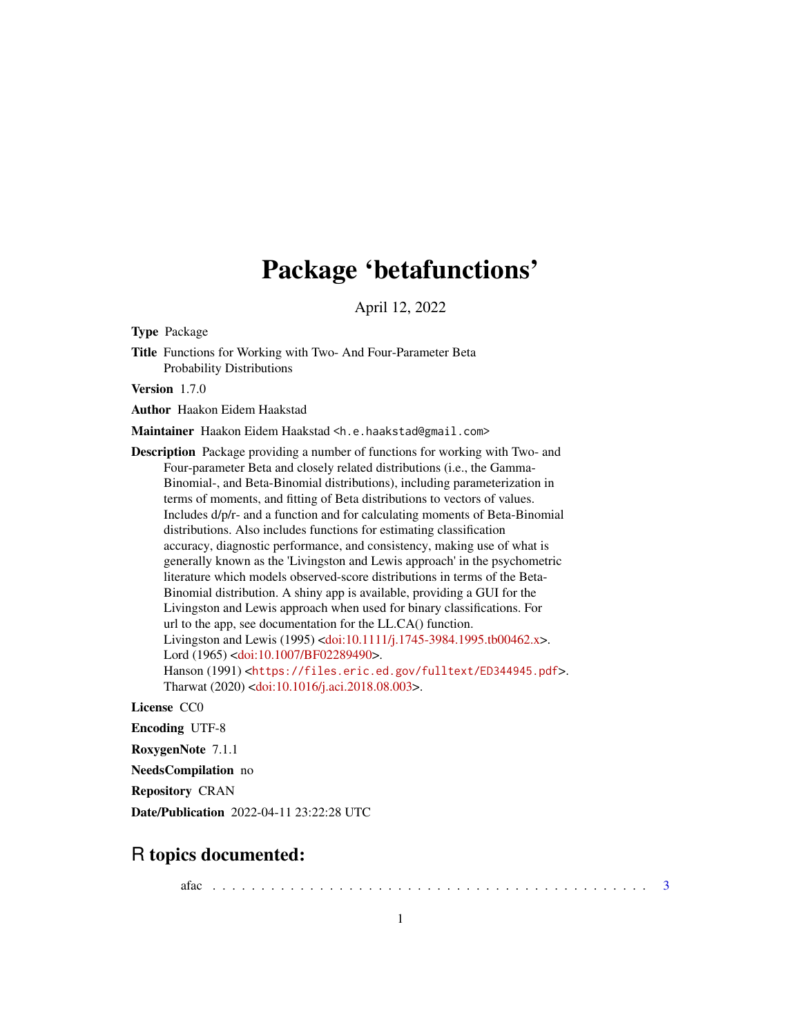# Package 'betafunctions'

April 12, 2022

**Type** Package

**Title** Functions for Working with Two- And Four-Parameter Beta Probability Distributions

**Version** 1.7.0

**Author** Haakon Eidem Haakstad

**Maintainer** Haakon Eidem Haakstad <h.e.haakstad@gmail.com>

**Description** Package providing a number of functions for working with Two- and Four-parameter Beta and closely related distributions (i.e., the Gamma-Binomial-, and Beta-Binomial distributions), including parameterization in terms of moments, and fitting of Beta distributions to vectors of values. Includes d/p/r- and a function and for calculating moments of Beta-Binomial distributions. Also includes functions for estimating classification accuracy, diagnostic performance, and consistency, making use of what is generally known as the 'Livingston and Lewis approach' in the psychometric literature which models observed-score distributions in terms of the Beta-Binomial distribution. A shiny app is available, providing a GUI for the Livingston and Lewis approach when used for binary classifications. For url to the app, see documentation for the LL.CA() function.
Livingston and Lewis (1995) <doi:10.1111/j.1745-3984.1995.tb00462.x>.
Lord (1965) <doi:10.1007/BF02289490>.
Hanson (1991) <https://files.eric.ed.gov/fulltext/ED344945.pdf>.
Tharwat (2020) <doi:10.1016/j.aci.2018.08.003>.

**License** CC0

**Encoding** UTF-8

**RoxygenNote** 7.1.1

**NeedsCompilation** no

**Repository** CRAN

**Date/Publication** 2022-04-11 23:22:28 UTC

## R topics documented:

afac . . . . . . . . . . . . . . . . . . . . . . . . . . . . . . . . . . . . . . . . . . 3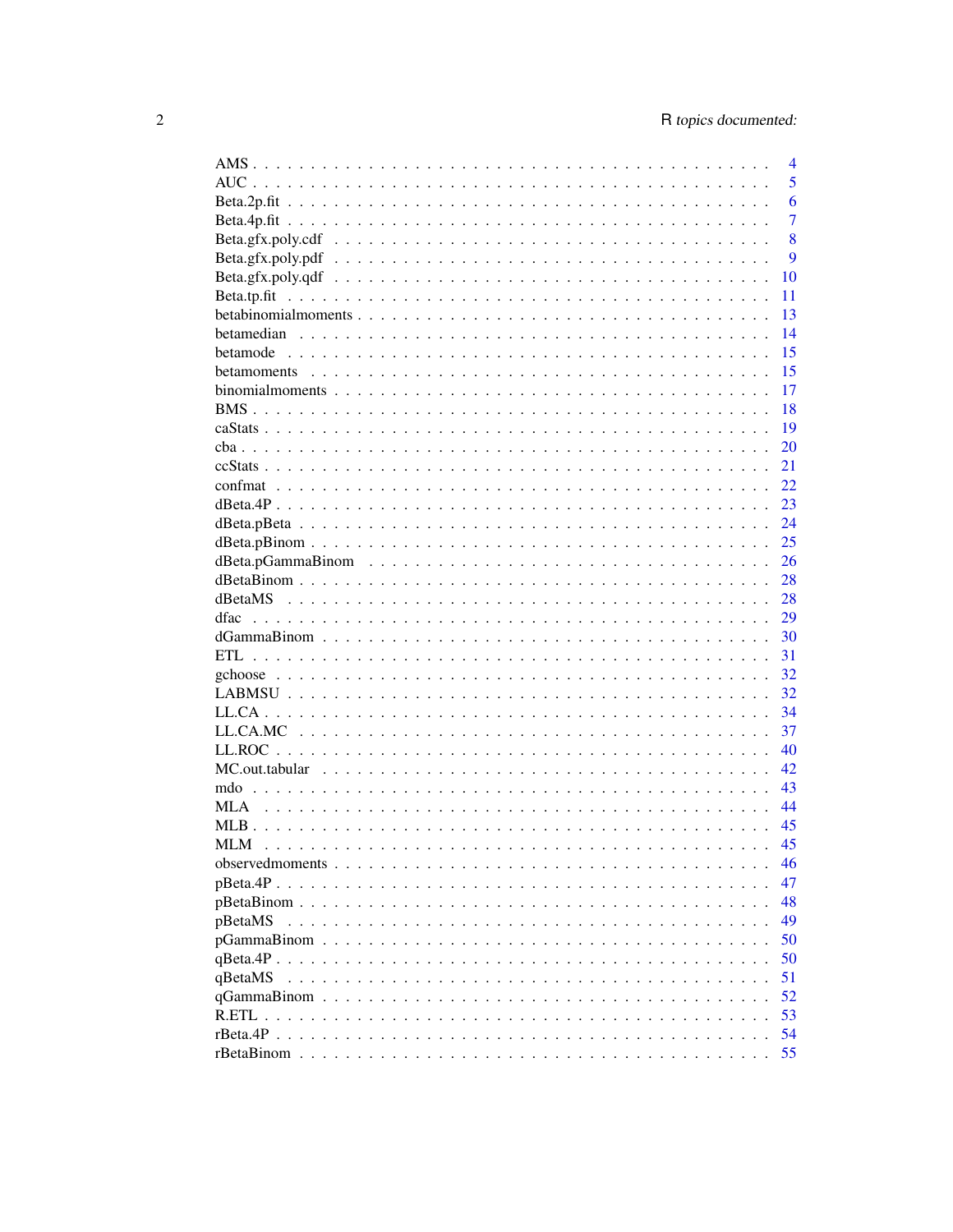| | |
|---|---|
| AMS | 4 |
| AUC | 5 |
| Beta.2p.fit | 6 |
| Beta.4p.fit | 7 |
| Beta.gfx.poly.cdf | 8 |
| Beta.gfx.poly.pdf | 9 |
| Beta.gfx.poly.qdf | 10 |
| Beta.tp.fit | 11 |
| betabinomialmoments | 13 |
| betamedian | 14 |
| betamode | 15 |
| betamoments | 15 |
| binomialmoments | 17 |
| BMS | 18 |
| caStats | 19 |
| cba | 20 |
| ccStats | 21 |
| confmat | 22 |
| dBeta.4P | 23 |
| dBeta.pBeta | 24 |
| dBeta.pBinom | 25 |
| dBeta.pGammaBinom | 26 |
| dBetaBinom | 28 |
| dBetaMS | 28 |
| dfac | 29 |
| dGammaBinom | 30 |
| ETL | 31 |
| gchoose | 32 |
| LABMSU | 32 |
| LL.CA | 34 |
| LL.CA.MC | 37 |
| LL.ROC | 40 |
| MC.out.tabular | 42 |
| mdo | 43 |
| MLA | 44 |
| MLB | 45 |
| MLM | 45 |
| observedmoments | 46 |
| pBeta.4P | 47 |
| pBetaBinom | 48 |
| pBetaMS | 49 |
| pGammaBinom | 50 |
| qBeta.4P | 50 |
| qBetaMS | 51 |
| qGammaBinom | 52 |
| R.ETL | 53 |
| rBeta.4P | 54 |
| rBetaBinom | 55 |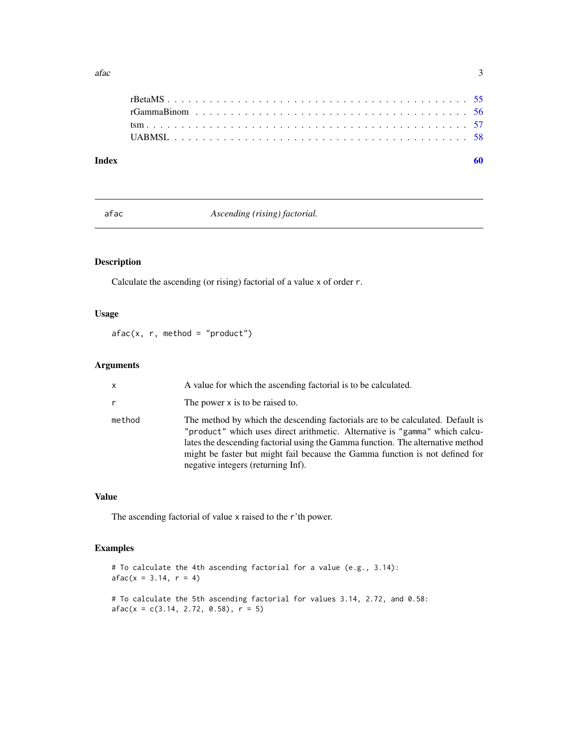rBetaMS . . . . . . . . . . . . . . . . . . . . . . . . . . . . . . . . . . . . . . . . . 55
rGammaBinom . . . . . . . . . . . . . . . . . . . . . . . . . . . . . . . . . . . . . . 56
tsm . . . . . . . . . . . . . . . . . . . . . . . . . . . . . . . . . . . . . . . . . . . . 57
UABMSL . . . . . . . . . . . . . . . . . . . . . . . . . . . . . . . . . . . . . . . . . 58

**Index** **60**

---

## afac — *Ascending (rising) factorial.*

### Description

Calculate the ascending (or rising) factorial of a value `x` of order `r`.

### Usage

```
afac(x, r, method = "product")
```

### Arguments

| | |
|---|---|
| `x` | A value for which the ascending factorial is to be calculated. |
| `r` | The power `x` is to be raised to. |
| `method` | The method by which the descending factorials are to be calculated. Default is `"product"` which uses direct arithmetic. Alternative is `"gamma"` which calculates the descending factorial using the Gamma function. The alternative method might be faster but might fail because the Gamma function is not defined for negative integers (returning Inf). |

### Value

The ascending factorial of value `x` raised to the `r`'th power.

### Examples

```
# To calculate the 4th ascending factorial for a value (e.g., 3.14):
afac(x = 3.14, r = 4)

# To calculate the 5th ascending factorial for values 3.14, 2.72, and 0.58:
afac(x = c(3.14, 2.72, 0.58), r = 5)
```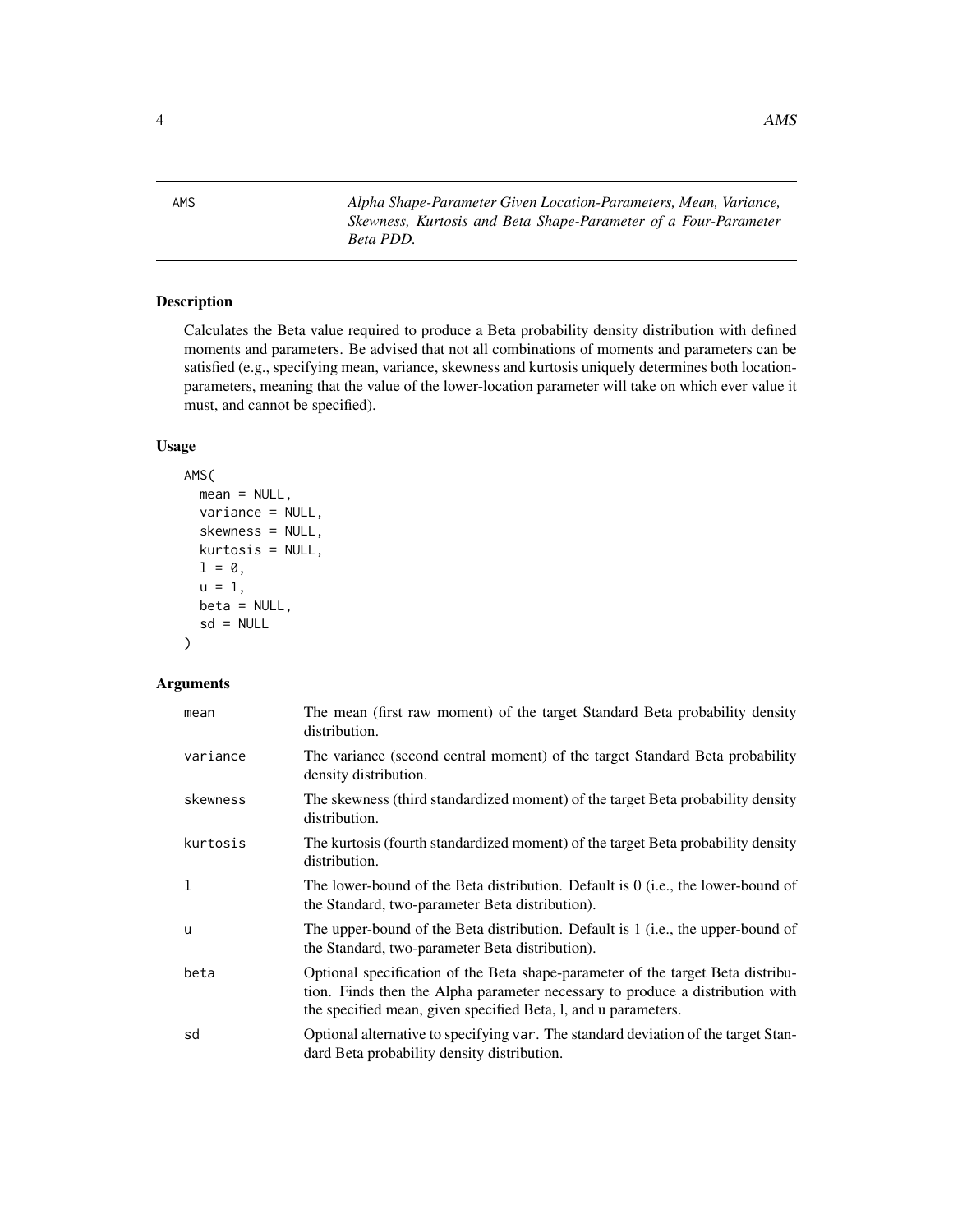AMS *Alpha Shape-Parameter Given Location-Parameters, Mean, Variance, Skewness, Kurtosis and Beta Shape-Parameter of a Four-Parameter Beta PDD.*

## Description

Calculates the Beta value required to produce a Beta probability density distribution with defined moments and parameters. Be advised that not all combinations of moments and parameters can be satisfied (e.g., specifying mean, variance, skewness and kurtosis uniquely determines both location-parameters, meaning that the value of the lower-location parameter will take on which ever value it must, and cannot be specified).

## Usage

```
AMS(
  mean = NULL,
  variance = NULL,
  skewness = NULL,
  kurtosis = NULL,
  l = 0,
  u = 1,
  beta = NULL,
  sd = NULL
)
```

## Arguments

| | |
|---|---|
| mean | The mean (first raw moment) of the target Standard Beta probability density distribution. |
| variance | The variance (second central moment) of the target Standard Beta probability density distribution. |
| skewness | The skewness (third standardized moment) of the target Beta probability density distribution. |
| kurtosis | The kurtosis (fourth standardized moment) of the target Beta probability density distribution. |
| l | The lower-bound of the Beta distribution. Default is 0 (i.e., the lower-bound of the Standard, two-parameter Beta distribution). |
| u | The upper-bound of the Beta distribution. Default is 1 (i.e., the upper-bound of the Standard, two-parameter Beta distribution). |
| beta | Optional specification of the Beta shape-parameter of the target Beta distribution. Finds then the Alpha parameter necessary to produce a distribution with the specified mean, given specified Beta, l, and u parameters. |
| sd | Optional alternative to specifying `var`. The standard deviation of the target Standard Beta probability density distribution. |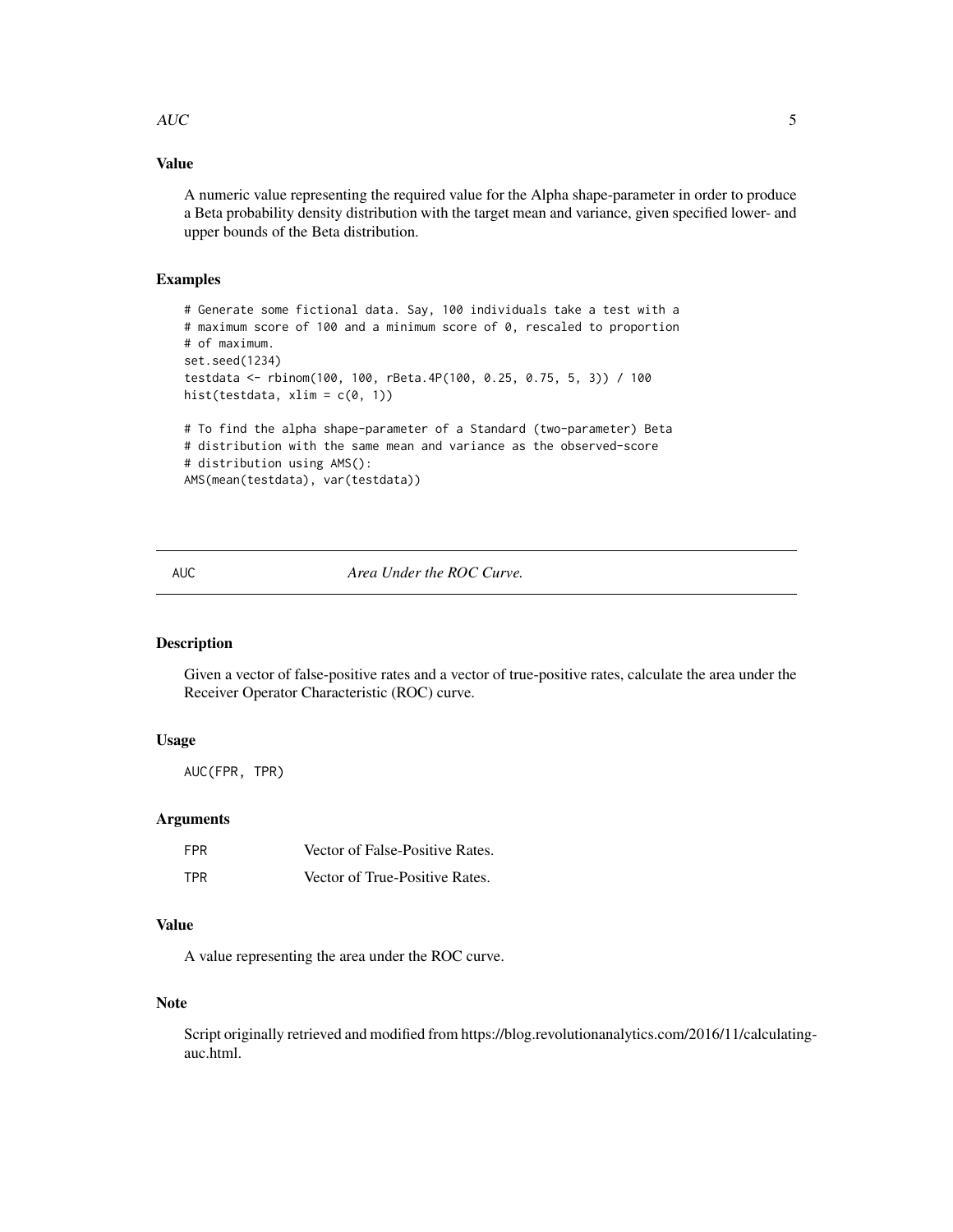### Value

A numeric value representing the required value for the Alpha shape-parameter in order to produce a Beta probability density distribution with the target mean and variance, given specified lower- and upper bounds of the Beta distribution.

### Examples

```
# Generate some fictional data. Say, 100 individuals take a test with a
# maximum score of 100 and a minimum score of 0, rescaled to proportion
# of maximum.
set.seed(1234)
testdata <- rbinom(100, 100, rBeta.4P(100, 0.25, 0.75, 5, 3)) / 100
hist(testdata, xlim = c(0, 1))

# To find the alpha shape-parameter of a Standard (two-parameter) Beta
# distribution with the same mean and variance as the observed-score
# distribution using AMS():
AMS(mean(testdata), var(testdata))
```

---

## AUC &emsp; *Area Under the ROC Curve.*

---

### Description

Given a vector of false-positive rates and a vector of true-positive rates, calculate the area under the Receiver Operator Characteristic (ROC) curve.

### Usage

```
AUC(FPR, TPR)
```

### Arguments

| | |
|---|---|
| FPR | Vector of False-Positive Rates. |
| TPR | Vector of True-Positive Rates. |

### Value

A value representing the area under the ROC curve.

### Note

Script originally retrieved and modified from https://blog.revolutionanalytics.com/2016/11/calculating-auc.html.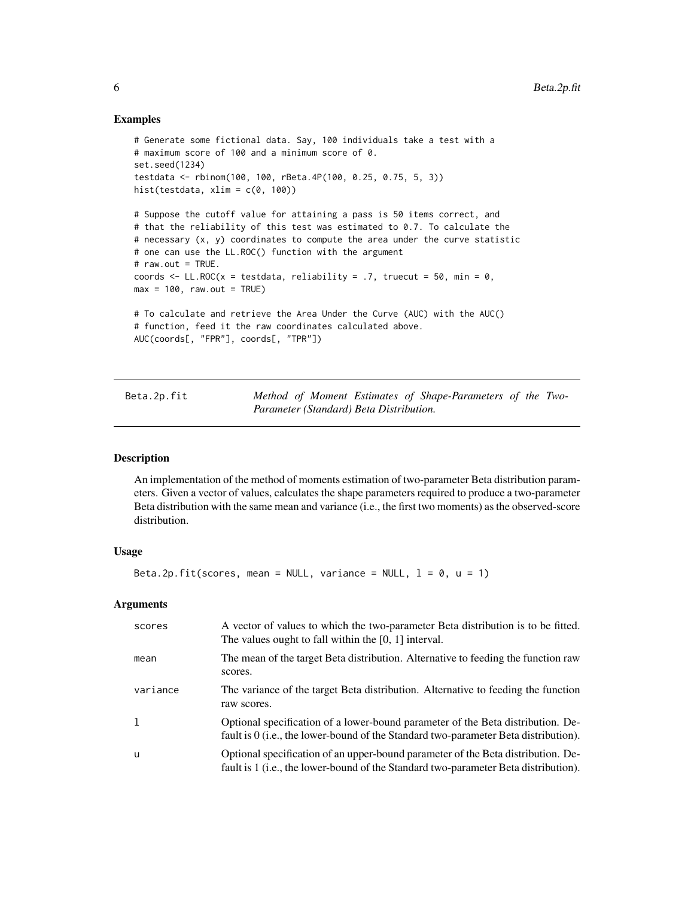## Examples

```
# Generate some fictional data. Say, 100 individuals take a test with a
# maximum score of 100 and a minimum score of 0.
set.seed(1234)
testdata <- rbinom(100, 100, rBeta.4P(100, 0.25, 0.75, 5, 3))
hist(testdata, xlim = c(0, 100))

# Suppose the cutoff value for attaining a pass is 50 items correct, and
# that the reliability of this test was estimated to 0.7. To calculate the
# necessary (x, y) coordinates to compute the area under the curve statistic
# one can use the LL.ROC() function with the argument
# raw.out = TRUE.
coords <- LL.ROC(x = testdata, reliability = .7, truecut = 50, min = 0,
max = 100, raw.out = TRUE)

# To calculate and retrieve the Area Under the Curve (AUC) with the AUC()
# function, feed it the raw coordinates calculated above.
AUC(coords[, "FPR"], coords[, "TPR"])
```

---

# Beta.2p.fit — *Method of Moment Estimates of Shape-Parameters of the Two-Parameter (Standard) Beta Distribution.*

---

## Description

An implementation of the method of moments estimation of two-parameter Beta distribution parameters. Given a vector of values, calculates the shape parameters required to produce a two-parameter Beta distribution with the same mean and variance (i.e., the first two moments) as the observed-score distribution.

## Usage

```
Beta.2p.fit(scores, mean = NULL, variance = NULL, l = 0, u = 1)
```

## Arguments

| | |
|---|---|
| `scores` | A vector of values to which the two-parameter Beta distribution is to be fitted. The values ought to fall within the [0, 1] interval. |
| `mean` | The mean of the target Beta distribution. Alternative to feeding the function raw scores. |
| `variance` | The variance of the target Beta distribution. Alternative to feeding the function raw scores. |
| `l` | Optional specification of a lower-bound parameter of the Beta distribution. Default is 0 (i.e., the lower-bound of the Standard two-parameter Beta distribution). |
| `u` | Optional specification of an upper-bound parameter of the Beta distribution. Default is 1 (i.e., the lower-bound of the Standard two-parameter Beta distribution). |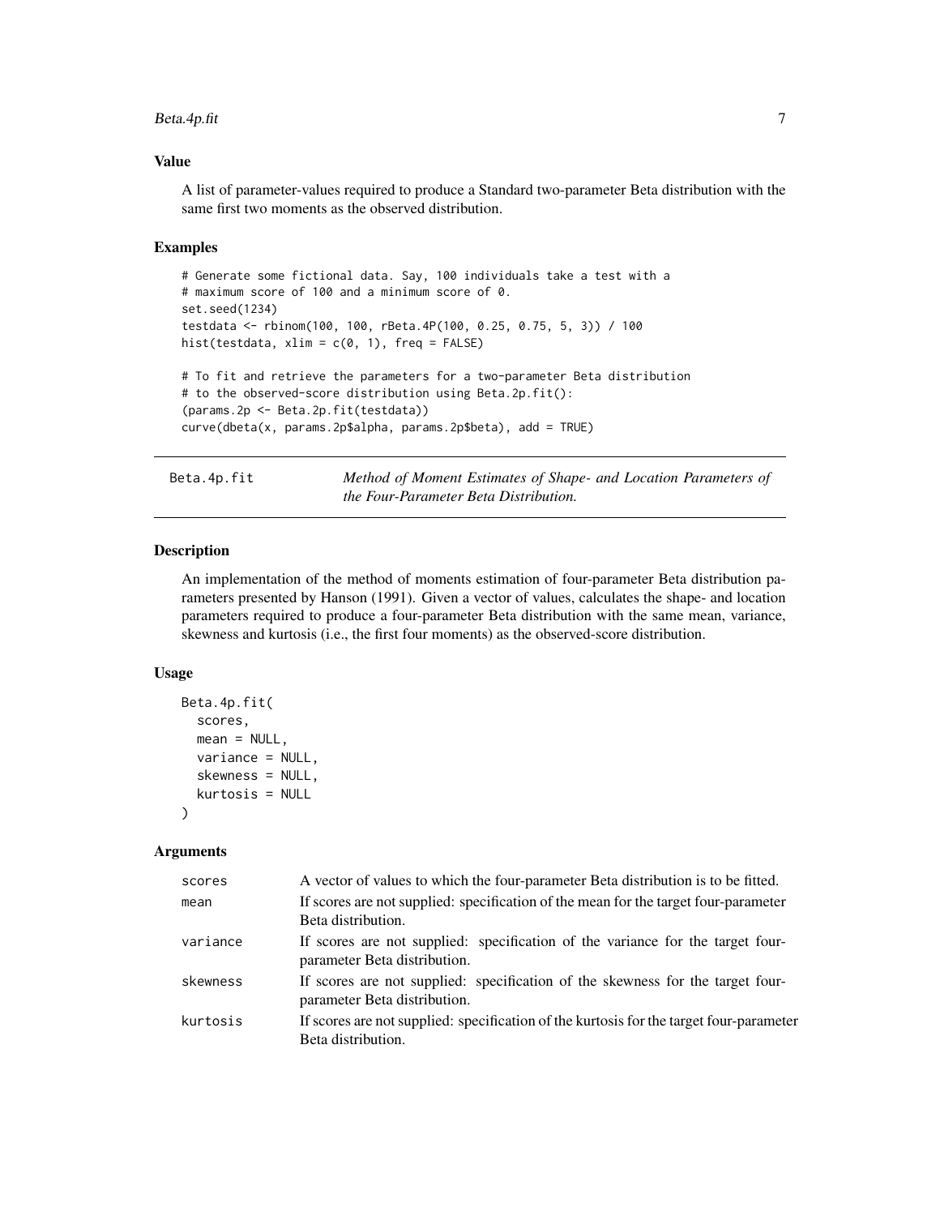### Value

A list of parameter-values required to produce a Standard two-parameter Beta distribution with the same first two moments as the observed distribution.

### Examples

```
# Generate some fictional data. Say, 100 individuals take a test with a
# maximum score of 100 and a minimum score of 0.
set.seed(1234)
testdata <- rbinom(100, 100, rBeta.4P(100, 0.25, 0.75, 5, 3)) / 100
hist(testdata, xlim = c(0, 1), freq = FALSE)

# To fit and retrieve the parameters for a two-parameter Beta distribution
# to the observed-score distribution using Beta.2p.fit():
(params.2p <- Beta.2p.fit(testdata))
curve(dbeta(x, params.2p$alpha, params.2p$beta), add = TRUE)
```

---

## Beta.4p.fit — *Method of Moment Estimates of Shape- and Location Parameters of the Four-Parameter Beta Distribution.*

---

### Description

An implementation of the method of moments estimation of four-parameter Beta distribution parameters presented by Hanson (1991). Given a vector of values, calculates the shape- and location parameters required to produce a four-parameter Beta distribution with the same mean, variance, skewness and kurtosis (i.e., the first four moments) as the observed-score distribution.

### Usage

```
Beta.4p.fit(
  scores,
  mean = NULL,
  variance = NULL,
  skewness = NULL,
  kurtosis = NULL
)
```

### Arguments

| | |
|---|---|
| scores | A vector of values to which the four-parameter Beta distribution is to be fitted. |
| mean | If scores are not supplied: specification of the mean for the target four-parameter Beta distribution. |
| variance | If scores are not supplied: specification of the variance for the target four-parameter Beta distribution. |
| skewness | If scores are not supplied: specification of the skewness for the target four-parameter Beta distribution. |
| kurtosis | If scores are not supplied: specification of the kurtosis for the target four-parameter Beta distribution. |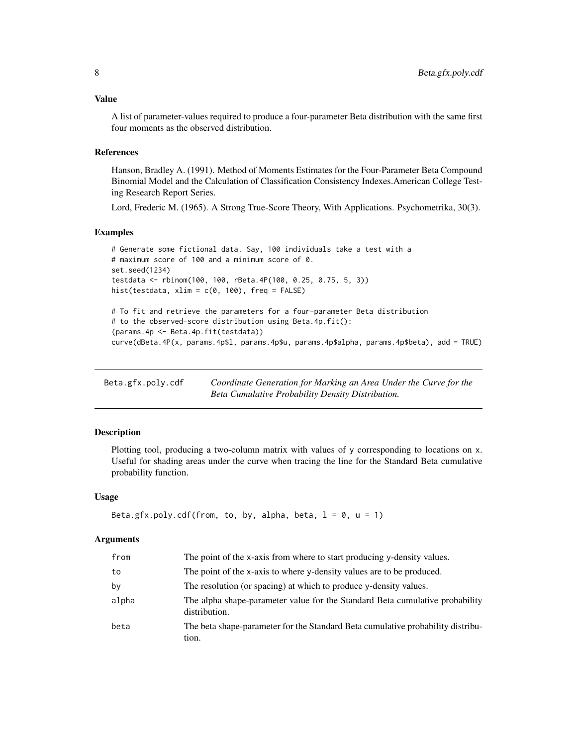### Value

A list of parameter-values required to produce a four-parameter Beta distribution with the same first four moments as the observed distribution.

### References

Hanson, Bradley A. (1991). Method of Moments Estimates for the Four-Parameter Beta Compound Binomial Model and the Calculation of Classification Consistency Indexes.American College Testing Research Report Series.

Lord, Frederic M. (1965). A Strong True-Score Theory, With Applications. Psychometrika, 30(3).

### Examples

```
# Generate some fictional data. Say, 100 individuals take a test with a
# maximum score of 100 and a minimum score of 0.
set.seed(1234)
testdata <- rbinom(100, 100, rBeta.4P(100, 0.25, 0.75, 5, 3))
hist(testdata, xlim = c(0, 100), freq = FALSE)

# To fit and retrieve the parameters for a four-parameter Beta distribution
# to the observed-score distribution using Beta.4p.fit():
(params.4p <- Beta.4p.fit(testdata))
curve(dBeta.4P(x, params.4p$l, params.4p$u, params.4p$alpha, params.4p$beta), add = TRUE)
```

---

## Beta.gfx.poly.cdf — *Coordinate Generation for Marking an Area Under the Curve for the Beta Cumulative Probability Density Distribution.*

---

### Description

Plotting tool, producing a two-column matrix with values of y corresponding to locations on x. Useful for shading areas under the curve when tracing the line for the Standard Beta cumulative probability function.

### Usage

```
Beta.gfx.poly.cdf(from, to, by, alpha, beta, l = 0, u = 1)
```

### Arguments

| | |
|---|---|
| from | The point of the x-axis from where to start producing y-density values. |
| to | The point of the x-axis to where y-density values are to be produced. |
| by | The resolution (or spacing) at which to produce y-density values. |
| alpha | The alpha shape-parameter value for the Standard Beta cumulative probability distribution. |
| beta | The beta shape-parameter for the Standard Beta cumulative probability distribution. |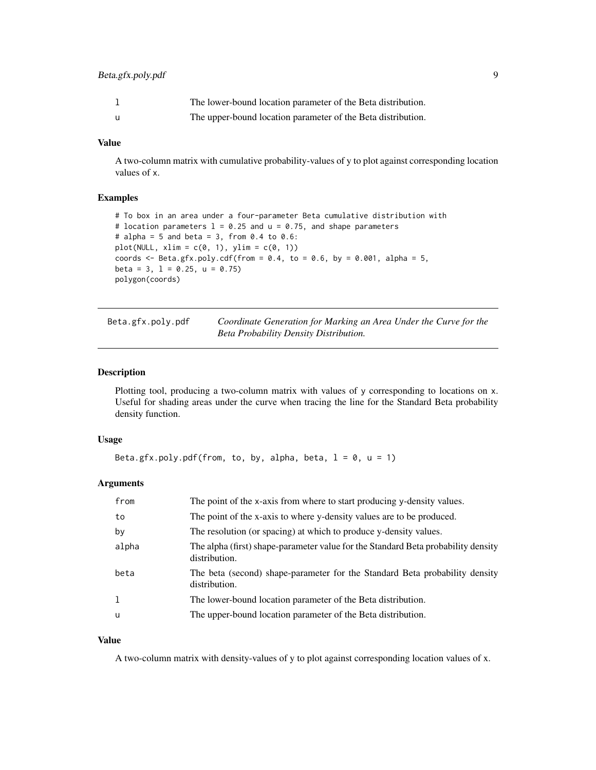| | |
|---|---|
| l | The lower-bound location parameter of the Beta distribution. |
| u | The upper-bound location parameter of the Beta distribution. |

### Value

A two-column matrix with cumulative probability-values of y to plot against corresponding location values of x.

### Examples

```
# To box in an area under a four-parameter Beta cumulative distribution with
# location parameters l = 0.25 and u = 0.75, and shape parameters
# alpha = 5 and beta = 3, from 0.4 to 0.6:
plot(NULL, xlim = c(0, 1), ylim = c(0, 1))
coords <- Beta.gfx.poly.cdf(from = 0.4, to = 0.6, by = 0.001, alpha = 5,
beta = 3, l = 0.25, u = 0.75)
polygon(coords)
```

## Beta.gfx.poly.pdf

*Coordinate Generation for Marking an Area Under the Curve for the Beta Probability Density Distribution.*

### Description

Plotting tool, producing a two-column matrix with values of y corresponding to locations on x. Useful for shading areas under the curve when tracing the line for the Standard Beta probability density function.

### Usage

```
Beta.gfx.poly.pdf(from, to, by, alpha, beta, l = 0, u = 1)
```

### Arguments

| | |
|---|---|
| from | The point of the x-axis from where to start producing y-density values. |
| to | The point of the x-axis to where y-density values are to be produced. |
| by | The resolution (or spacing) at which to produce y-density values. |
| alpha | The alpha (first) shape-parameter value for the Standard Beta probability density distribution. |
| beta | The beta (second) shape-parameter for the Standard Beta probability density distribution. |
| l | The lower-bound location parameter of the Beta distribution. |
| u | The upper-bound location parameter of the Beta distribution. |

### Value

A two-column matrix with density-values of y to plot against corresponding location values of x.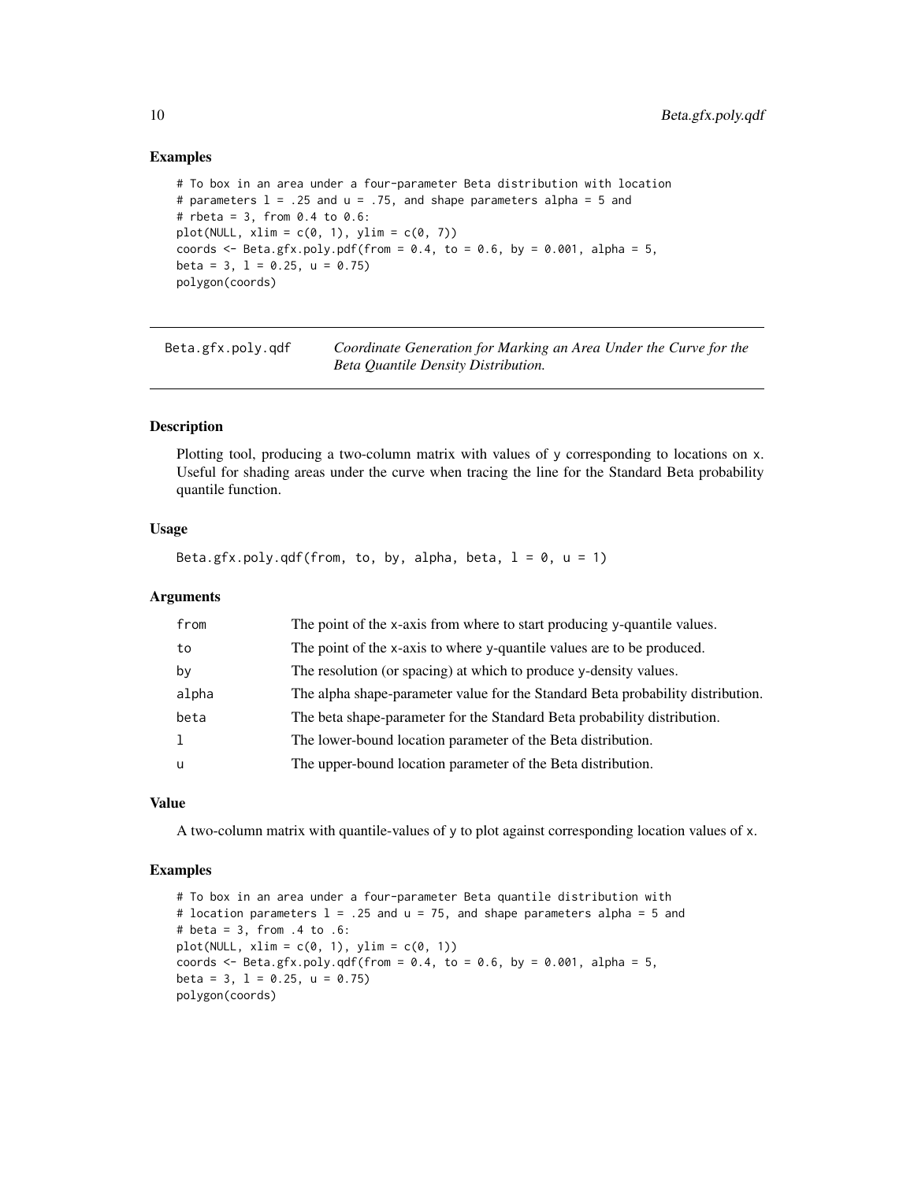## Examples

```
# To box in an area under a four-parameter Beta distribution with location
# parameters l = .25 and u = .75, and shape parameters alpha = 5 and
# rbeta = 3, from 0.4 to 0.6:
plot(NULL, xlim = c(0, 1), ylim = c(0, 7))
coords <- Beta.gfx.poly.pdf(from = 0.4, to = 0.6, by = 0.001, alpha = 5,
beta = 3, l = 0.25, u = 0.75)
polygon(coords)
```

---

`Beta.gfx.poly.qdf` *Coordinate Generation for Marking an Area Under the Curve for the Beta Quantile Density Distribution.*

---

## Description

Plotting tool, producing a two-column matrix with values of y corresponding to locations on x. Useful for shading areas under the curve when tracing the line for the Standard Beta probability quantile function.

## Usage

```
Beta.gfx.poly.qdf(from, to, by, alpha, beta, l = 0, u = 1)
```

## Arguments

| | |
|---|---|
| from | The point of the x-axis from where to start producing y-quantile values. |
| to | The point of the x-axis to where y-quantile values are to be produced. |
| by | The resolution (or spacing) at which to produce y-density values. |
| alpha | The alpha shape-parameter value for the Standard Beta probability distribution. |
| beta | The beta shape-parameter for the Standard Beta probability distribution. |
| l | The lower-bound location parameter of the Beta distribution. |
| u | The upper-bound location parameter of the Beta distribution. |

## Value

A two-column matrix with quantile-values of y to plot against corresponding location values of x.

## Examples

```
# To box in an area under a four-parameter Beta quantile distribution with
# location parameters l = .25 and u = 75, and shape parameters alpha = 5 and
# beta = 3, from .4 to .6:
plot(NULL, xlim = c(0, 1), ylim = c(0, 1))
coords <- Beta.gfx.poly.qdf(from = 0.4, to = 0.6, by = 0.001, alpha = 5,
beta = 3, l = 0.25, u = 0.75)
polygon(coords)
```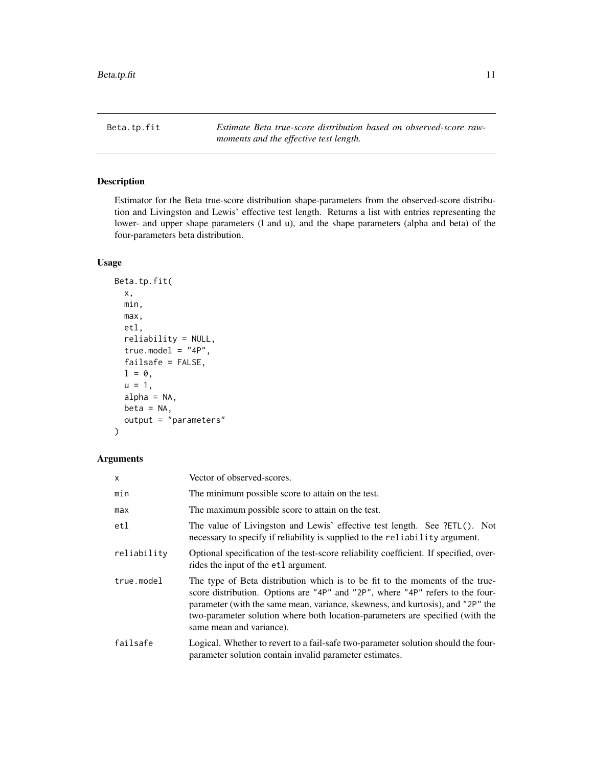Beta.tp.fit *Estimate Beta true-score distribution based on observed-score raw-moments and the effective test length.*

## Description

Estimator for the Beta true-score distribution shape-parameters from the observed-score distribution and Livingston and Lewis' effective test length. Returns a list with entries representing the lower- and upper shape parameters (l and u), and the shape parameters (alpha and beta) of the four-parameters beta distribution.

## Usage

```
Beta.tp.fit(
  x,
  min,
  max,
  etl,
  reliability = NULL,
  true.model = "4P",
  failsafe = FALSE,
  l = 0,
  u = 1,
  alpha = NA,
  beta = NA,
  output = "parameters"
)
```

## Arguments

| | |
|---|---|
| `x` | Vector of observed-scores. |
| `min` | The minimum possible score to attain on the test. |
| `max` | The maximum possible score to attain on the test. |
| `etl` | The value of Livingston and Lewis' effective test length. See `?ETL()`. Not necessary to specify if reliability is supplied to the `reliability` argument. |
| `reliability` | Optional specification of the test-score reliability coefficient. If specified, overrides the input of the `etl` argument. |
| `true.model` | The type of Beta distribution which is to be fit to the moments of the true-score distribution. Options are `"4P"` and `"2P"`, where `"4P"` refers to the four-parameter (with the same mean, variance, skewness, and kurtosis), and `"2P"` the two-parameter solution where both location-parameters are specified (with the same mean and variance). |
| `failsafe` | Logical. Whether to revert to a fail-safe two-parameter solution should the four-parameter solution contain invalid parameter estimates. |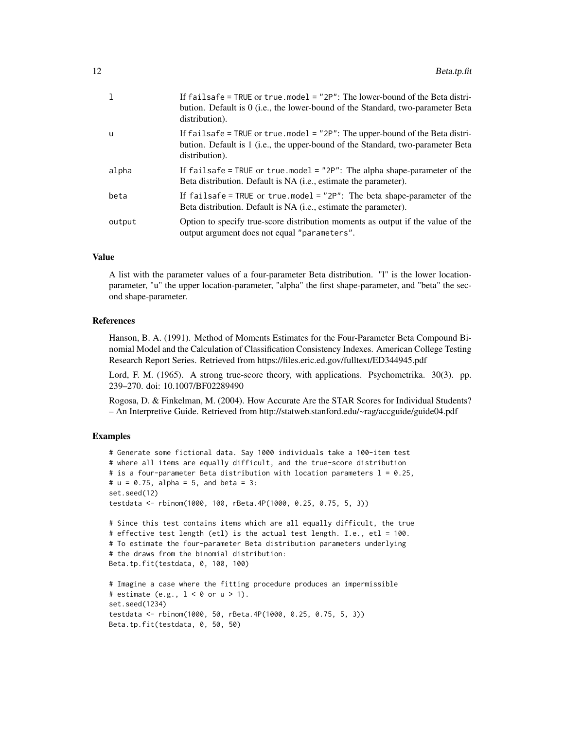| | |
|---|---|
| l | If failsafe = TRUE or true.model = "2P": The lower-bound of the Beta distribution. Default is 0 (i.e., the lower-bound of the Standard, two-parameter Beta distribution). |
| u | If failsafe = TRUE or true.model = "2P": The upper-bound of the Beta distribution. Default is 1 (i.e., the upper-bound of the Standard, two-parameter Beta distribution). |
| alpha | If failsafe = TRUE or true.model = "2P": The alpha shape-parameter of the Beta distribution. Default is NA (i.e., estimate the parameter). |
| beta | If failsafe = TRUE or true.model = "2P": The beta shape-parameter of the Beta distribution. Default is NA (i.e., estimate the parameter). |
| output | Option to specify true-score distribution moments as output if the value of the output argument does not equal "parameters". |

### Value

A list with the parameter values of a four-parameter Beta distribution. "l" is the lower location-parameter, "u" the upper location-parameter, "alpha" the first shape-parameter, and "beta" the second shape-parameter.

### References

Hanson, B. A. (1991). Method of Moments Estimates for the Four-Parameter Beta Compound Binomial Model and the Calculation of Classification Consistency Indexes. American College Testing Research Report Series. Retrieved from https://files.eric.ed.gov/fulltext/ED344945.pdf

Lord, F. M. (1965). A strong true-score theory, with applications. Psychometrika. 30(3). pp. 239–270. doi: 10.1007/BF02289490

Rogosa, D. & Finkelman, M. (2004). How Accurate Are the STAR Scores for Individual Students? – An Interpretive Guide. Retrieved from http://statweb.stanford.edu/~rag/accguide/guide04.pdf

### Examples

```
# Generate some fictional data. Say 1000 individuals take a 100-item test
# where all items are equally difficult, and the true-score distribution
# is a four-parameter Beta distribution with location parameters l = 0.25,
# u = 0.75, alpha = 5, and beta = 3:
set.seed(12)
testdata <- rbinom(1000, 100, rBeta.4P(1000, 0.25, 0.75, 5, 3))

# Since this test contains items which are all equally difficult, the true
# effective test length (etl) is the actual test length. I.e., etl = 100.
# To estimate the four-parameter Beta distribution parameters underlying
# the draws from the binomial distribution:
Beta.tp.fit(testdata, 0, 100, 100)

# Imagine a case where the fitting procedure produces an impermissible
# estimate (e.g., l < 0 or u > 1).
set.seed(1234)
testdata <- rbinom(1000, 50, rBeta.4P(1000, 0.25, 0.75, 5, 3))
Beta.tp.fit(testdata, 0, 50, 50)
```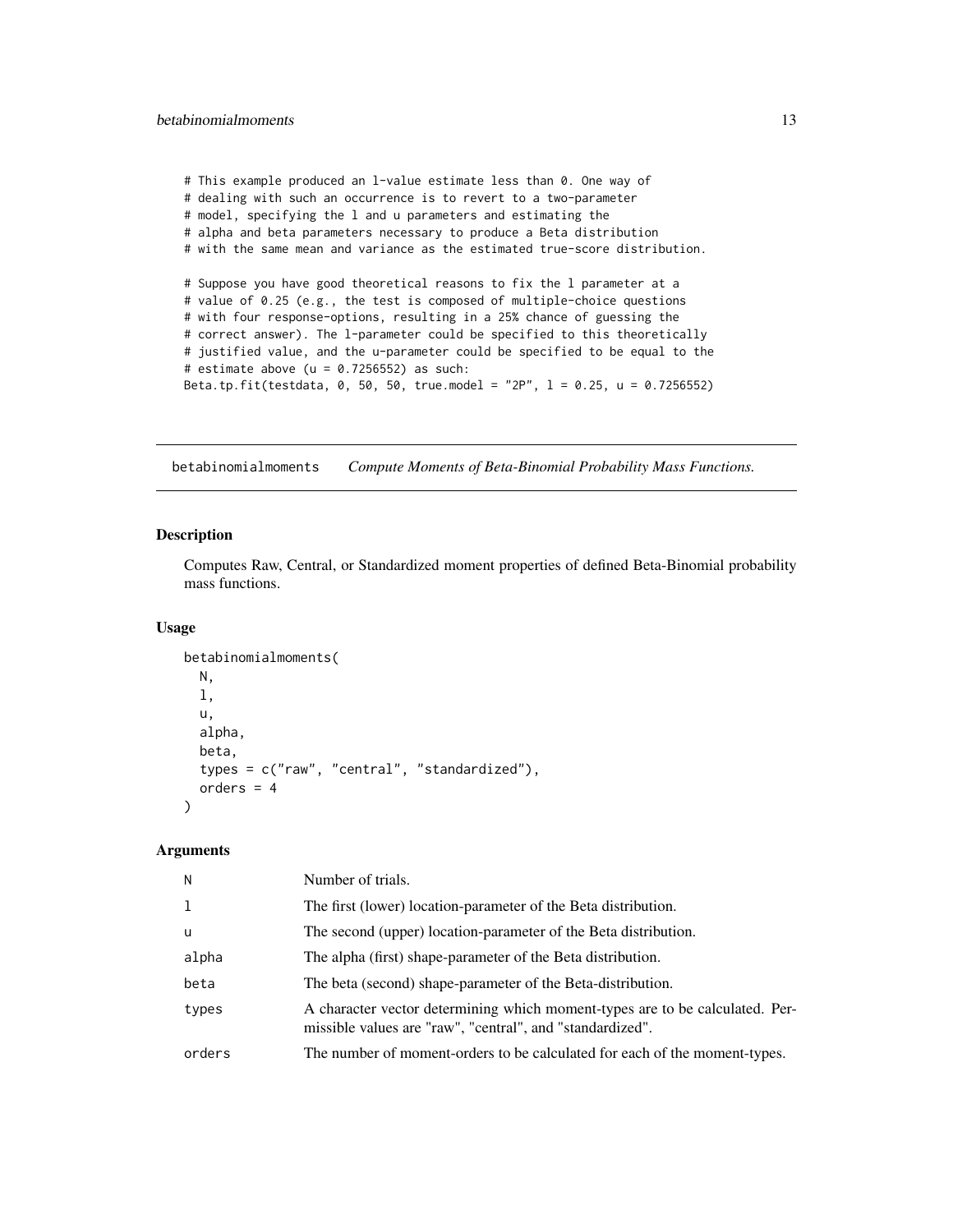```
# This example produced an l-value estimate less than 0. One way of
# dealing with such an occurrence is to revert to a two-parameter
# model, specifying the l and u parameters and estimating the
# alpha and beta parameters necessary to produce a Beta distribution
# with the same mean and variance as the estimated true-score distribution.

# Suppose you have good theoretical reasons to fix the l parameter at a
# value of 0.25 (e.g., the test is composed of multiple-choice questions
# with four response-options, resulting in a 25% chance of guessing the
# correct answer). The l-parameter could be specified to this theoretically
# justified value, and the u-parameter could be specified to be equal to the
# estimate above (u = 0.7256552) as such:
Beta.tp.fit(testdata, 0, 50, 50, true.model = "2P", l = 0.25, u = 0.7256552)
```

## betabinomialmoments *Compute Moments of Beta-Binomial Probability Mass Functions.*

### Description

Computes Raw, Central, or Standardized moment properties of defined Beta-Binomial probability mass functions.

### Usage

```
betabinomialmoments(
  N,
  l,
  u,
  alpha,
  beta,
  types = c("raw", "central", "standardized"),
  orders = 4
)
```

### Arguments

| | |
|---|---|
| N | Number of trials. |
| l | The first (lower) location-parameter of the Beta distribution. |
| u | The second (upper) location-parameter of the Beta distribution. |
| alpha | The alpha (first) shape-parameter of the Beta distribution. |
| beta | The beta (second) shape-parameter of the Beta-distribution. |
| types | A character vector determining which moment-types are to be calculated. Permissible values are "raw", "central", and "standardized". |
| orders | The number of moment-orders to be calculated for each of the moment-types. |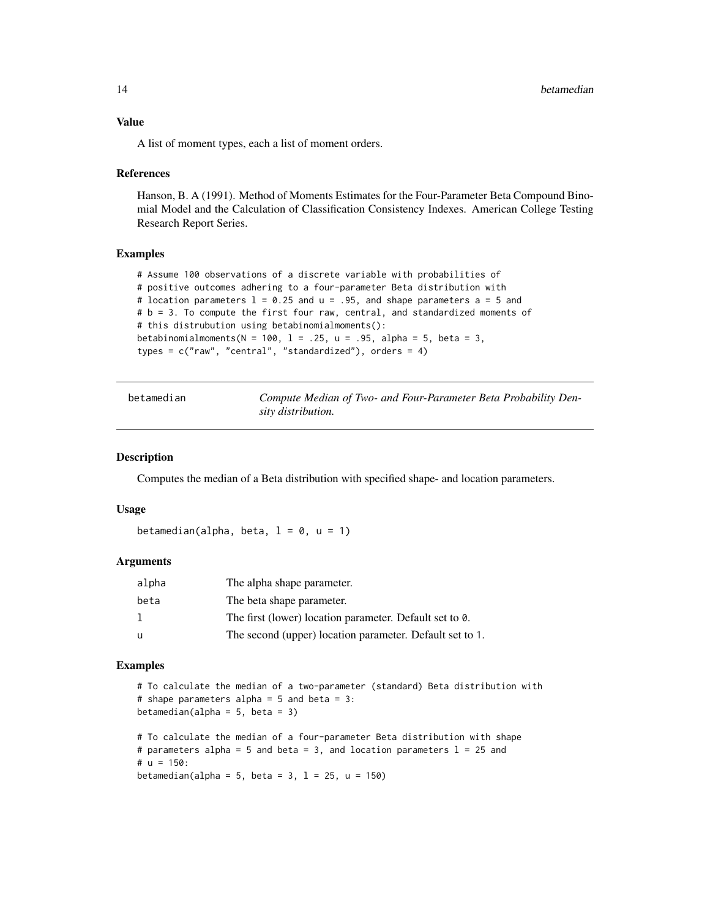### Value

A list of moment types, each a list of moment orders.

### References

Hanson, B. A (1991). Method of Moments Estimates for the Four-Parameter Beta Compound Binomial Model and the Calculation of Classification Consistency Indexes. American College Testing Research Report Series.

### Examples

```
# Assume 100 observations of a discrete variable with probabilities of
# positive outcomes adhering to a four-parameter Beta distribution with
# location parameters l = 0.25 and u = .95, and shape parameters a = 5 and
# b = 3. To compute the first four raw, central, and standardized moments of
# this distrubution using betabinomialmoments():
betabinomialmoments(N = 100, l = .25, u = .95, alpha = 5, beta = 3,
types = c("raw", "central", "standardized"), orders = 4)
```

---

## betamedian — *Compute Median of Two- and Four-Parameter Beta Probability Density distribution.*

### Description

Computes the median of a Beta distribution with specified shape- and location parameters.

### Usage

```
betamedian(alpha, beta, l = 0, u = 1)
```

### Arguments

| | |
|---|---|
| alpha | The alpha shape parameter. |
| beta | The beta shape parameter. |
| l | The first (lower) location parameter. Default set to 0. |
| u | The second (upper) location parameter. Default set to 1. |

### Examples

```
# To calculate the median of a two-parameter (standard) Beta distribution with
# shape parameters alpha = 5 and beta = 3:
betamedian(alpha = 5, beta = 3)

# To calculate the median of a four-parameter Beta distribution with shape
# parameters alpha = 5 and beta = 3, and location parameters l = 25 and
# u = 150:
betamedian(alpha = 5, beta = 3, l = 25, u = 150)
```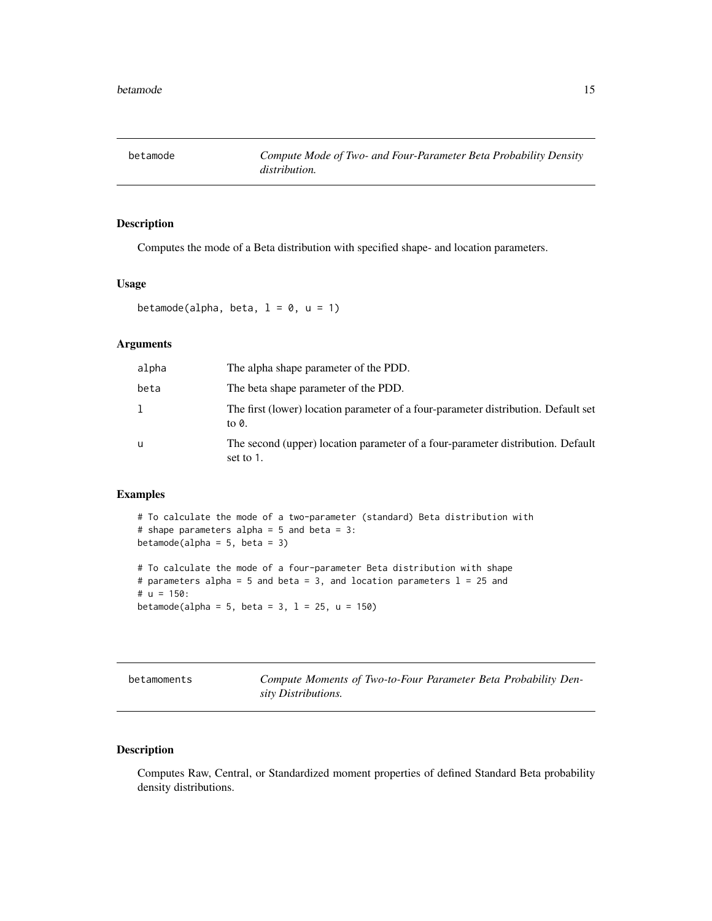## betamode — *Compute Mode of Two- and Four-Parameter Beta Probability Density distribution.*

### Description

Computes the mode of a Beta distribution with specified shape- and location parameters.

### Usage

```
betamode(alpha, beta, l = 0, u = 1)
```

### Arguments

| Argument | Description |
|---|---|
| alpha | The alpha shape parameter of the PDD. |
| beta | The beta shape parameter of the PDD. |
| l | The first (lower) location parameter of a four-parameter distribution. Default set to 0. |
| u | The second (upper) location parameter of a four-parameter distribution. Default set to 1. |

### Examples

```
# To calculate the mode of a two-parameter (standard) Beta distribution with
# shape parameters alpha = 5 and beta = 3:
betamode(alpha = 5, beta = 3)

# To calculate the mode of a four-parameter Beta distribution with shape
# parameters alpha = 5 and beta = 3, and location parameters l = 25 and
# u = 150:
betamode(alpha = 5, beta = 3, l = 25, u = 150)
```

## betamoments — *Compute Moments of Two-to-Four Parameter Beta Probability Density Distributions.*

### Description

Computes Raw, Central, or Standardized moment properties of defined Standard Beta probability density distributions.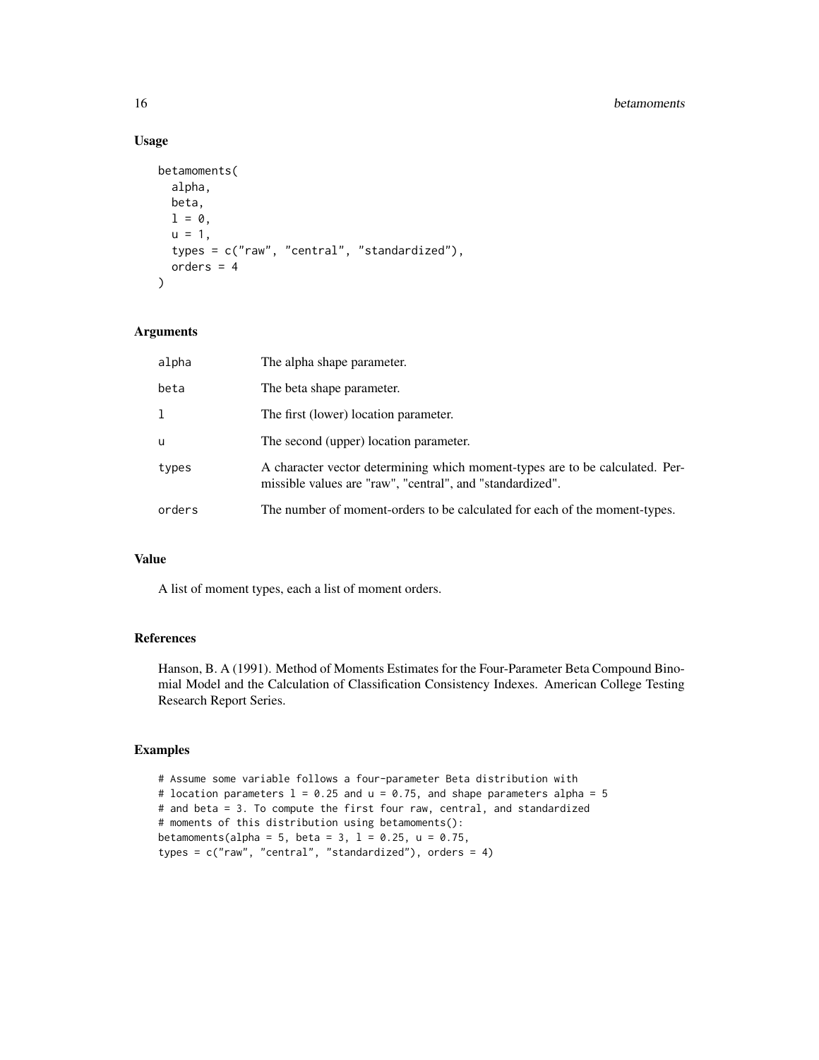## Usage

```
betamoments(
  alpha,
  beta,
  l = 0,
  u = 1,
  types = c("raw", "central", "standardized"),
  orders = 4
)
```

## Arguments

| | |
|---|---|
| alpha | The alpha shape parameter. |
| beta | The beta shape parameter. |
| l | The first (lower) location parameter. |
| u | The second (upper) location parameter. |
| types | A character vector determining which moment-types are to be calculated. Permissible values are "raw", "central", and "standardized". |
| orders | The number of moment-orders to be calculated for each of the moment-types. |

## Value

A list of moment types, each a list of moment orders.

## References

Hanson, B. A (1991). Method of Moments Estimates for the Four-Parameter Beta Compound Binomial Model and the Calculation of Classification Consistency Indexes. American College Testing Research Report Series.

## Examples

```
# Assume some variable follows a four-parameter Beta distribution with
# location parameters l = 0.25 and u = 0.75, and shape parameters alpha = 5
# and beta = 3. To compute the first four raw, central, and standardized
# moments of this distribution using betamoments():
betamoments(alpha = 5, beta = 3, l = 0.25, u = 0.75,
types = c("raw", "central", "standardized"), orders = 4)
```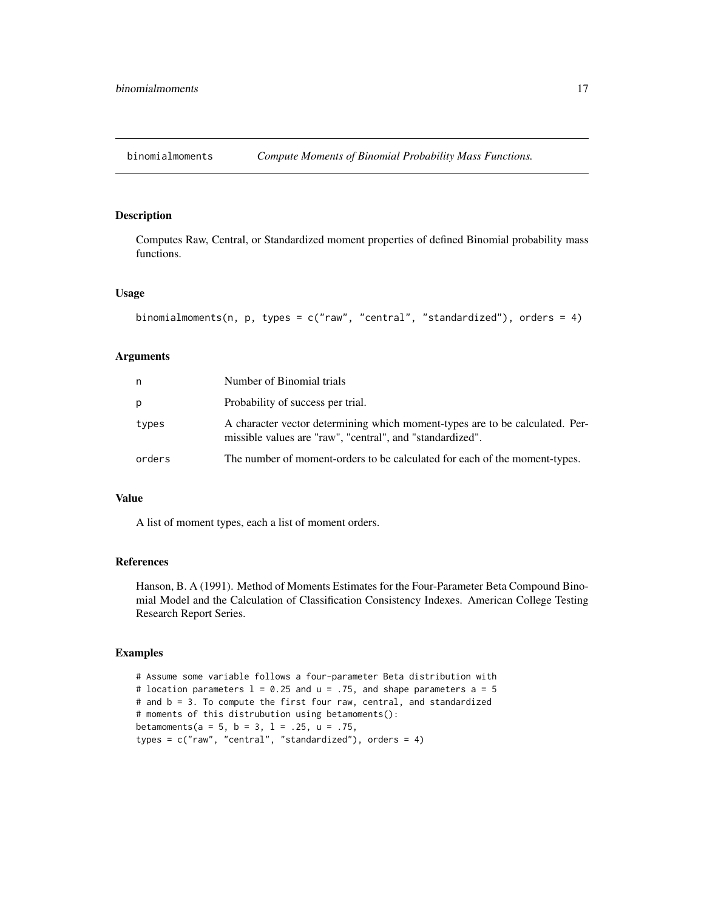## binomialmoments    *Compute Moments of Binomial Probability Mass Functions.*

### Description

Computes Raw, Central, or Standardized moment properties of defined Binomial probability mass functions.

### Usage

```
binomialmoments(n, p, types = c("raw", "central", "standardized"), orders = 4)
```

### Arguments

| | |
|---|---|
| n | Number of Binomial trials |
| p | Probability of success per trial. |
| types | A character vector determining which moment-types are to be calculated. Permissible values are "raw", "central", and "standardized". |
| orders | The number of moment-orders to be calculated for each of the moment-types. |

### Value

A list of moment types, each a list of moment orders.

### References

Hanson, B. A (1991). Method of Moments Estimates for the Four-Parameter Beta Compound Binomial Model and the Calculation of Classification Consistency Indexes. American College Testing Research Report Series.

### Examples

```
# Assume some variable follows a four-parameter Beta distribution with
# location parameters l = 0.25 and u = .75, and shape parameters a = 5
# and b = 3. To compute the first four raw, central, and standardized
# moments of this distrubution using betamoments():
betamoments(a = 5, b = 3, l = .25, u = .75,
types = c("raw", "central", "standardized"), orders = 4)
```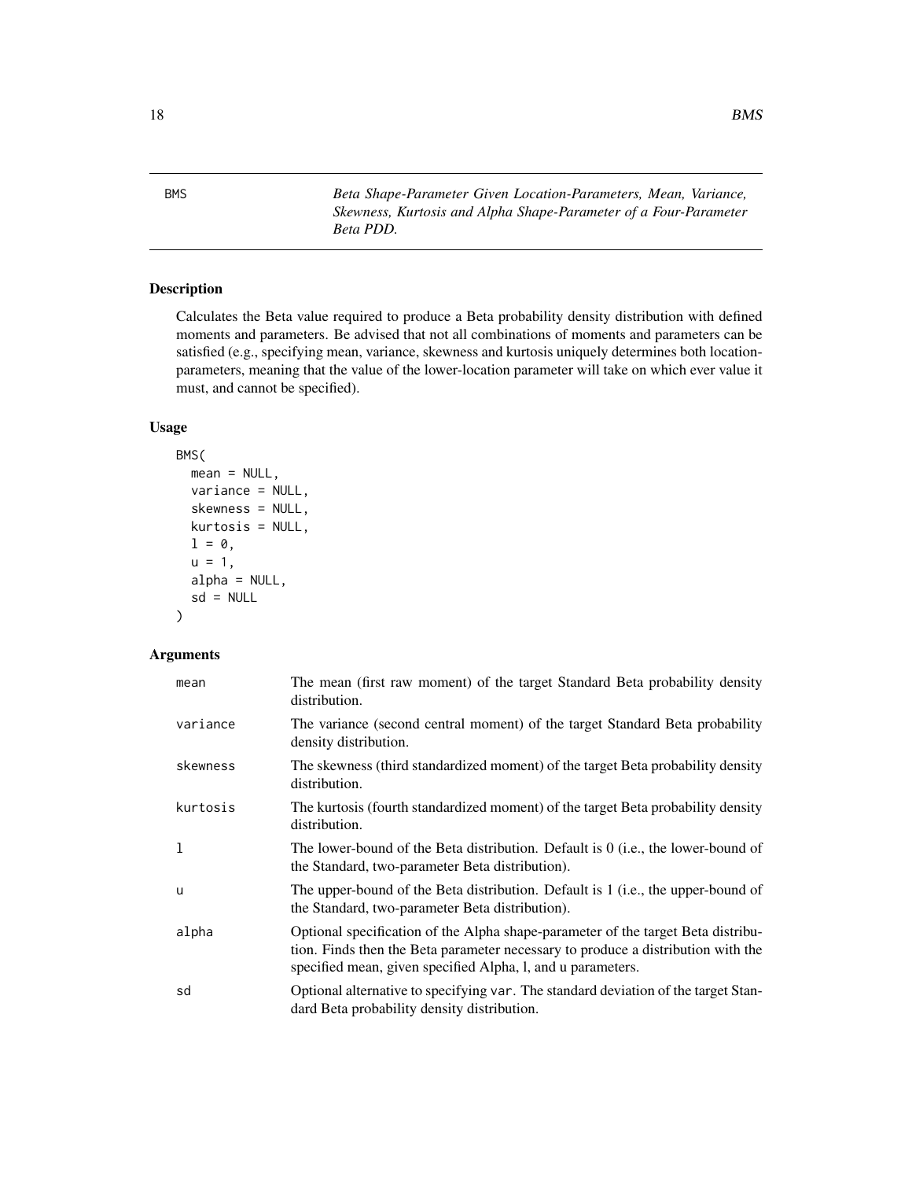BMS *Beta Shape-Parameter Given Location-Parameters, Mean, Variance, Skewness, Kurtosis and Alpha Shape-Parameter of a Four-Parameter Beta PDD.*

## Description

Calculates the Beta value required to produce a Beta probability density distribution with defined moments and parameters. Be advised that not all combinations of moments and parameters can be satisfied (e.g., specifying mean, variance, skewness and kurtosis uniquely determines both location-parameters, meaning that the value of the lower-location parameter will take on which ever value it must, and cannot be specified).

## Usage

```
BMS(
  mean = NULL,
  variance = NULL,
  skewness = NULL,
  kurtosis = NULL,
  l = 0,
  u = 1,
  alpha = NULL,
  sd = NULL
)
```

## Arguments

| | |
|---|---|
| mean | The mean (first raw moment) of the target Standard Beta probability density distribution. |
| variance | The variance (second central moment) of the target Standard Beta probability density distribution. |
| skewness | The skewness (third standardized moment) of the target Beta probability density distribution. |
| kurtosis | The kurtosis (fourth standardized moment) of the target Beta probability density distribution. |
| l | The lower-bound of the Beta distribution. Default is 0 (i.e., the lower-bound of the Standard, two-parameter Beta distribution). |
| u | The upper-bound of the Beta distribution. Default is 1 (i.e., the upper-bound of the Standard, two-parameter Beta distribution). |
| alpha | Optional specification of the Alpha shape-parameter of the target Beta distribution. Finds then the Beta parameter necessary to produce a distribution with the specified mean, given specified Alpha, l, and u parameters. |
| sd | Optional alternative to specifying `var`. The standard deviation of the target Standard Beta probability density distribution. |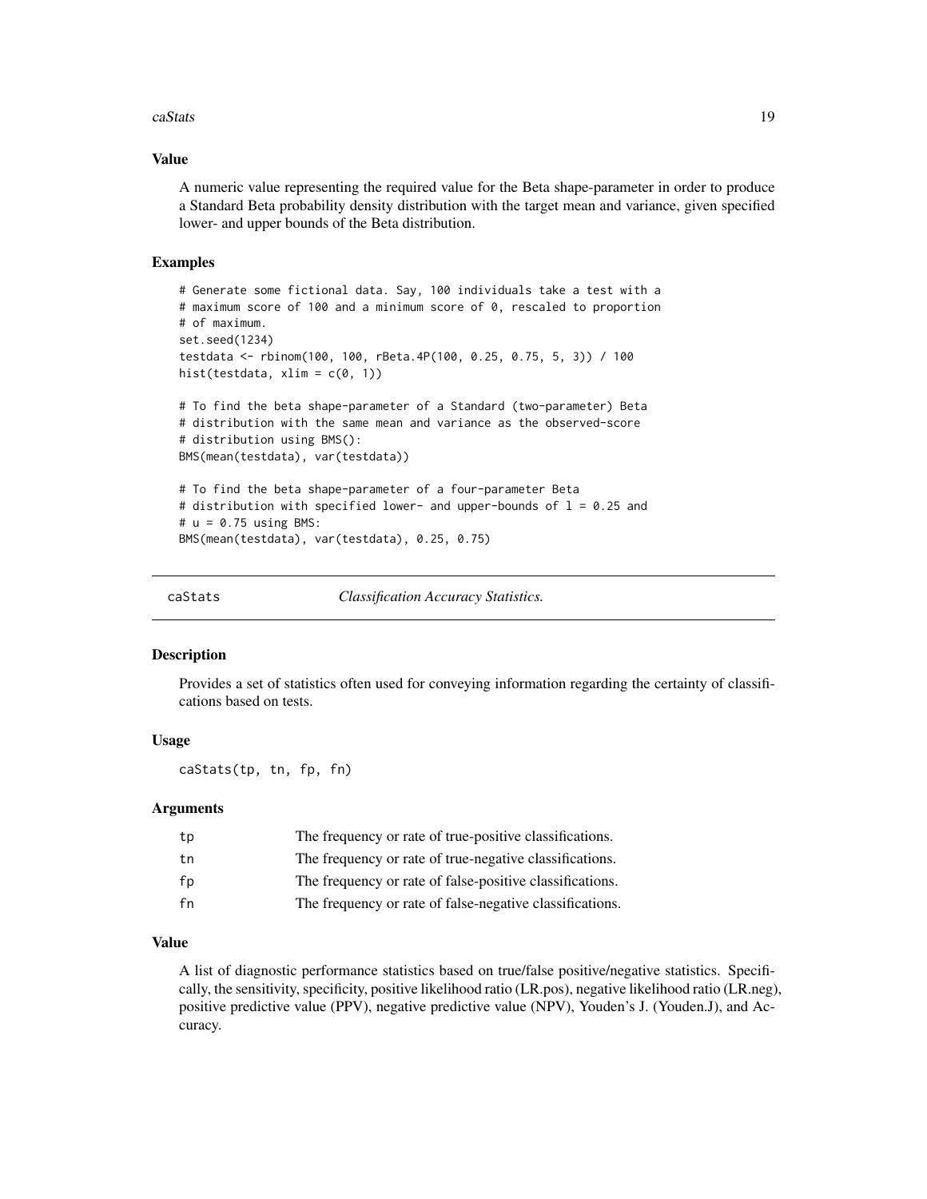### Value

A numeric value representing the required value for the Beta shape-parameter in order to produce a Standard Beta probability density distribution with the target mean and variance, given specified lower- and upper bounds of the Beta distribution.

### Examples

```
# Generate some fictional data. Say, 100 individuals take a test with a
# maximum score of 100 and a minimum score of 0, rescaled to proportion
# of maximum.
set.seed(1234)
testdata <- rbinom(100, 100, rBeta.4P(100, 0.25, 0.75, 5, 3)) / 100
hist(testdata, xlim = c(0, 1))

# To find the beta shape-parameter of a Standard (two-parameter) Beta
# distribution with the same mean and variance as the observed-score
# distribution using BMS():
BMS(mean(testdata), var(testdata))

# To find the beta shape-parameter of a four-parameter Beta
# distribution with specified lower- and upper-bounds of l = 0.25 and
# u = 0.75 using BMS:
BMS(mean(testdata), var(testdata), 0.25, 0.75)
```

## caStats — *Classification Accuracy Statistics.*

### Description

Provides a set of statistics often used for conveying information regarding the certainty of classifications based on tests.

### Usage

```
caStats(tp, tn, fp, fn)
```

### Arguments

| | |
|---|---|
| tp | The frequency or rate of true-positive classifications. |
| tn | The frequency or rate of true-negative classifications. |
| fp | The frequency or rate of false-positive classifications. |
| fn | The frequency or rate of false-negative classifications. |

### Value

A list of diagnostic performance statistics based on true/false positive/negative statistics. Specifically, the sensitivity, specificity, positive likelihood ratio (LR.pos), negative likelihood ratio (LR.neg), positive predictive value (PPV), negative predictive value (NPV), Youden's J. (Youden.J), and Accuracy.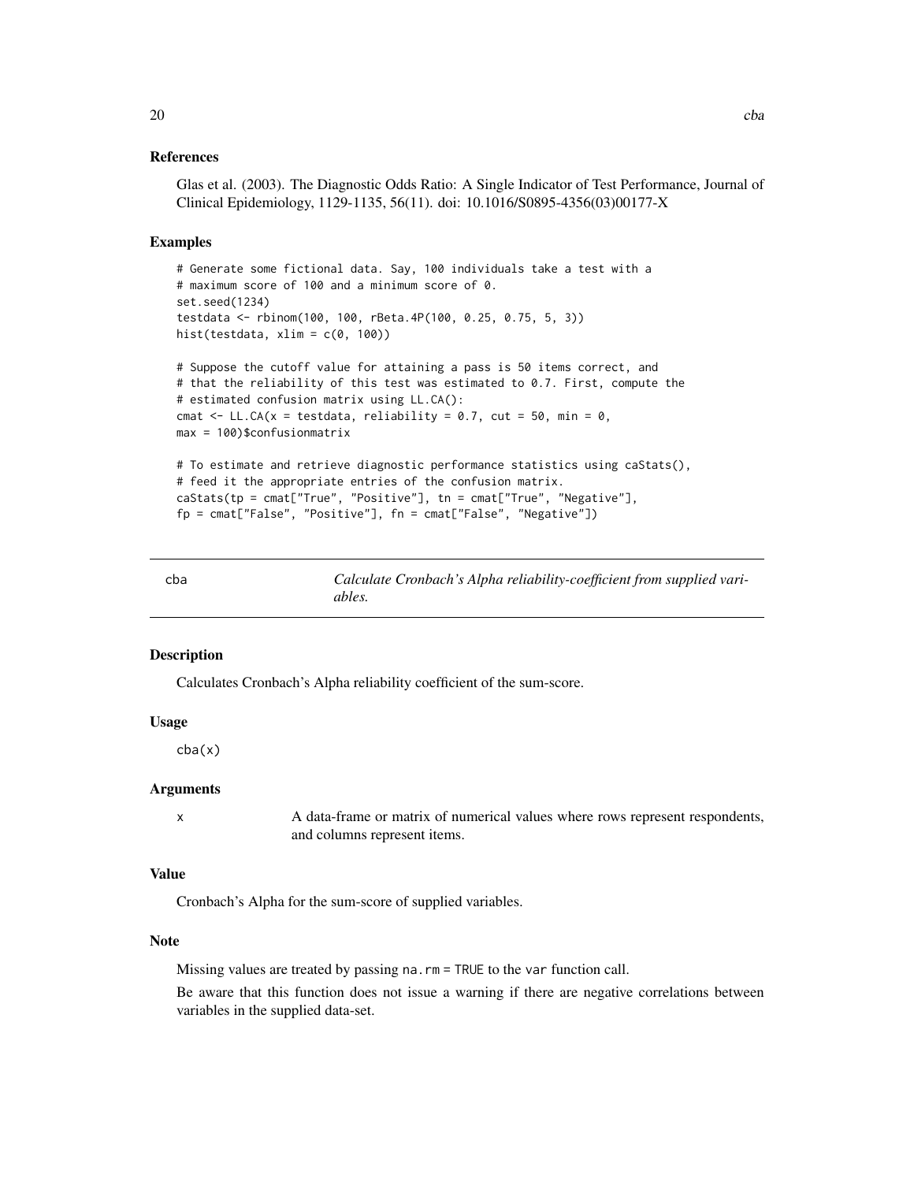## References

Glas et al. (2003). The Diagnostic Odds Ratio: A Single Indicator of Test Performance, Journal of Clinical Epidemiology, 1129-1135, 56(11). doi: 10.1016/S0895-4356(03)00177-X

## Examples

```
# Generate some fictional data. Say, 100 individuals take a test with a
# maximum score of 100 and a minimum score of 0.
set.seed(1234)
testdata <- rbinom(100, 100, rBeta.4P(100, 0.25, 0.75, 5, 3))
hist(testdata, xlim = c(0, 100))

# Suppose the cutoff value for attaining a pass is 50 items correct, and
# that the reliability of this test was estimated to 0.7. First, compute the
# estimated confusion matrix using LL.CA():
cmat <- LL.CA(x = testdata, reliability = 0.7, cut = 50, min = 0,
max = 100)$confusionmatrix

# To estimate and retrieve diagnostic performance statistics using caStats(),
# feed it the appropriate entries of the confusion matrix.
caStats(tp = cmat["True", "Positive"], tn = cmat["True", "Negative"],
fp = cmat["False", "Positive"], fn = cmat["False", "Negative"])
```

---

# cba *Calculate Cronbach's Alpha reliability-coefficient from supplied variables.*

## Description

Calculates Cronbach's Alpha reliability coefficient of the sum-score.

## Usage

```
cba(x)
```

## Arguments

| | |
|---|---|
| x | A data-frame or matrix of numerical values where rows represent respondents, and columns represent items. |

## Value

Cronbach's Alpha for the sum-score of supplied variables.

## Note

Missing values are treated by passing `na.rm = TRUE` to the `var` function call.

Be aware that this function does not issue a warning if there are negative correlations between variables in the supplied data-set.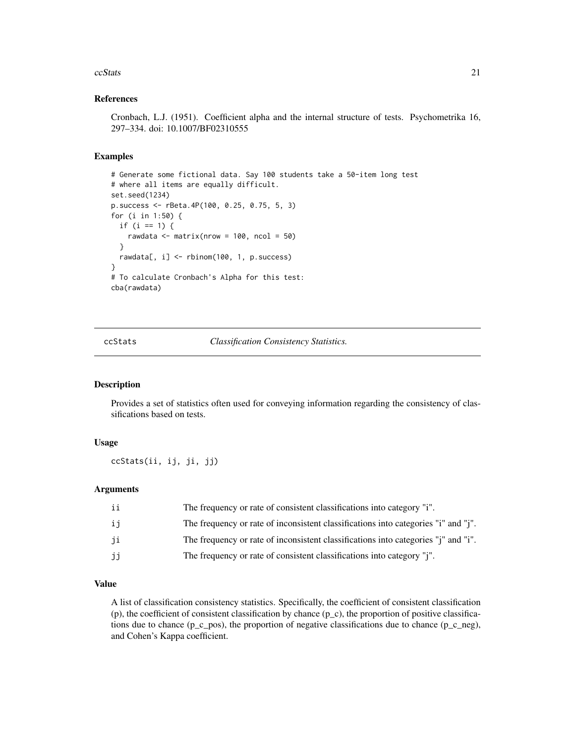### References

Cronbach, L.J. (1951). Coefficient alpha and the internal structure of tests. Psychometrika 16, 297–334. doi: 10.1007/BF02310555

### Examples

```
# Generate some fictional data. Say 100 students take a 50-item long test
# where all items are equally difficult.
set.seed(1234)
p.success <- rBeta.4P(100, 0.25, 0.75, 5, 3)
for (i in 1:50) {
  if (i == 1) {
    rawdata <- matrix(nrow = 100, ncol = 50)
  }
  rawdata[, i] <- rbinom(100, 1, p.success)
}
# To calculate Cronbach's Alpha for this test:
cba(rawdata)
```

---

## ccStats — *Classification Consistency Statistics.*

---

### Description

Provides a set of statistics often used for conveying information regarding the consistency of classifications based on tests.

### Usage

```
ccStats(ii, ij, ji, jj)
```

### Arguments

| | |
|---|---|
| ii | The frequency or rate of consistent classifications into category "i". |
| ij | The frequency or rate of inconsistent classifications into categories "i" and "j". |
| ji | The frequency or rate of inconsistent classifications into categories "j" and "i". |
| jj | The frequency or rate of consistent classifications into category "j". |

### Value

A list of classification consistency statistics. Specifically, the coefficient of consistent classification (p), the coefficient of consistent classification by chance (p_c), the proportion of positive classifications due to chance (p_c_pos), the proportion of negative classifications due to chance (p_c_neg), and Cohen's Kappa coefficient.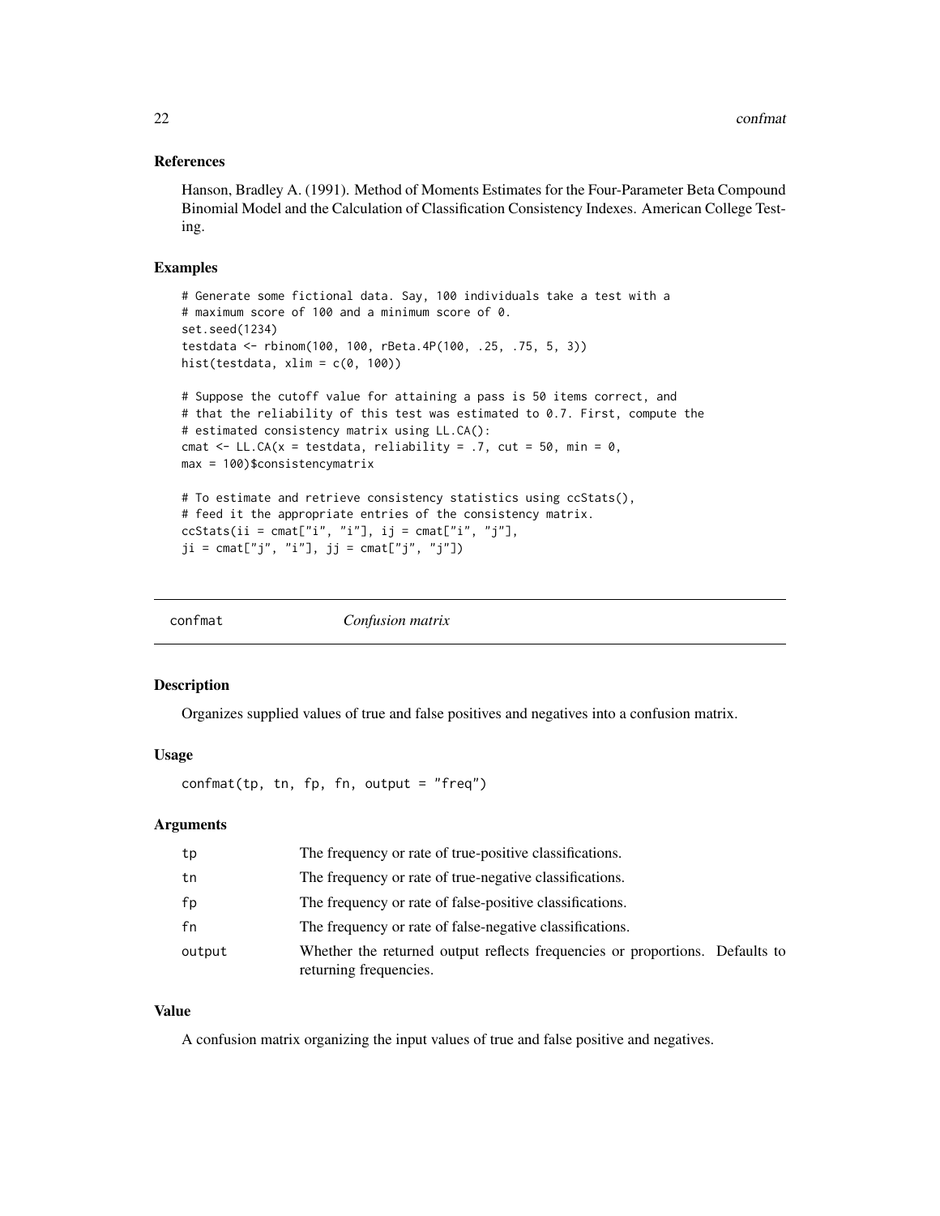### References

Hanson, Bradley A. (1991). Method of Moments Estimates for the Four-Parameter Beta Compound Binomial Model and the Calculation of Classification Consistency Indexes. American College Testing.

### Examples

```
# Generate some fictional data. Say, 100 individuals take a test with a
# maximum score of 100 and a minimum score of 0.
set.seed(1234)
testdata <- rbinom(100, 100, rBeta.4P(100, .25, .75, 5, 3))
hist(testdata, xlim = c(0, 100))

# Suppose the cutoff value for attaining a pass is 50 items correct, and
# that the reliability of this test was estimated to 0.7. First, compute the
# estimated consistency matrix using LL.CA():
cmat <- LL.CA(x = testdata, reliability = .7, cut = 50, min = 0,
max = 100)$consistencymatrix

# To estimate and retrieve consistency statistics using ccStats(),
# feed it the appropriate entries of the consistency matrix.
ccStats(ii = cmat["i", "i"], ij = cmat["i", "j"],
ji = cmat["j", "i"], jj = cmat["j", "j"])
```

## confmat *Confusion matrix*

### Description

Organizes supplied values of true and false positives and negatives into a confusion matrix.

### Usage

```
confmat(tp, tn, fp, fn, output = "freq")
```

### Arguments

| | |
|---|---|
| tp | The frequency or rate of true-positive classifications. |
| tn | The frequency or rate of true-negative classifications. |
| fp | The frequency or rate of false-positive classifications. |
| fn | The frequency or rate of false-negative classifications. |
| output | Whether the returned output reflects frequencies or proportions. Defaults to returning frequencies. |

### Value

A confusion matrix organizing the input values of true and false positive and negatives.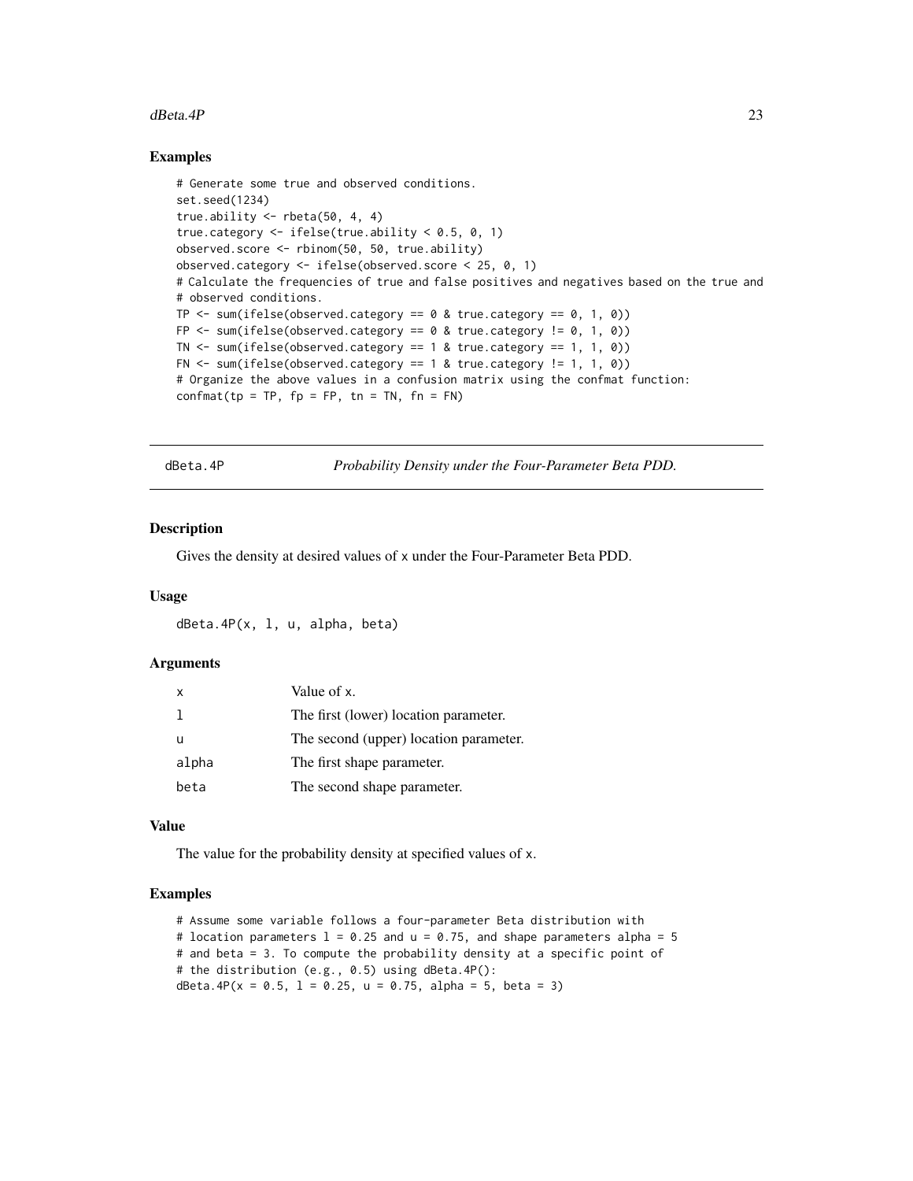### Examples

```
# Generate some true and observed conditions.
set.seed(1234)
true.ability <- rbeta(50, 4, 4)
true.category <- ifelse(true.ability < 0.5, 0, 1)
observed.score <- rbinom(50, 50, true.ability)
observed.category <- ifelse(observed.score < 25, 0, 1)
# Calculate the frequencies of true and false positives and negatives based on the true and
# observed conditions.
TP <- sum(ifelse(observed.category == 0 & true.category == 0, 1, 0))
FP <- sum(ifelse(observed.category == 0 & true.category != 0, 1, 0))
TN <- sum(ifelse(observed.category == 1 & true.category == 1, 1, 0))
FN <- sum(ifelse(observed.category == 1 & true.category != 1, 1, 0))
# Organize the above values in a confusion matrix using the confmat function:
confmat(tp = TP, fp = FP, tn = TN, fn = FN)
```

---

## dBeta.4P — *Probability Density under the Four-Parameter Beta PDD.*

### Description

Gives the density at desired values of x under the Four-Parameter Beta PDD.

### Usage

```
dBeta.4P(x, l, u, alpha, beta)
```

### Arguments

| | |
|---|---|
| x | Value of x. |
| l | The first (lower) location parameter. |
| u | The second (upper) location parameter. |
| alpha | The first shape parameter. |
| beta | The second shape parameter. |

### Value

The value for the probability density at specified values of x.

### Examples

```
# Assume some variable follows a four-parameter Beta distribution with
# location parameters l = 0.25 and u = 0.75, and shape parameters alpha = 5
# and beta = 3. To compute the probability density at a specific point of
# the distribution (e.g., 0.5) using dBeta.4P():
dBeta.4P(x = 0.5, l = 0.25, u = 0.75, alpha = 5, beta = 3)
```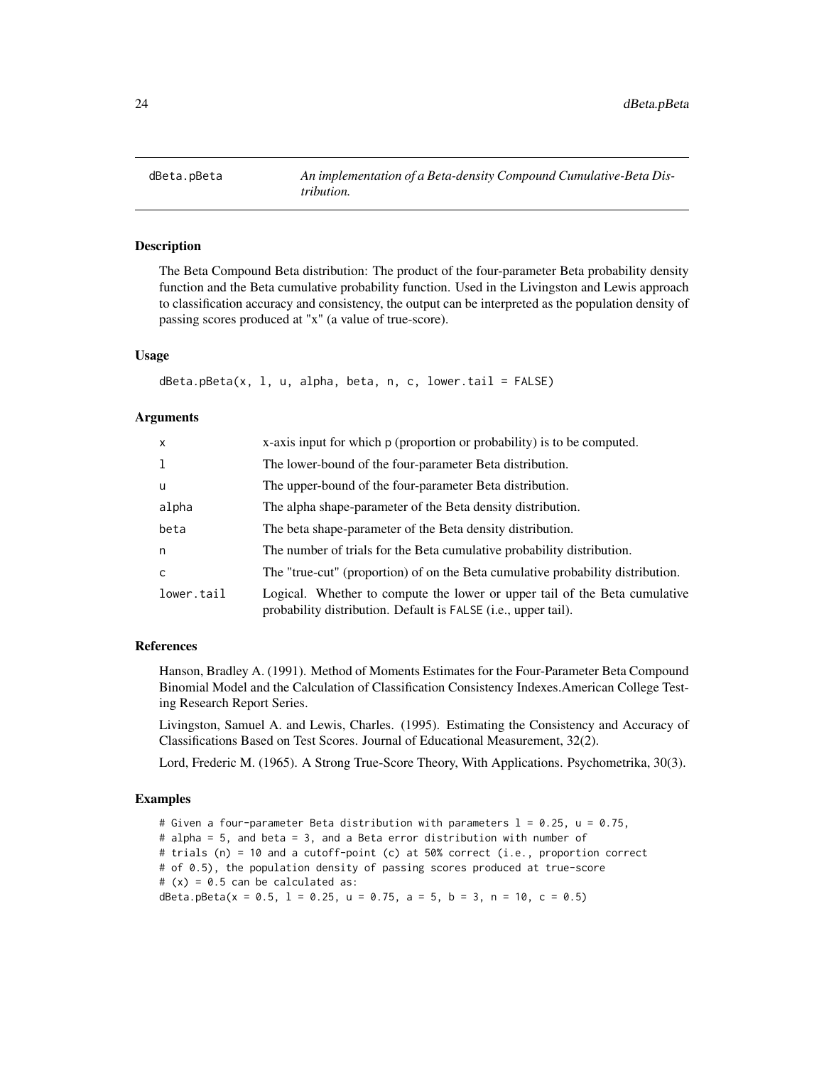## dBeta.pBeta — *An implementation of a Beta-density Compound Cumulative-Beta Distribution.*

### Description

The Beta Compound Beta distribution: The product of the four-parameter Beta probability density function and the Beta cumulative probability function. Used in the Livingston and Lewis approach to classification accuracy and consistency, the output can be interpreted as the population density of passing scores produced at "x" (a value of true-score).

### Usage

```
dBeta.pBeta(x, l, u, alpha, beta, n, c, lower.tail = FALSE)
```

### Arguments

| | |
|---|---|
| x | x-axis input for which p (proportion or probability) is to be computed. |
| l | The lower-bound of the four-parameter Beta distribution. |
| u | The upper-bound of the four-parameter Beta distribution. |
| alpha | The alpha shape-parameter of the Beta density distribution. |
| beta | The beta shape-parameter of the Beta density distribution. |
| n | The number of trials for the Beta cumulative probability distribution. |
| c | The "true-cut" (proportion) of on the Beta cumulative probability distribution. |
| lower.tail | Logical. Whether to compute the lower or upper tail of the Beta cumulative probability distribution. Default is FALSE (i.e., upper tail). |

### References

Hanson, Bradley A. (1991). Method of Moments Estimates for the Four-Parameter Beta Compound Binomial Model and the Calculation of Classification Consistency Indexes.American College Testing Research Report Series.

Livingston, Samuel A. and Lewis, Charles. (1995). Estimating the Consistency and Accuracy of Classifications Based on Test Scores. Journal of Educational Measurement, 32(2).

Lord, Frederic M. (1965). A Strong True-Score Theory, With Applications. Psychometrika, 30(3).

### Examples

```
# Given a four-parameter Beta distribution with parameters l = 0.25, u = 0.75,
# alpha = 5, and beta = 3, and a Beta error distribution with number of
# trials (n) = 10 and a cutoff-point (c) at 50% correct (i.e., proportion correct
# of 0.5), the population density of passing scores produced at true-score
# (x) = 0.5 can be calculated as:
dBeta.pBeta(x = 0.5, l = 0.25, u = 0.75, a = 5, b = 3, n = 10, c = 0.5)
```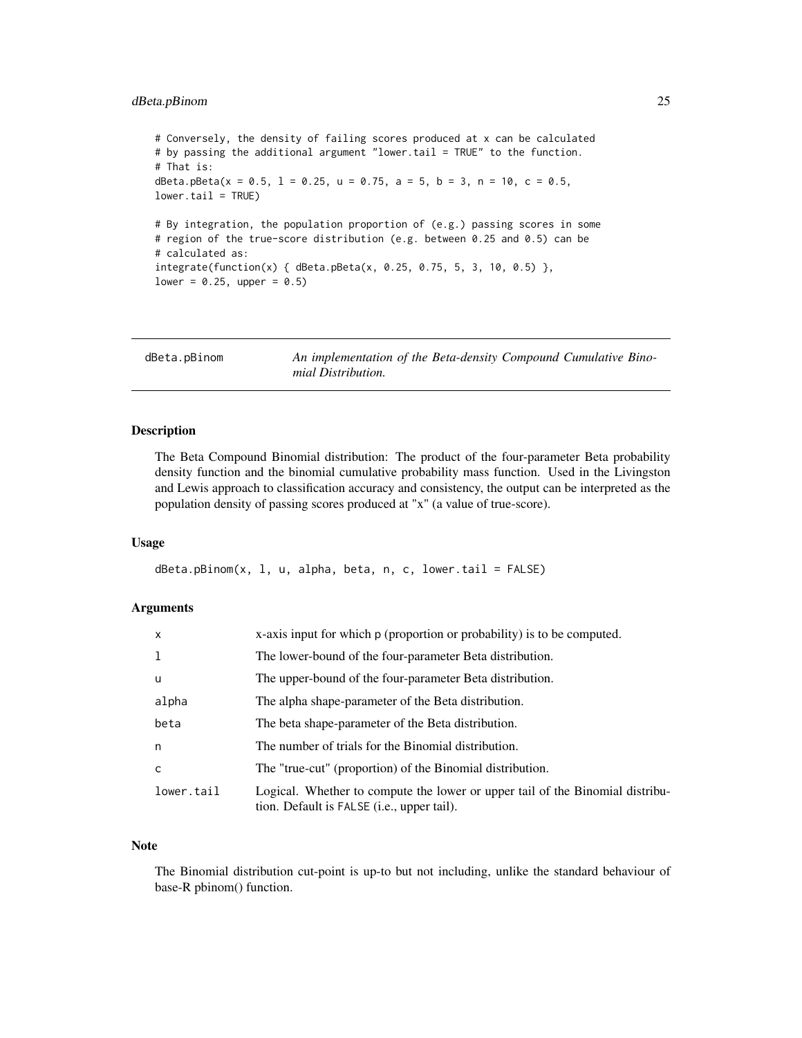```
# Conversely, the density of failing scores produced at x can be calculated
# by passing the additional argument "lower.tail = TRUE" to the function.
# That is:
dBeta.pBeta(x = 0.5, l = 0.25, u = 0.75, a = 5, b = 3, n = 10, c = 0.5,
lower.tail = TRUE)

# By integration, the population proportion of (e.g.) passing scores in some
# region of the true-score distribution (e.g. between 0.25 and 0.5) can be
# calculated as:
integrate(function(x) { dBeta.pBeta(x, 0.25, 0.75, 5, 3, 10, 0.5) },
lower = 0.25, upper = 0.5)
```

---

## dBeta.pBinom — *An implementation of the Beta-density Compound Cumulative Binomial Distribution.*

### Description

The Beta Compound Binomial distribution: The product of the four-parameter Beta probability density function and the binomial cumulative probability mass function. Used in the Livingston and Lewis approach to classification accuracy and consistency, the output can be interpreted as the population density of passing scores produced at "x" (a value of true-score).

### Usage

```
dBeta.pBinom(x, l, u, alpha, beta, n, c, lower.tail = FALSE)
```

### Arguments

| | |
|---|---|
| `x` | x-axis input for which `p` (proportion or probability) is to be computed. |
| `l` | The lower-bound of the four-parameter Beta distribution. |
| `u` | The upper-bound of the four-parameter Beta distribution. |
| `alpha` | The alpha shape-parameter of the Beta distribution. |
| `beta` | The beta shape-parameter of the Beta distribution. |
| `n` | The number of trials for the Binomial distribution. |
| `c` | The "true-cut" (proportion) of the Binomial distribution. |
| `lower.tail` | Logical. Whether to compute the lower or upper tail of the Binomial distribution. Default is `FALSE` (i.e., upper tail). |

### Note

The Binomial distribution cut-point is up-to but not including, unlike the standard behaviour of base-R pbinom() function.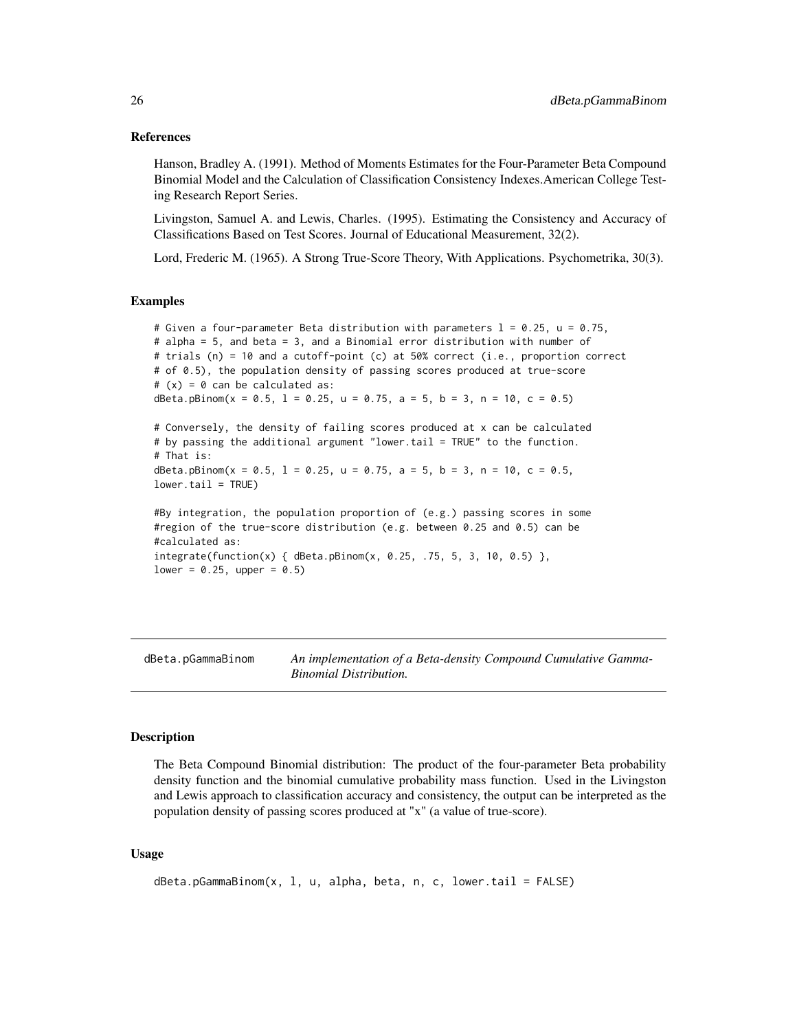### References

Hanson, Bradley A. (1991). Method of Moments Estimates for the Four-Parameter Beta Compound Binomial Model and the Calculation of Classification Consistency Indexes.American College Testing Research Report Series.

Livingston, Samuel A. and Lewis, Charles. (1995). Estimating the Consistency and Accuracy of Classifications Based on Test Scores. Journal of Educational Measurement, 32(2).

Lord, Frederic M. (1965). A Strong True-Score Theory, With Applications. Psychometrika, 30(3).

### Examples

```
# Given a four-parameter Beta distribution with parameters l = 0.25, u = 0.75,
# alpha = 5, and beta = 3, and a Binomial error distribution with number of
# trials (n) = 10 and a cutoff-point (c) at 50% correct (i.e., proportion correct
# of 0.5), the population density of passing scores produced at true-score
# (x) = 0 can be calculated as:
dBeta.pBinom(x = 0.5, l = 0.25, u = 0.75, a = 5, b = 3, n = 10, c = 0.5)

# Conversely, the density of failing scores produced at x can be calculated
# by passing the additional argument "lower.tail = TRUE" to the function.
# That is:
dBeta.pBinom(x = 0.5, l = 0.25, u = 0.75, a = 5, b = 3, n = 10, c = 0.5,
lower.tail = TRUE)

#By integration, the population proportion of (e.g.) passing scores in some
#region of the true-score distribution (e.g. between 0.25 and 0.5) can be
#calculated as:
integrate(function(x) { dBeta.pBinom(x, 0.25, .75, 5, 3, 10, 0.5) },
lower = 0.25, upper = 0.5)
```

---

## dBeta.pGammaBinom — *An implementation of a Beta-density Compound Cumulative Gamma-Binomial Distribution.*

### Description

The Beta Compound Binomial distribution: The product of the four-parameter Beta probability density function and the binomial cumulative probability mass function. Used in the Livingston and Lewis approach to classification accuracy and consistency, the output can be interpreted as the population density of passing scores produced at "x" (a value of true-score).

### Usage

```
dBeta.pGammaBinom(x, l, u, alpha, beta, n, c, lower.tail = FALSE)
```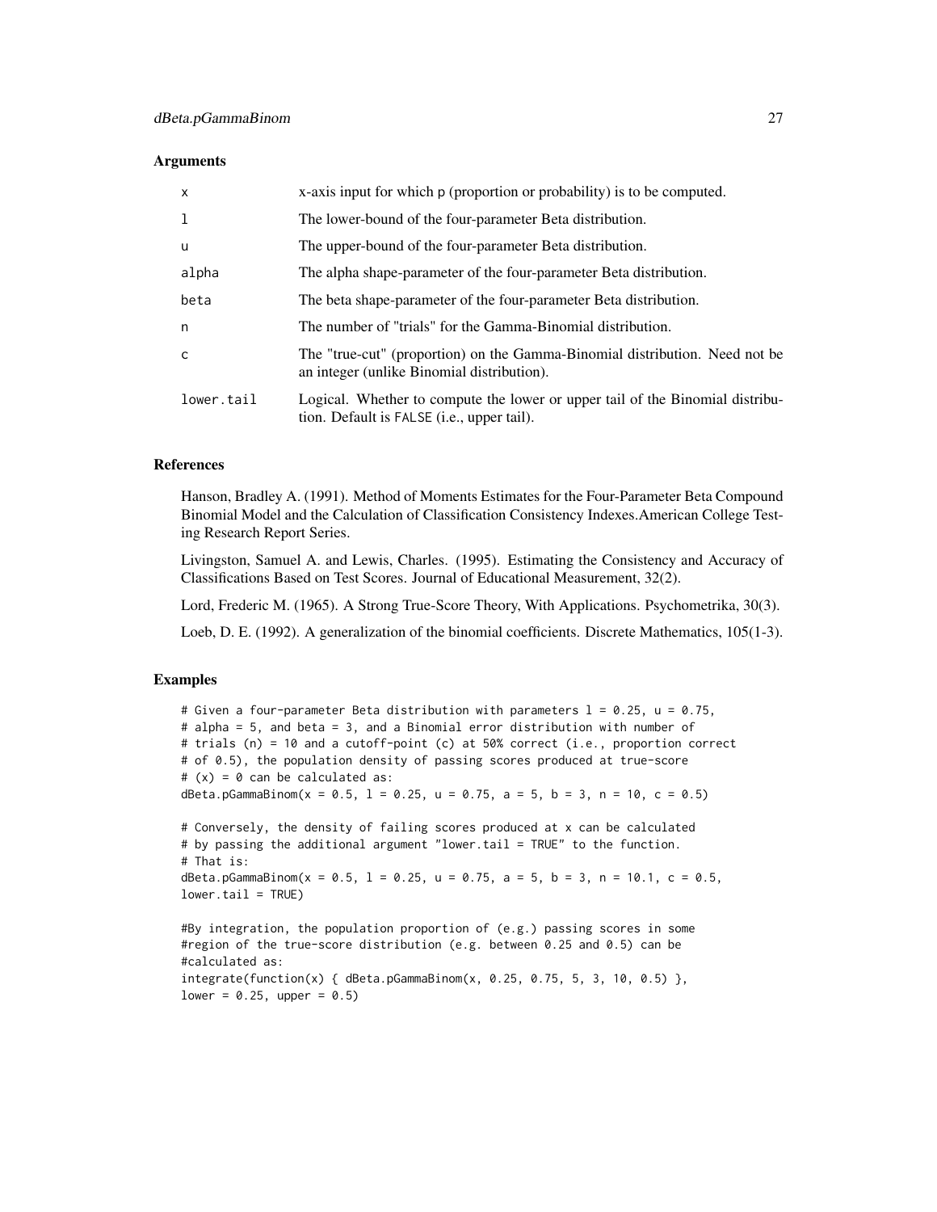### Arguments

| | |
|---|---|
| x | x-axis input for which p (proportion or probability) is to be computed. |
| l | The lower-bound of the four-parameter Beta distribution. |
| u | The upper-bound of the four-parameter Beta distribution. |
| alpha | The alpha shape-parameter of the four-parameter Beta distribution. |
| beta | The beta shape-parameter of the four-parameter Beta distribution. |
| n | The number of "trials" for the Gamma-Binomial distribution. |
| c | The "true-cut" (proportion) on the Gamma-Binomial distribution. Need not be an integer (unlike Binomial distribution). |
| lower.tail | Logical. Whether to compute the lower or upper tail of the Binomial distribution. Default is FALSE (i.e., upper tail). |

### References

Hanson, Bradley A. (1991). Method of Moments Estimates for the Four-Parameter Beta Compound Binomial Model and the Calculation of Classification Consistency Indexes.American College Testing Research Report Series.

Livingston, Samuel A. and Lewis, Charles. (1995). Estimating the Consistency and Accuracy of Classifications Based on Test Scores. Journal of Educational Measurement, 32(2).

Lord, Frederic M. (1965). A Strong True-Score Theory, With Applications. Psychometrika, 30(3).

Loeb, D. E. (1992). A generalization of the binomial coefficients. Discrete Mathematics, 105(1-3).

### Examples

```
# Given a four-parameter Beta distribution with parameters l = 0.25, u = 0.75,
# alpha = 5, and beta = 3, and a Binomial error distribution with number of
# trials (n) = 10 and a cutoff-point (c) at 50% correct (i.e., proportion correct
# of 0.5), the population density of passing scores produced at true-score
# (x) = 0 can be calculated as:
dBeta.pGammaBinom(x = 0.5, l = 0.25, u = 0.75, a = 5, b = 3, n = 10, c = 0.5)

# Conversely, the density of failing scores produced at x can be calculated
# by passing the additional argument "lower.tail = TRUE" to the function.
# That is:
dBeta.pGammaBinom(x = 0.5, l = 0.25, u = 0.75, a = 5, b = 3, n = 10.1, c = 0.5,
lower.tail = TRUE)

#By integration, the population proportion of (e.g.) passing scores in some
#region of the true-score distribution (e.g. between 0.25 and 0.5) can be
#calculated as:
integrate(function(x) { dBeta.pGammaBinom(x, 0.25, 0.75, 5, 3, 10, 0.5) },
lower = 0.25, upper = 0.5)
```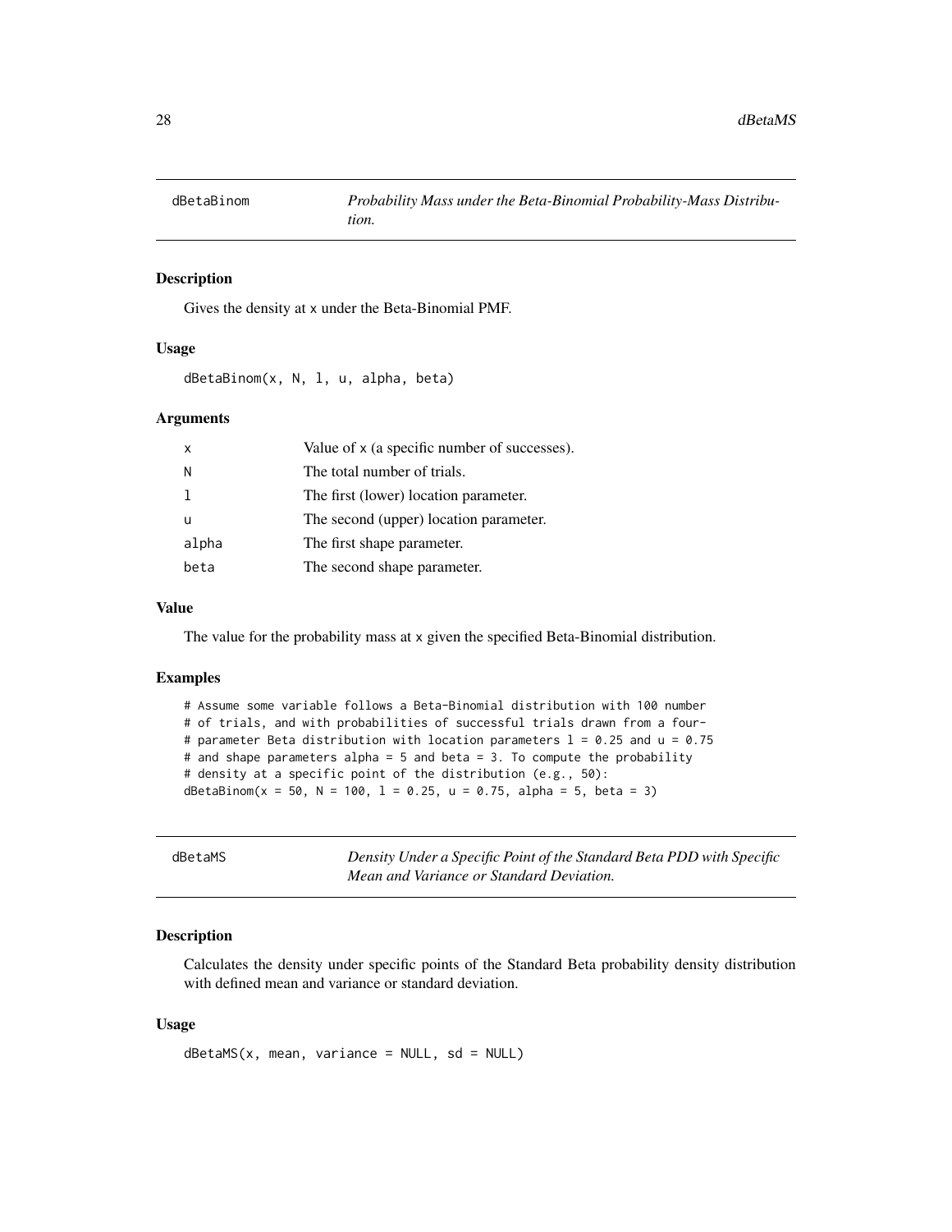## dBetaBinom — *Probability Mass under the Beta-Binomial Probability-Mass Distribution.*

### Description

Gives the density at x under the Beta-Binomial PMF.

### Usage

```
dBetaBinom(x, N, l, u, alpha, beta)
```

### Arguments

| | |
|---|---|
| x | Value of x (a specific number of successes). |
| N | The total number of trials. |
| l | The first (lower) location parameter. |
| u | The second (upper) location parameter. |
| alpha | The first shape parameter. |
| beta | The second shape parameter. |

### Value

The value for the probability mass at x given the specified Beta-Binomial distribution.

### Examples

```
# Assume some variable follows a Beta-Binomial distribution with 100 number
# of trials, and with probabilities of successful trials drawn from a four-
# parameter Beta distribution with location parameters l = 0.25 and u = 0.75
# and shape parameters alpha = 5 and beta = 3. To compute the probability
# density at a specific point of the distribution (e.g., 50):
dBetaBinom(x = 50, N = 100, l = 0.25, u = 0.75, alpha = 5, beta = 3)
```

## dBetaMS — *Density Under a Specific Point of the Standard Beta PDD with Specific Mean and Variance or Standard Deviation.*

### Description

Calculates the density under specific points of the Standard Beta probability density distribution with defined mean and variance or standard deviation.

### Usage

```
dBetaMS(x, mean, variance = NULL, sd = NULL)
```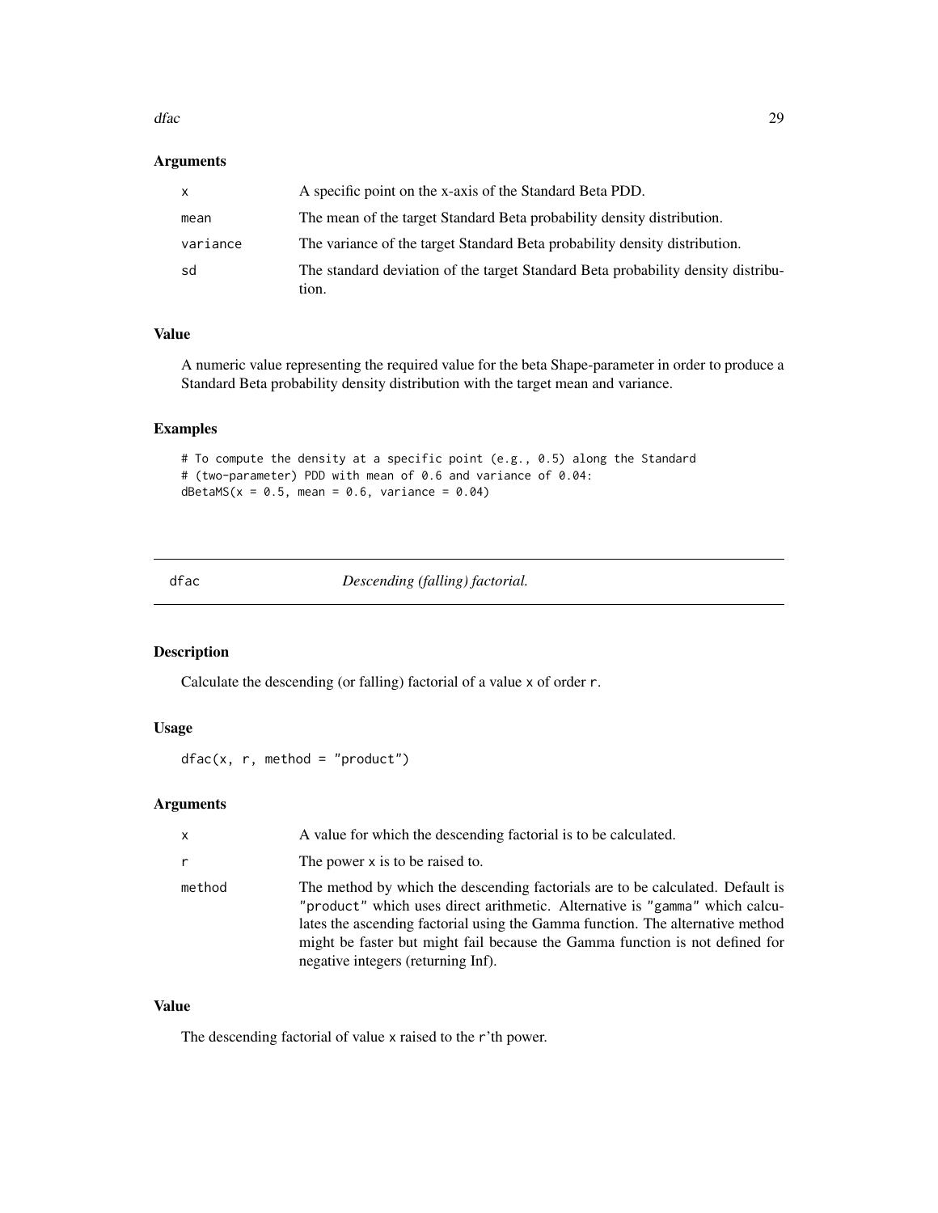### Arguments

| | |
|---|---|
| x | A specific point on the x-axis of the Standard Beta PDD. |
| mean | The mean of the target Standard Beta probability density distribution. |
| variance | The variance of the target Standard Beta probability density distribution. |
| sd | The standard deviation of the target Standard Beta probability density distribution. |

### Value

A numeric value representing the required value for the beta Shape-parameter in order to produce a Standard Beta probability density distribution with the target mean and variance.

### Examples

```
# To compute the density at a specific point (e.g., 0.5) along the Standard
# (two-parameter) PDD with mean of 0.6 and variance of 0.04:
dBetaMS(x = 0.5, mean = 0.6, variance = 0.04)
```

---

## dfac *Descending (falling) factorial.*

### Description

Calculate the descending (or falling) factorial of a value x of order r.

### Usage

```
dfac(x, r, method = "product")
```

### Arguments

| | |
|---|---|
| x | A value for which the descending factorial is to be calculated. |
| r | The power x is to be raised to. |
| method | The method by which the descending factorials are to be calculated. Default is "product" which uses direct arithmetic. Alternative is "gamma" which calculates the ascending factorial using the Gamma function. The alternative method might be faster but might fail because the Gamma function is not defined for negative integers (returning Inf). |

### Value

The descending factorial of value x raised to the r'th power.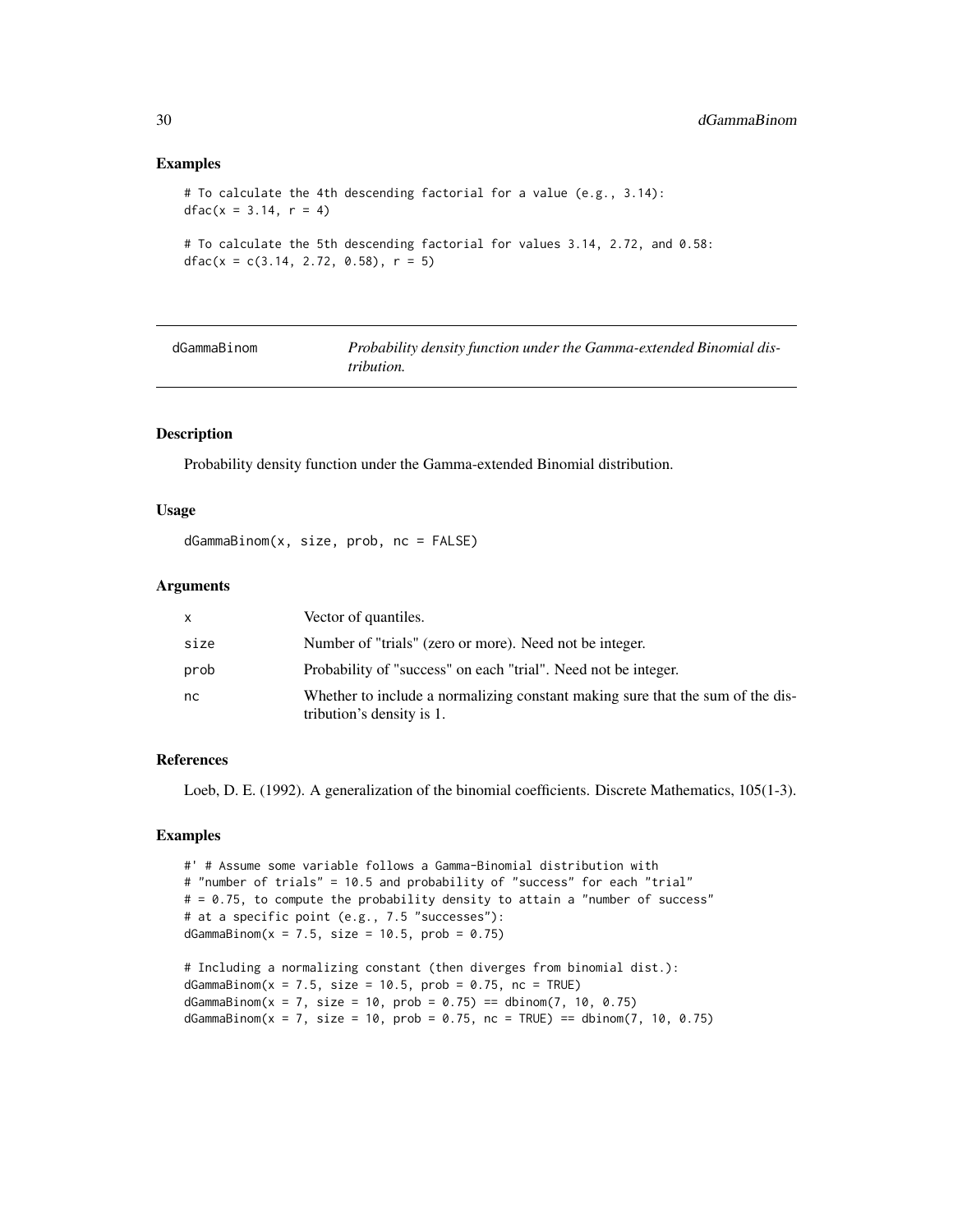## Examples

```
# To calculate the 4th descending factorial for a value (e.g., 3.14):
dfac(x = 3.14, r = 4)

# To calculate the 5th descending factorial for values 3.14, 2.72, and 0.58:
dfac(x = c(3.14, 2.72, 0.58), r = 5)
```

---

# dGammaBinom — *Probability density function under the Gamma-extended Binomial distribution.*

---

## Description

Probability density function under the Gamma-extended Binomial distribution.

## Usage

```
dGammaBinom(x, size, prob, nc = FALSE)
```

## Arguments

| | |
|---|---|
| x | Vector of quantiles. |
| size | Number of "trials" (zero or more). Need not be integer. |
| prob | Probability of "success" on each "trial". Need not be integer. |
| nc | Whether to include a normalizing constant making sure that the sum of the distribution's density is 1. |

## References

Loeb, D. E. (1992). A generalization of the binomial coefficients. Discrete Mathematics, 105(1-3).

## Examples

```
#' # Assume some variable follows a Gamma-Binomial distribution with
# "number of trials" = 10.5 and probability of "success" for each "trial"
# = 0.75, to compute the probability density to attain a "number of success"
# at a specific point (e.g., 7.5 "successes"):
dGammaBinom(x = 7.5, size = 10.5, prob = 0.75)

# Including a normalizing constant (then diverges from binomial dist.):
dGammaBinom(x = 7.5, size = 10.5, prob = 0.75, nc = TRUE)
dGammaBinom(x = 7, size = 10, prob = 0.75) == dbinom(7, 10, 0.75)
dGammaBinom(x = 7, size = 10, prob = 0.75, nc = TRUE) == dbinom(7, 10, 0.75)
```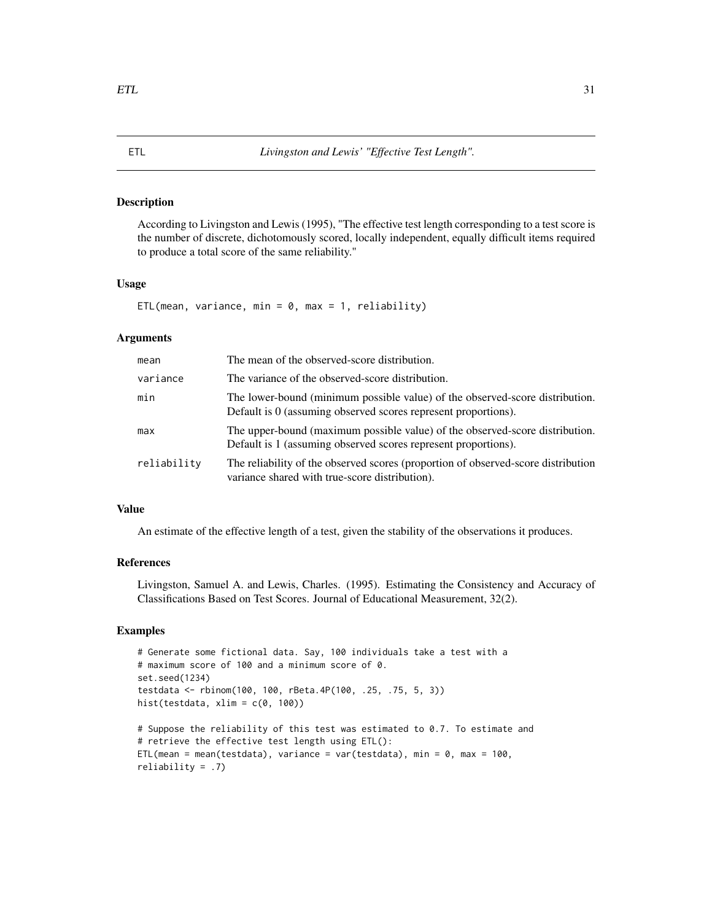## ETL — *Livingston and Lewis' "Effective Test Length".*

### Description

According to Livingston and Lewis (1995), "The effective test length corresponding to a test score is the number of discrete, dichotomously scored, locally independent, equally difficult items required to produce a total score of the same reliability."

### Usage

```
ETL(mean, variance, min = 0, max = 1, reliability)
```

### Arguments

| | |
|---|---|
| `mean` | The mean of the observed-score distribution. |
| `variance` | The variance of the observed-score distribution. |
| `min` | The lower-bound (minimum possible value) of the observed-score distribution. Default is 0 (assuming observed scores represent proportions). |
| `max` | The upper-bound (maximum possible value) of the observed-score distribution. Default is 1 (assuming observed scores represent proportions). |
| `reliability` | The reliability of the observed scores (proportion of observed-score distribution variance shared with true-score distribution). |

### Value

An estimate of the effective length of a test, given the stability of the observations it produces.

### References

Livingston, Samuel A. and Lewis, Charles. (1995). Estimating the Consistency and Accuracy of Classifications Based on Test Scores. Journal of Educational Measurement, 32(2).

### Examples

```
# Generate some fictional data. Say, 100 individuals take a test with a
# maximum score of 100 and a minimum score of 0.
set.seed(1234)
testdata <- rbinom(100, 100, rBeta.4P(100, .25, .75, 5, 3))
hist(testdata, xlim = c(0, 100))

# Suppose the reliability of this test was estimated to 0.7. To estimate and
# retrieve the effective test length using ETL():
ETL(mean = mean(testdata), variance = var(testdata), min = 0, max = 100,
reliability = .7)
```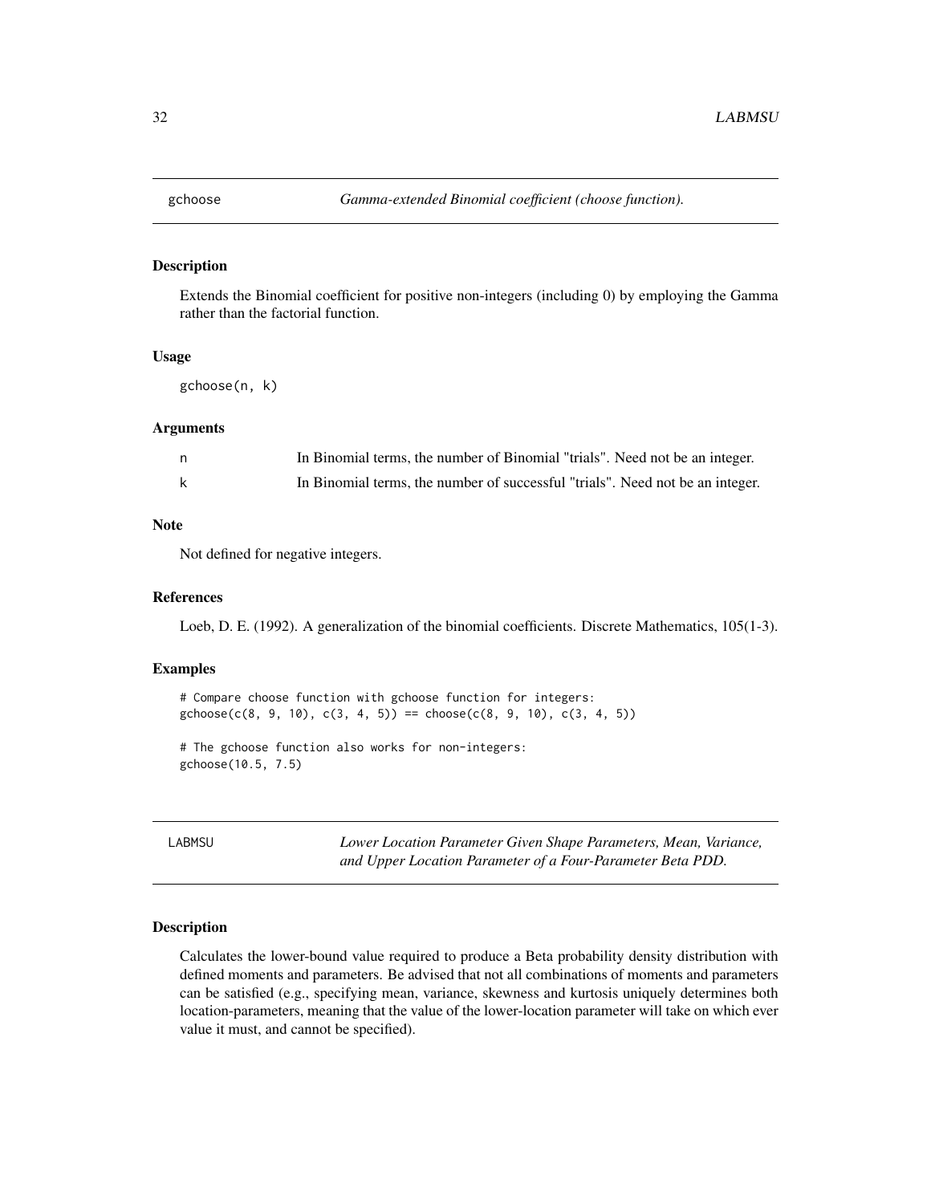## gchoose *Gamma-extended Binomial coefficient (choose function).*

### Description

Extends the Binomial coefficient for positive non-integers (including 0) by employing the Gamma rather than the factorial function.

### Usage

```
gchoose(n, k)
```

### Arguments

| | |
|---|---|
| n | In Binomial terms, the number of Binomial "trials". Need not be an integer. |
| k | In Binomial terms, the number of successful "trials". Need not be an integer. |

### Note

Not defined for negative integers.

### References

Loeb, D. E. (1992). A generalization of the binomial coefficients. Discrete Mathematics, 105(1-3).

### Examples

```
# Compare choose function with gchoose function for integers:
gchoose(c(8, 9, 10), c(3, 4, 5)) == choose(c(8, 9, 10), c(3, 4, 5))

# The gchoose function also works for non-integers:
gchoose(10.5, 7.5)
```

## LABMSU *Lower Location Parameter Given Shape Parameters, Mean, Variance, and Upper Location Parameter of a Four-Parameter Beta PDD.*

### Description

Calculates the lower-bound value required to produce a Beta probability density distribution with defined moments and parameters. Be advised that not all combinations of moments and parameters can be satisfied (e.g., specifying mean, variance, skewness and kurtosis uniquely determines both location-parameters, meaning that the value of the lower-location parameter will take on which ever value it must, and cannot be specified).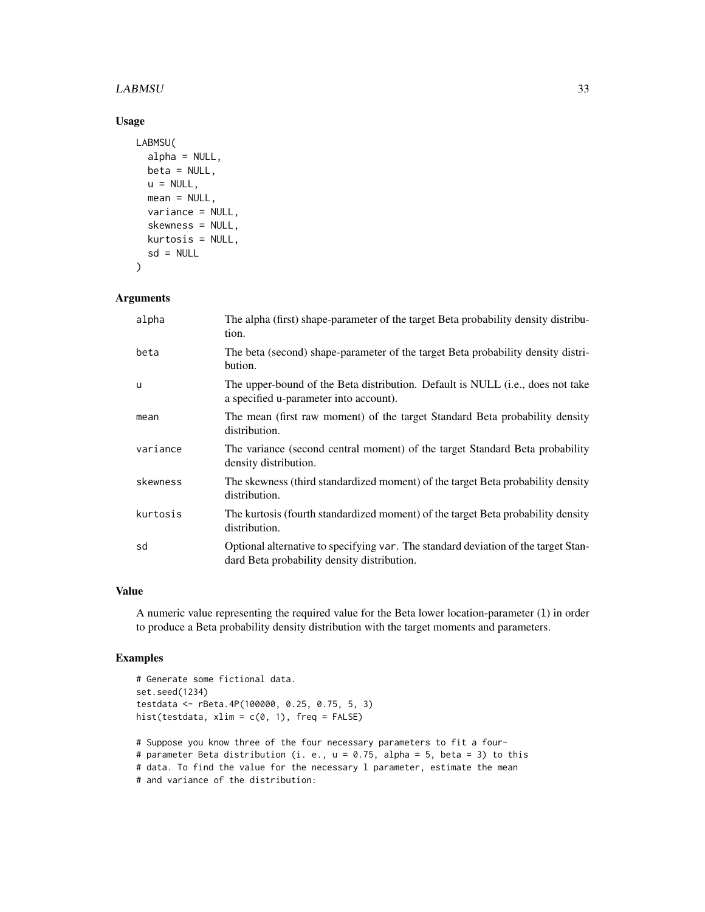### Usage

```
LABMSU(
  alpha = NULL,
  beta = NULL,
  u = NULL,
  mean = NULL,
  variance = NULL,
  skewness = NULL,
  kurtosis = NULL,
  sd = NULL
)
```

### Arguments

| | |
|---|---|
| alpha | The alpha (first) shape-parameter of the target Beta probability density distribution. |
| beta | The beta (second) shape-parameter of the target Beta probability density distribution. |
| u | The upper-bound of the Beta distribution. Default is NULL (i.e., does not take a specified u-parameter into account). |
| mean | The mean (first raw moment) of the target Standard Beta probability density distribution. |
| variance | The variance (second central moment) of the target Standard Beta probability density distribution. |
| skewness | The skewness (third standardized moment) of the target Beta probability density distribution. |
| kurtosis | The kurtosis (fourth standardized moment) of the target Beta probability density distribution. |
| sd | Optional alternative to specifying `var`. The standard deviation of the target Standard Beta probability density distribution. |

### Value

A numeric value representing the required value for the Beta lower location-parameter (`l`) in order to produce a Beta probability density distribution with the target moments and parameters.

### Examples

```
# Generate some fictional data.
set.seed(1234)
testdata <- rBeta.4P(100000, 0.25, 0.75, 5, 3)
hist(testdata, xlim = c(0, 1), freq = FALSE)

# Suppose you know three of the four necessary parameters to fit a four-
# parameter Beta distribution (i. e., u = 0.75, alpha = 5, beta = 3) to this
# data. To find the value for the necessary l parameter, estimate the mean
# and variance of the distribution:
```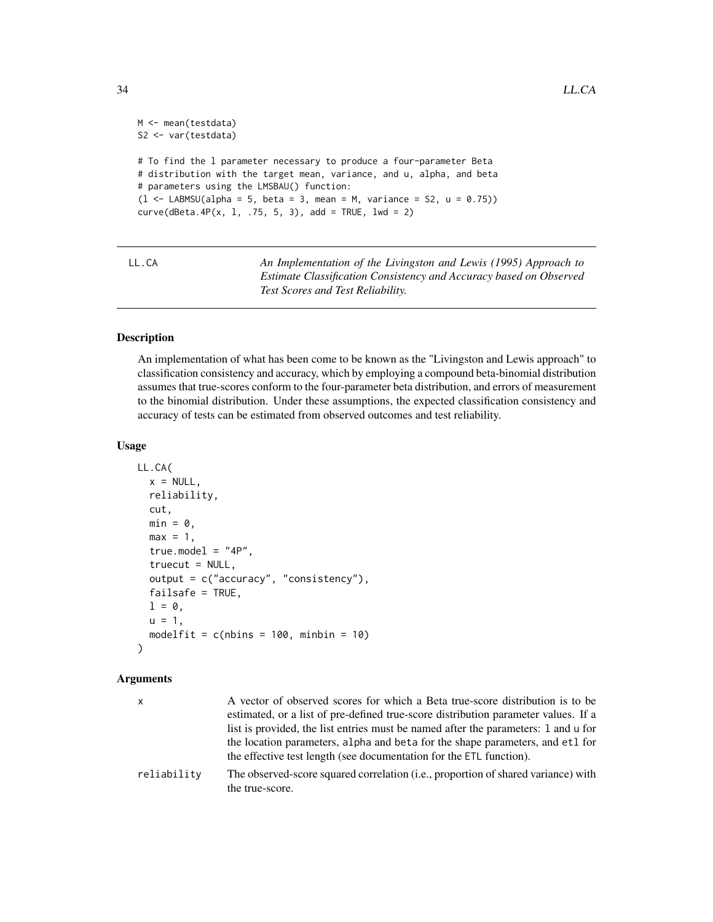```
M <- mean(testdata)
S2 <- var(testdata)

# To find the l parameter necessary to produce a four-parameter Beta
# distribution with the target mean, variance, and u, alpha, and beta
# parameters using the LMSBAU() function:
(l <- LABMSU(alpha = 5, beta = 3, mean = M, variance = S2, u = 0.75))
curve(dBeta.4P(x, l, .75, 5, 3), add = TRUE, lwd = 2)
```

## LL.CA — *An Implementation of the Livingston and Lewis (1995) Approach to Estimate Classification Consistency and Accuracy based on Observed Test Scores and Test Reliability.*

### Description

An implementation of what has been come to be known as the "Livingston and Lewis approach" to classification consistency and accuracy, which by employing a compound beta-binomial distribution assumes that true-scores conform to the four-parameter beta distribution, and errors of measurement to the binomial distribution. Under these assumptions, the expected classification consistency and accuracy of tests can be estimated from observed outcomes and test reliability.

### Usage

```
LL.CA(
  x = NULL,
  reliability,
  cut,
  min = 0,
  max = 1,
  true.model = "4P",
  truecut = NULL,
  output = c("accuracy", "consistency"),
  failsafe = TRUE,
  l = 0,
  u = 1,
  modelfit = c(nbins = 100, minbin = 10)
)
```

### Arguments

| | |
|---|---|
| `x` | A vector of observed scores for which a Beta true-score distribution is to be estimated, or a list of pre-defined true-score distribution parameter values. If a list is provided, the list entries must be named after the parameters: `l` and `u` for the location parameters, `alpha` and `beta` for the shape parameters, and `etl` for the effective test length (see documentation for the `ETL` function). |
| `reliability` | The observed-score squared correlation (i.e., proportion of shared variance) with the true-score. |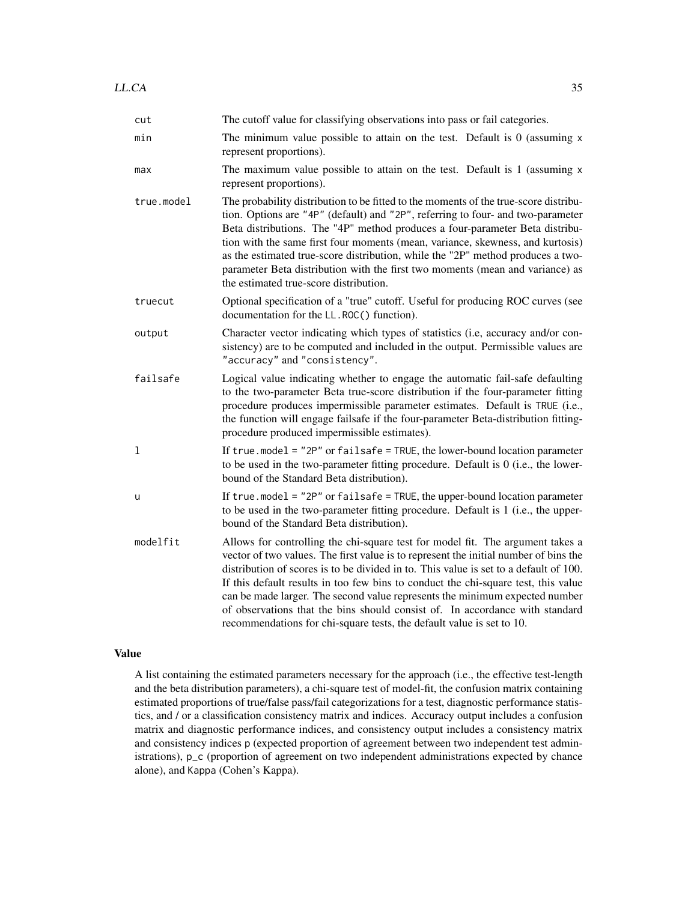| | |
|---|---|
| `cut` | The cutoff value for classifying observations into pass or fail categories. |
| `min` | The minimum value possible to attain on the test. Default is 0 (assuming `x` represent proportions). |
| `max` | The maximum value possible to attain on the test. Default is 1 (assuming `x` represent proportions). |
| `true.model` | The probability distribution to be fitted to the moments of the true-score distribution. Options are `"4P"` (default) and `"2P"`, referring to four- and two-parameter Beta distributions. The "4P" method produces a four-parameter Beta distribution with the same first four moments (mean, variance, skewness, and kurtosis) as the estimated true-score distribution, while the "2P" method produces a two-parameter Beta distribution with the first two moments (mean and variance) as the estimated true-score distribution. |
| `truecut` | Optional specification of a "true" cutoff. Useful for producing ROC curves (see documentation for the `LL.ROC()` function). |
| `output` | Character vector indicating which types of statistics (i.e, accuracy and/or consistency) are to be computed and included in the output. Permissible values are `"accuracy"` and `"consistency"`. |
| `failsafe` | Logical value indicating whether to engage the automatic fail-safe defaulting to the two-parameter Beta true-score distribution if the four-parameter fitting procedure produces impermissible parameter estimates. Default is `TRUE` (i.e., the function will engage failsafe if the four-parameter Beta-distribution fitting-procedure produced impermissible estimates). |
| `l` | If `true.model = "2P"` or `failsafe = TRUE`, the lower-bound location parameter to be used in the two-parameter fitting procedure. Default is 0 (i.e., the lower-bound of the Standard Beta distribution). |
| `u` | If `true.model = "2P"` or `failsafe = TRUE`, the upper-bound location parameter to be used in the two-parameter fitting procedure. Default is 1 (i.e., the upper-bound of the Standard Beta distribution). |
| `modelfit` | Allows for controlling the chi-square test for model fit. The argument takes a vector of two values. The first value is to represent the initial number of bins the distribution of scores is to be divided in to. This value is set to a default of 100. If this default results in too few bins to conduct the chi-square test, this value can be made larger. The second value represents the minimum expected number of observations that the bins should consist of. In accordance with standard recommendations for chi-square tests, the default value is set to 10. |

### Value

A list containing the estimated parameters necessary for the approach (i.e., the effective test-length and the beta distribution parameters), a chi-square test of model-fit, the confusion matrix containing estimated proportions of true/false pass/fail categorizations for a test, diagnostic performance statistics, and / or a classification consistency matrix and indices. Accuracy output includes a confusion matrix and diagnostic performance indices, and consistency output includes a consistency matrix and consistency indices `p` (expected proportion of agreement between two independent test administrations), `p_c` (proportion of agreement on two independent administrations expected by chance alone), and `Kappa` (Cohen's Kappa).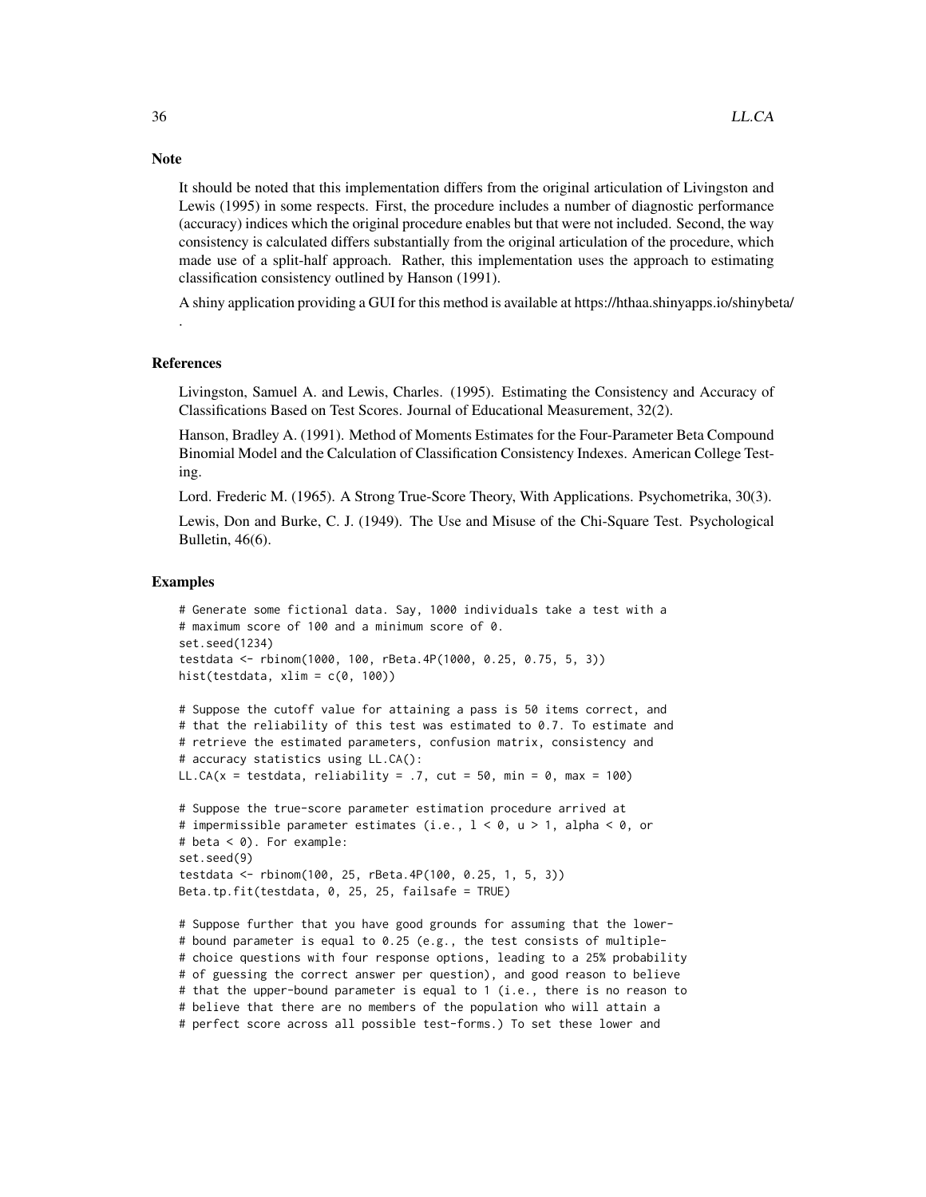## Note

It should be noted that this implementation differs from the original articulation of Livingston and Lewis (1995) in some respects. First, the procedure includes a number of diagnostic performance (accuracy) indices which the original procedure enables but that were not included. Second, the way consistency is calculated differs substantially from the original articulation of the procedure, which made use of a split-half approach. Rather, this implementation uses the approach to estimating classification consistency outlined by Hanson (1991).

A shiny application providing a GUI for this method is available at https://hthaa.shinyapps.io/shinybeta/ .

## References

Livingston, Samuel A. and Lewis, Charles. (1995). Estimating the Consistency and Accuracy of Classifications Based on Test Scores. Journal of Educational Measurement, 32(2).

Hanson, Bradley A. (1991). Method of Moments Estimates for the Four-Parameter Beta Compound Binomial Model and the Calculation of Classification Consistency Indexes. American College Testing.

Lord. Frederic M. (1965). A Strong True-Score Theory, With Applications. Psychometrika, 30(3).

Lewis, Don and Burke, C. J. (1949). The Use and Misuse of the Chi-Square Test. Psychological Bulletin, 46(6).

## Examples

```
# Generate some fictional data. Say, 1000 individuals take a test with a
# maximum score of 100 and a minimum score of 0.
set.seed(1234)
testdata <- rbinom(1000, 100, rBeta.4P(1000, 0.25, 0.75, 5, 3))
hist(testdata, xlim = c(0, 100))

# Suppose the cutoff value for attaining a pass is 50 items correct, and
# that the reliability of this test was estimated to 0.7. To estimate and
# retrieve the estimated parameters, confusion matrix, consistency and
# accuracy statistics using LL.CA():
LL.CA(x = testdata, reliability = .7, cut = 50, min = 0, max = 100)

# Suppose the true-score parameter estimation procedure arrived at
# impermissible parameter estimates (i.e., l < 0, u > 1, alpha < 0, or
# beta < 0). For example:
set.seed(9)
testdata <- rbinom(100, 25, rBeta.4P(100, 0.25, 1, 5, 3))
Beta.tp.fit(testdata, 0, 25, 25, failsafe = TRUE)

# Suppose further that you have good grounds for assuming that the lower-
# bound parameter is equal to 0.25 (e.g., the test consists of multiple-
# choice questions with four response options, leading to a 25% probability
# of guessing the correct answer per question), and good reason to believe
# that the upper-bound parameter is equal to 1 (i.e., there is no reason to
# believe that there are no members of the population who will attain a
# perfect score across all possible test-forms.) To set these lower and
```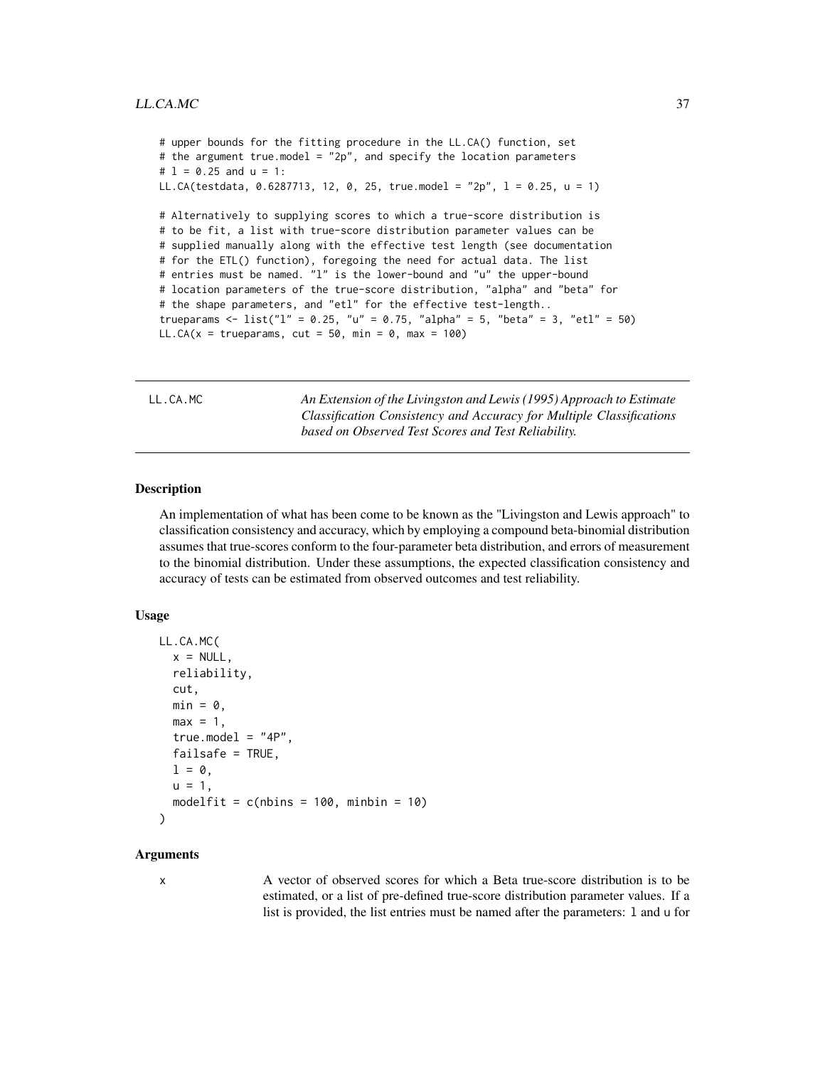```
# upper bounds for the fitting procedure in the LL.CA() function, set
# the argument true.model = "2p", and specify the location parameters
# l = 0.25 and u = 1:
LL.CA(testdata, 0.6287713, 12, 0, 25, true.model = "2p", l = 0.25, u = 1)

# Alternatively to supplying scores to which a true-score distribution is
# to be fit, a list with true-score distribution parameter values can be
# supplied manually along with the effective test length (see documentation
# for the ETL() function), foregoing the need for actual data. The list
# entries must be named. "l" is the lower-bound and "u" the upper-bound
# location parameters of the true-score distribution, "alpha" and "beta" for
# the shape parameters, and "etl" for the effective test-length..
trueparams <- list("l" = 0.25, "u" = 0.75, "alpha" = 5, "beta" = 3, "etl" = 50)
LL.CA(x = trueparams, cut = 50, min = 0, max = 100)
```

---

## LL.CA.MC

*An Extension of the Livingston and Lewis (1995) Approach to Estimate Classification Consistency and Accuracy for Multiple Classifications based on Observed Test Scores and Test Reliability.*

---

### Description

An implementation of what has been come to be known as the "Livingston and Lewis approach" to classification consistency and accuracy, which by employing a compound beta-binomial distribution assumes that true-scores conform to the four-parameter beta distribution, and errors of measurement to the binomial distribution. Under these assumptions, the expected classification consistency and accuracy of tests can be estimated from observed outcomes and test reliability.

### Usage

```
LL.CA.MC(
  x = NULL,
  reliability,
  cut,
  min = 0,
  max = 1,
  true.model = "4P",
  failsafe = TRUE,
  l = 0,
  u = 1,
  modelfit = c(nbins = 100, minbin = 10)
)
```

### Arguments

x	A vector of observed scores for which a Beta true-score distribution is to be estimated, or a list of pre-defined true-score distribution parameter values. If a list is provided, the list entries must be named after the parameters: l and u for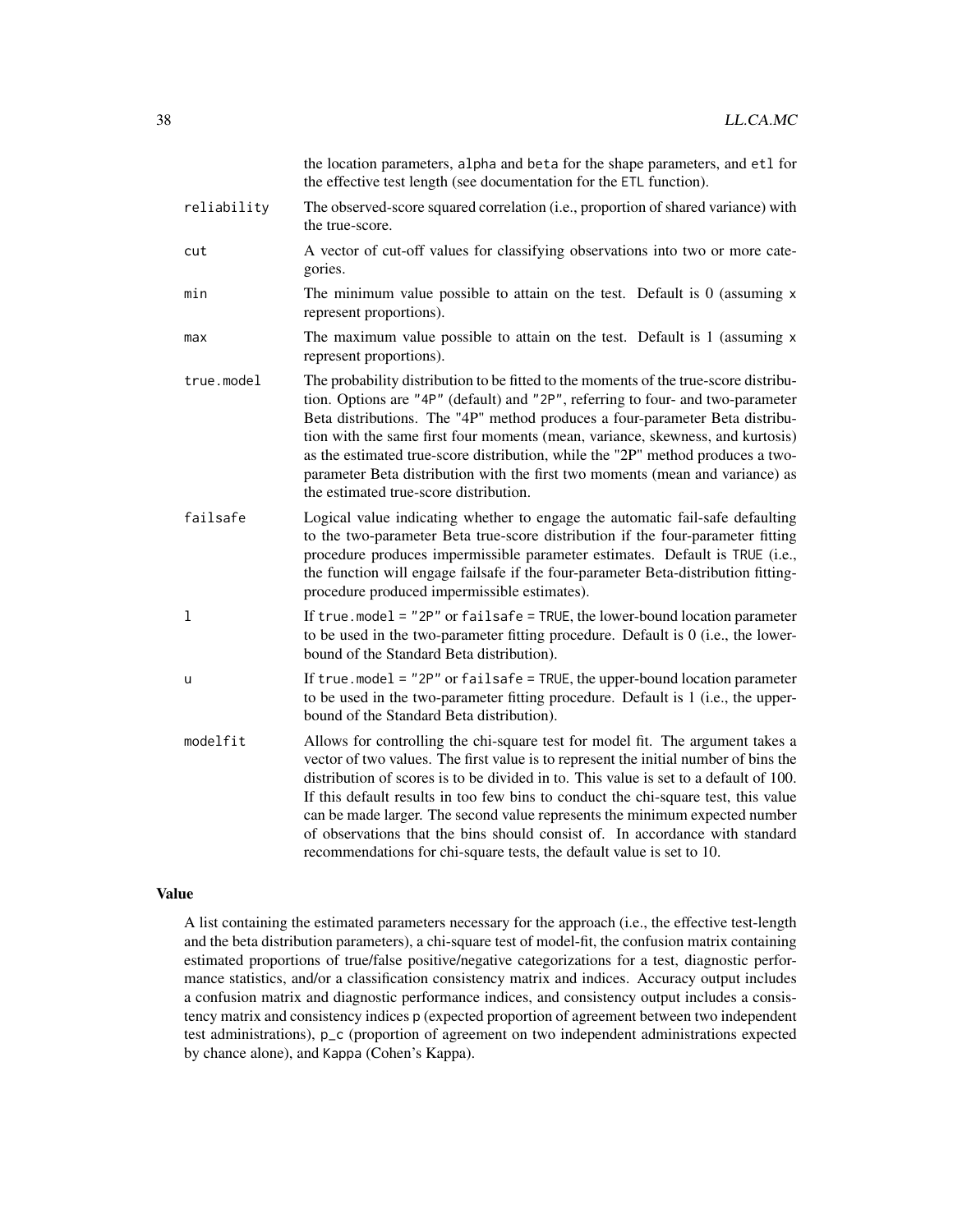the location parameters, `alpha` and `beta` for the shape parameters, and `etl` for the effective test length (see documentation for the `ETL` function).

`reliability` The observed-score squared correlation (i.e., proportion of shared variance) with the true-score.

`cut` A vector of cut-off values for classifying observations into two or more categories.

`min` The minimum value possible to attain on the test. Default is 0 (assuming `x` represent proportions).

`max` The maximum value possible to attain on the test. Default is 1 (assuming `x` represent proportions).

`true.model` The probability distribution to be fitted to the moments of the true-score distribution. Options are `"4P"` (default) and `"2P"`, referring to four- and two-parameter Beta distributions. The "4P" method produces a four-parameter Beta distribution with the same first four moments (mean, variance, skewness, and kurtosis) as the estimated true-score distribution, while the "2P" method produces a two-parameter Beta distribution with the first two moments (mean and variance) as the estimated true-score distribution.

`failsafe` Logical value indicating whether to engage the automatic fail-safe defaulting to the two-parameter Beta true-score distribution if the four-parameter fitting procedure produces impermissible parameter estimates. Default is `TRUE` (i.e., the function will engage failsafe if the four-parameter Beta-distribution fitting-procedure produced impermissible estimates).

`l` If `true.model = "2P"` or `failsafe = TRUE`, the lower-bound location parameter to be used in the two-parameter fitting procedure. Default is 0 (i.e., the lower-bound of the Standard Beta distribution).

`u` If `true.model = "2P"` or `failsafe = TRUE`, the upper-bound location parameter to be used in the two-parameter fitting procedure. Default is 1 (i.e., the upper-bound of the Standard Beta distribution).

`modelfit` Allows for controlling the chi-square test for model fit. The argument takes a vector of two values. The first value is to represent the initial number of bins the distribution of scores is to be divided in to. This value is set to a default of 100. If this default results in too few bins to conduct the chi-square test, this value can be made larger. The second value represents the minimum expected number of observations that the bins should consist of. In accordance with standard recommendations for chi-square tests, the default value is set to 10.

### Value

A list containing the estimated parameters necessary for the approach (i.e., the effective test-length and the beta distribution parameters), a chi-square test of model-fit, the confusion matrix containing estimated proportions of true/false positive/negative categorizations for a test, diagnostic performance statistics, and/or a classification consistency matrix and indices. Accuracy output includes a confusion matrix and diagnostic performance indices, and consistency output includes a consistency matrix and consistency indices `p` (expected proportion of agreement between two independent test administrations), `p_c` (proportion of agreement on two independent administrations expected by chance alone), and `Kappa` (Cohen's Kappa).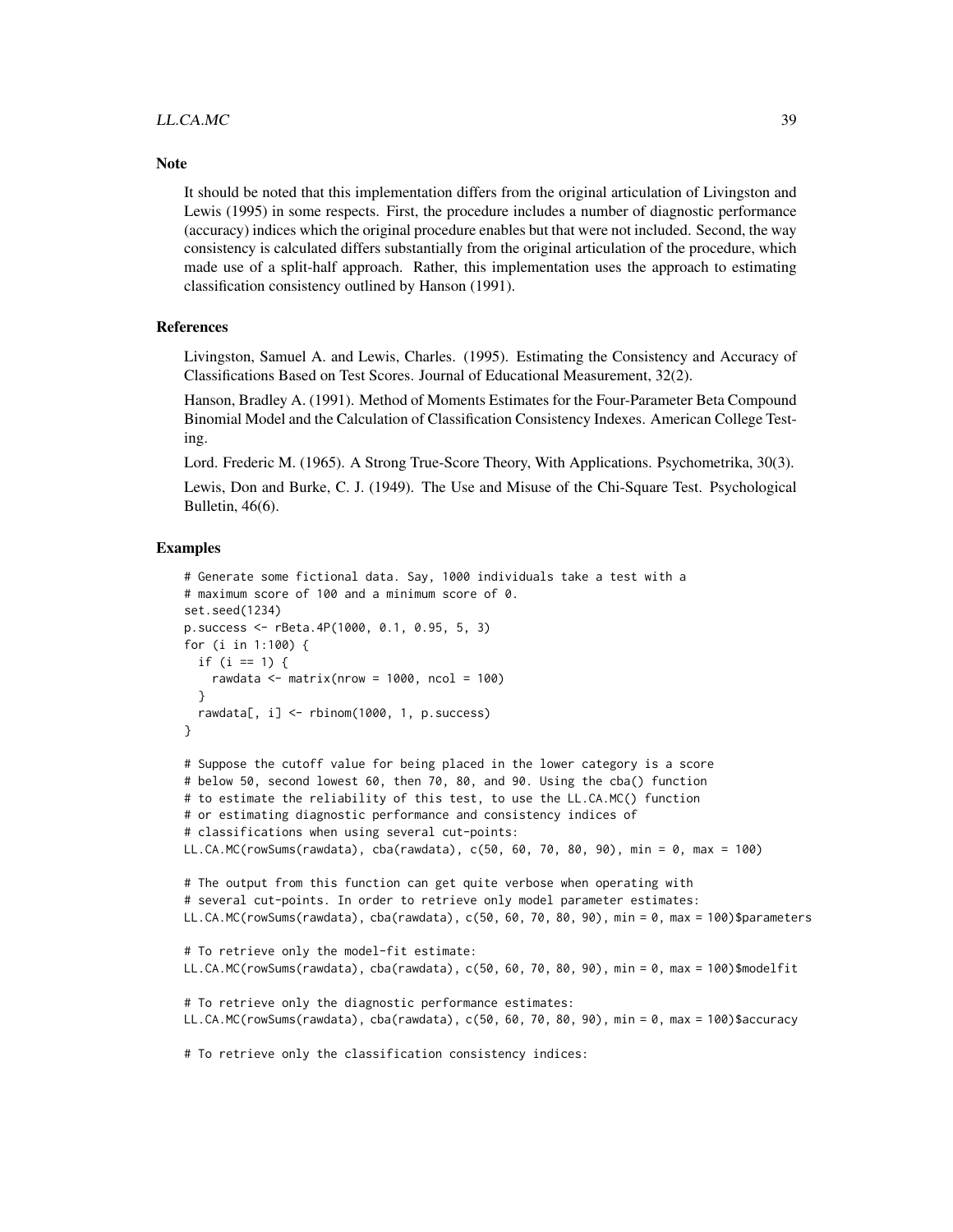## Note

It should be noted that this implementation differs from the original articulation of Livingston and Lewis (1995) in some respects. First, the procedure includes a number of diagnostic performance (accuracy) indices which the original procedure enables but that were not included. Second, the way consistency is calculated differs substantially from the original articulation of the procedure, which made use of a split-half approach. Rather, this implementation uses the approach to estimating classification consistency outlined by Hanson (1991).

## References

Livingston, Samuel A. and Lewis, Charles. (1995). Estimating the Consistency and Accuracy of Classifications Based on Test Scores. Journal of Educational Measurement, 32(2).

Hanson, Bradley A. (1991). Method of Moments Estimates for the Four-Parameter Beta Compound Binomial Model and the Calculation of Classification Consistency Indexes. American College Testing.

Lord. Frederic M. (1965). A Strong True-Score Theory, With Applications. Psychometrika, 30(3).

Lewis, Don and Burke, C. J. (1949). The Use and Misuse of the Chi-Square Test. Psychological Bulletin, 46(6).

## Examples

```
# Generate some fictional data. Say, 1000 individuals take a test with a
# maximum score of 100 and a minimum score of 0.
set.seed(1234)
p.success <- rBeta.4P(1000, 0.1, 0.95, 5, 3)
for (i in 1:100) {
  if (i == 1) {
    rawdata <- matrix(nrow = 1000, ncol = 100)
  }
  rawdata[, i] <- rbinom(1000, 1, p.success)
}

# Suppose the cutoff value for being placed in the lower category is a score
# below 50, second lowest 60, then 70, 80, and 90. Using the cba() function
# to estimate the reliability of this test, to use the LL.CA.MC() function
# or estimating diagnostic performance and consistency indices of
# classifications when using several cut-points:
LL.CA.MC(rowSums(rawdata), cba(rawdata), c(50, 60, 70, 80, 90), min = 0, max = 100)

# The output from this function can get quite verbose when operating with
# several cut-points. In order to retrieve only model parameter estimates:
LL.CA.MC(rowSums(rawdata), cba(rawdata), c(50, 60, 70, 80, 90), min = 0, max = 100)$parameters

# To retrieve only the model-fit estimate:
LL.CA.MC(rowSums(rawdata), cba(rawdata), c(50, 60, 70, 80, 90), min = 0, max = 100)$modelfit

# To retrieve only the diagnostic performance estimates:
LL.CA.MC(rowSums(rawdata), cba(rawdata), c(50, 60, 70, 80, 90), min = 0, max = 100)$accuracy

# To retrieve only the classification consistency indices:
```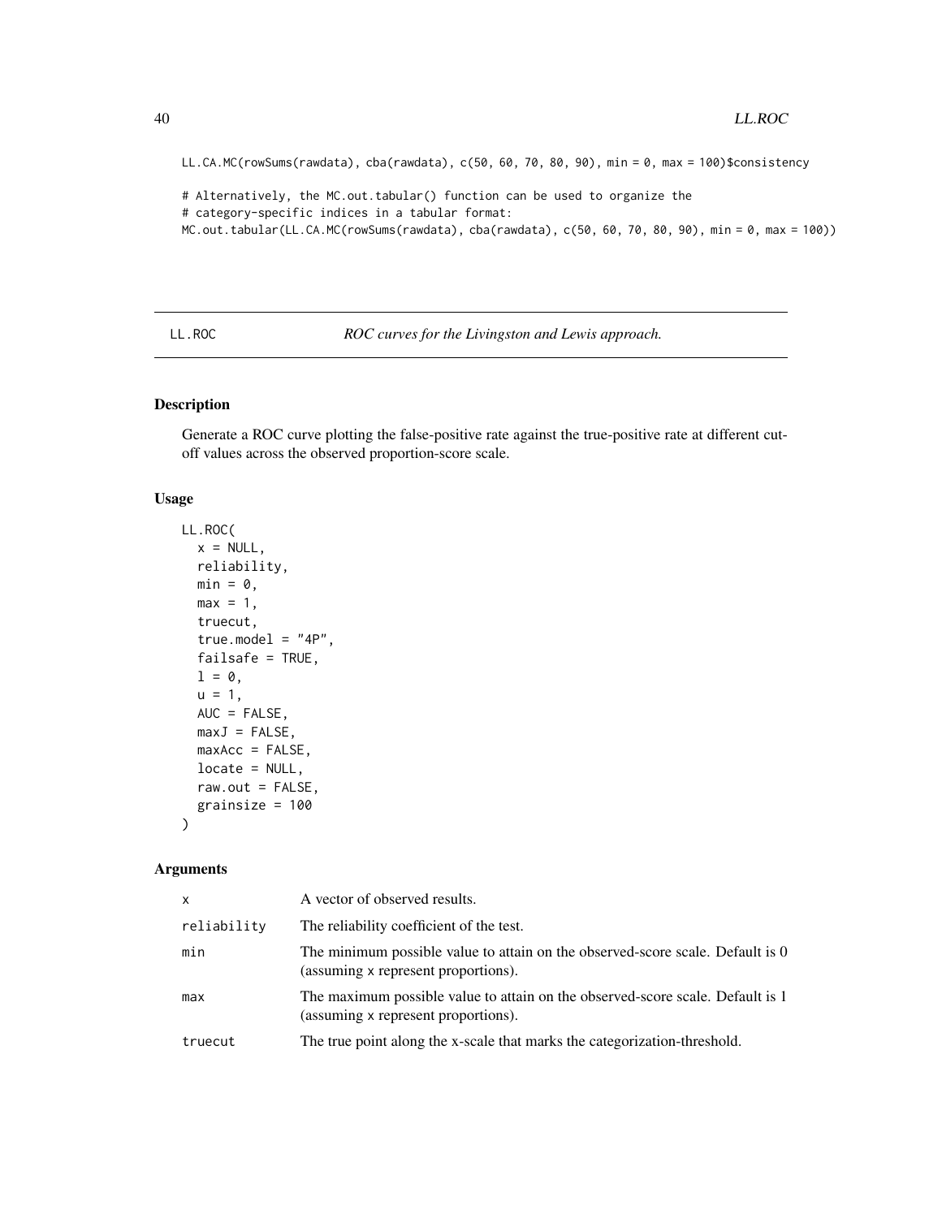```
LL.CA.MC(rowSums(rawdata), cba(rawdata), c(50, 60, 70, 80, 90), min = 0, max = 100)$consistency

# Alternatively, the MC.out.tabular() function can be used to organize the
# category-specific indices in a tabular format:
MC.out.tabular(LL.CA.MC(rowSums(rawdata), cba(rawdata), c(50, 60, 70, 80, 90), min = 0, max = 100))
```

---

## LL.ROC — *ROC curves for the Livingston and Lewis approach.*

---

### Description

Generate a ROC curve plotting the false-positive rate against the true-positive rate at different cut-off values across the observed proportion-score scale.

### Usage

```
LL.ROC(
  x = NULL,
  reliability,
  min = 0,
  max = 1,
  truecut,
  true.model = "4P",
  failsafe = TRUE,
  l = 0,
  u = 1,
  AUC = FALSE,
  maxJ = FALSE,
  maxAcc = FALSE,
  locate = NULL,
  raw.out = FALSE,
  grainsize = 100
)
```

### Arguments

| | |
|---|---|
| x | A vector of observed results. |
| reliability | The reliability coefficient of the test. |
| min | The minimum possible value to attain on the observed-score scale. Default is 0 (assuming x represent proportions). |
| max | The maximum possible value to attain on the observed-score scale. Default is 1 (assuming x represent proportions). |
| truecut | The true point along the x-scale that marks the categorization-threshold. |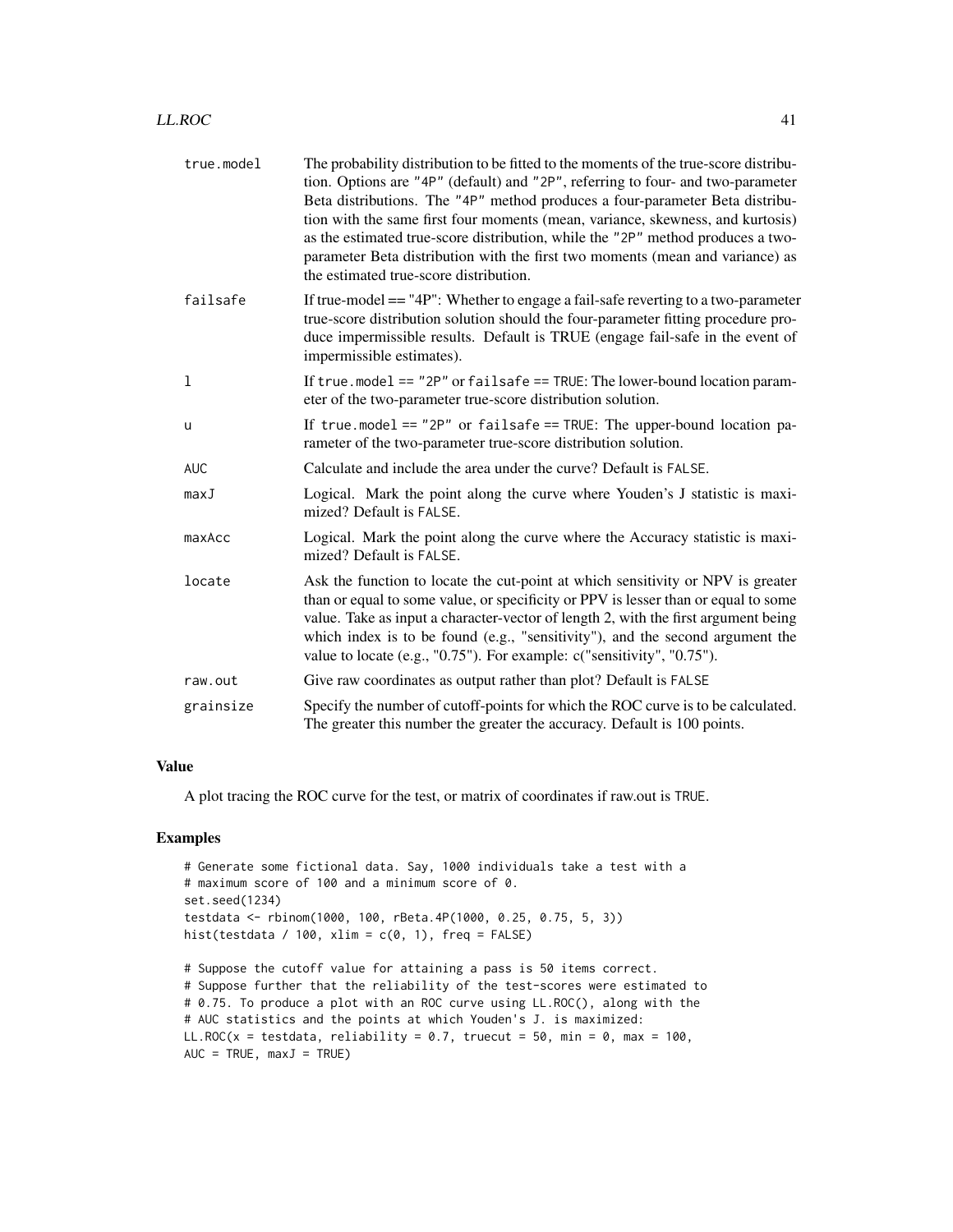| | |
|---|---|
| `true.model` | The probability distribution to be fitted to the moments of the true-score distribution. Options are "4P" (default) and "2P", referring to four- and two-parameter Beta distributions. The "4P" method produces a four-parameter Beta distribution with the same first four moments (mean, variance, skewness, and kurtosis) as the estimated true-score distribution, while the "2P" method produces a two-parameter Beta distribution with the first two moments (mean and variance) as the estimated true-score distribution. |
| `failsafe` | If true-model == "4P": Whether to engage a fail-safe reverting to a two-parameter true-score distribution solution should the four-parameter fitting procedure produce impermissible results. Default is TRUE (engage fail-safe in the event of impermissible estimates). |
| `l` | If `true.model == "2P"` or `failsafe == TRUE`: The lower-bound location parameter of the two-parameter true-score distribution solution. |
| `u` | If `true.model == "2P"` or `failsafe == TRUE`: The upper-bound location parameter of the two-parameter true-score distribution solution. |
| `AUC` | Calculate and include the area under the curve? Default is `FALSE`. |
| `maxJ` | Logical. Mark the point along the curve where Youden's J statistic is maximized? Default is `FALSE`. |
| `maxAcc` | Logical. Mark the point along the curve where the Accuracy statistic is maximized? Default is `FALSE`. |
| `locate` | Ask the function to locate the cut-point at which sensitivity or NPV is greater than or equal to some value, or specificity or PPV is lesser than or equal to some value. Take as input a character-vector of length 2, with the first argument being which index is to be found (e.g., "sensitivity"), and the second argument the value to locate (e.g., "0.75"). For example: c("sensitivity", "0.75"). |
| `raw.out` | Give raw coordinates as output rather than plot? Default is `FALSE` |
| `grainsize` | Specify the number of cutoff-points for which the ROC curve is to be calculated. The greater this number the greater the accuracy. Default is 100 points. |

## Value

A plot tracing the ROC curve for the test, or matrix of coordinates if raw.out is `TRUE`.

## Examples

```
# Generate some fictional data. Say, 1000 individuals take a test with a
# maximum score of 100 and a minimum score of 0.
set.seed(1234)
testdata <- rbinom(1000, 100, rBeta.4P(1000, 0.25, 0.75, 5, 3))
hist(testdata / 100, xlim = c(0, 1), freq = FALSE)

# Suppose the cutoff value for attaining a pass is 50 items correct.
# Suppose further that the reliability of the test-scores were estimated to
# 0.75. To produce a plot with an ROC curve using LL.ROC(), along with the
# AUC statistics and the points at which Youden's J. is maximized:
LL.ROC(x = testdata, reliability = 0.7, truecut = 50, min = 0, max = 100,
AUC = TRUE, maxJ = TRUE)
```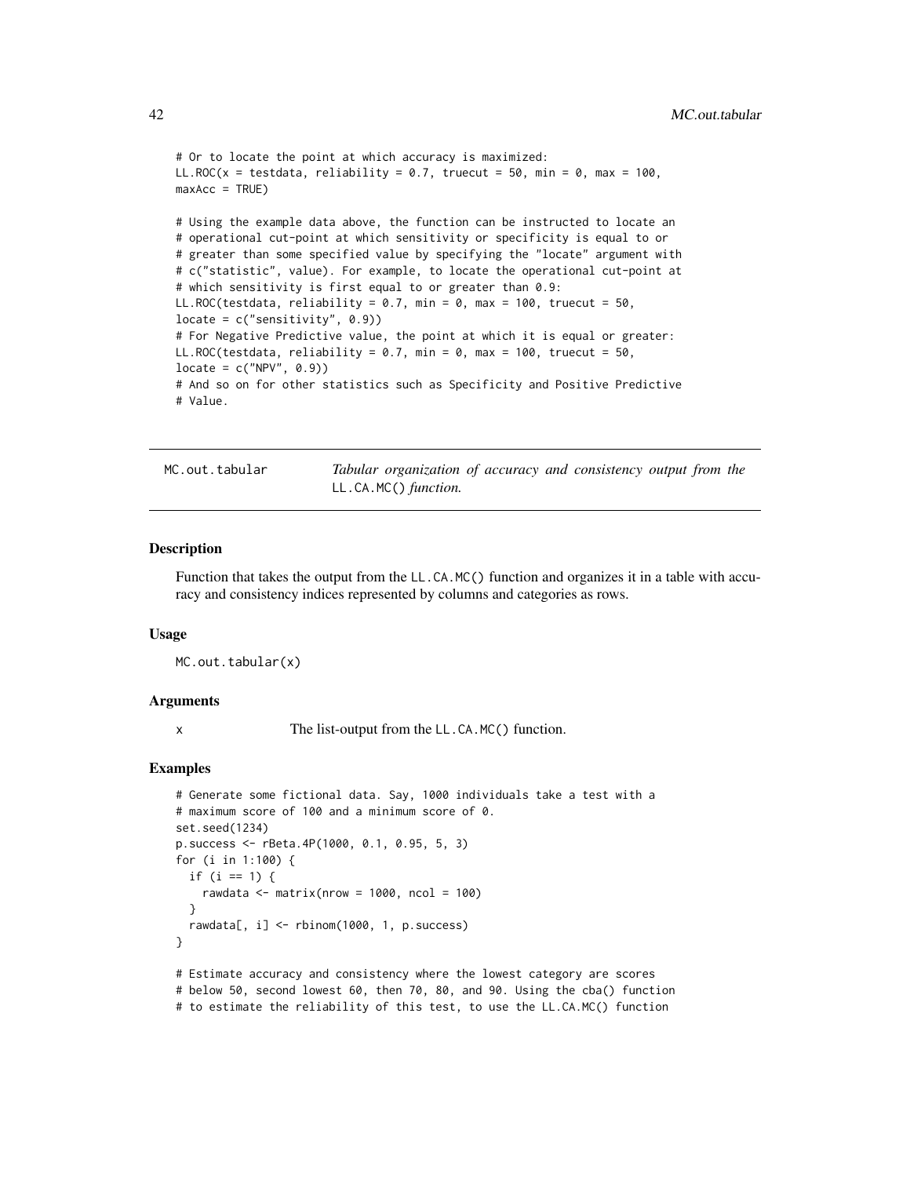```
# Or to locate the point at which accuracy is maximized:
LL.ROC(x = testdata, reliability = 0.7, truecut = 50, min = 0, max = 100,
maxAcc = TRUE)

# Using the example data above, the function can be instructed to locate an
# operational cut-point at which sensitivity or specificity is equal to or
# greater than some specified value by specifying the "locate" argument with
# c("statistic", value). For example, to locate the operational cut-point at
# which sensitivity is first equal to or greater than 0.9:
LL.ROC(testdata, reliability = 0.7, min = 0, max = 100, truecut = 50,
locate = c("sensitivity", 0.9))
# For Negative Predictive value, the point at which it is equal or greater:
LL.ROC(testdata, reliability = 0.7, min = 0, max = 100, truecut = 50,
locate = c("NPV", 0.9))
# And so on for other statistics such as Specificity and Positive Predictive
# Value.
```

## MC.out.tabular — *Tabular organization of accuracy and consistency output from the* LL.CA.MC() *function.*

### Description

Function that takes the output from the LL.CA.MC() function and organizes it in a table with accuracy and consistency indices represented by columns and categories as rows.

### Usage

```
MC.out.tabular(x)
```

### Arguments

x — The list-output from the LL.CA.MC() function.

### Examples

```
# Generate some fictional data. Say, 1000 individuals take a test with a
# maximum score of 100 and a minimum score of 0.
set.seed(1234)
p.success <- rBeta.4P(1000, 0.1, 0.95, 5, 3)
for (i in 1:100) {
  if (i == 1) {
    rawdata <- matrix(nrow = 1000, ncol = 100)
  }
  rawdata[, i] <- rbinom(1000, 1, p.success)
}

# Estimate accuracy and consistency where the lowest category are scores
# below 50, second lowest 60, then 70, 80, and 90. Using the cba() function
# to estimate the reliability of this test, to use the LL.CA.MC() function
```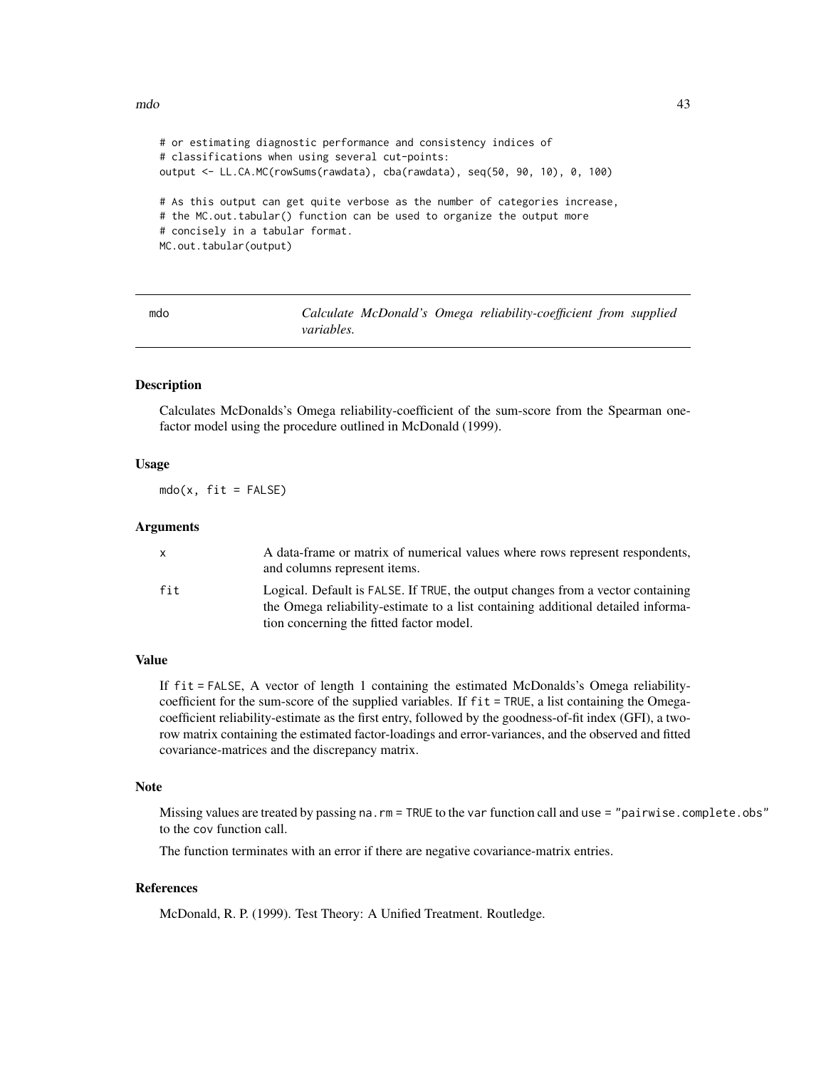```
# or estimating diagnostic performance and consistency indices of
# classifications when using several cut-points:
output <- LL.CA.MC(rowSums(rawdata), cba(rawdata), seq(50, 90, 10), 0, 100)

# As this output can get quite verbose as the number of categories increase,
# the MC.out.tabular() function can be used to organize the output more
# concisely in a tabular format.
MC.out.tabular(output)
```

---

## mdo — *Calculate McDonald's Omega reliability-coefficient from supplied variables.*

---

### Description

Calculates McDonalds's Omega reliability-coefficient of the sum-score from the Spearman one-factor model using the procedure outlined in McDonald (1999).

### Usage

```
mdo(x, fit = FALSE)
```

### Arguments

| | |
|---|---|
| `x` | A data-frame or matrix of numerical values where rows represent respondents, and columns represent items. |
| `fit` | Logical. Default is `FALSE`. If `TRUE`, the output changes from a vector containing the Omega reliability-estimate to a list containing additional detailed information concerning the fitted factor model. |

### Value

If `fit = FALSE`, A vector of length 1 containing the estimated McDonalds's Omega reliability-coefficient for the sum-score of the supplied variables. If `fit = TRUE`, a list containing the Omega-coefficient reliability-estimate as the first entry, followed by the goodness-of-fit index (GFI), a two-row matrix containing the estimated factor-loadings and error-variances, and the observed and fitted covariance-matrices and the discrepancy matrix.

### Note

Missing values are treated by passing `na.rm = TRUE` to the `var` function call and `use = "pairwise.complete.obs"` to the `cov` function call.

The function terminates with an error if there are negative covariance-matrix entries.

### References

McDonald, R. P. (1999). Test Theory: A Unified Treatment. Routledge.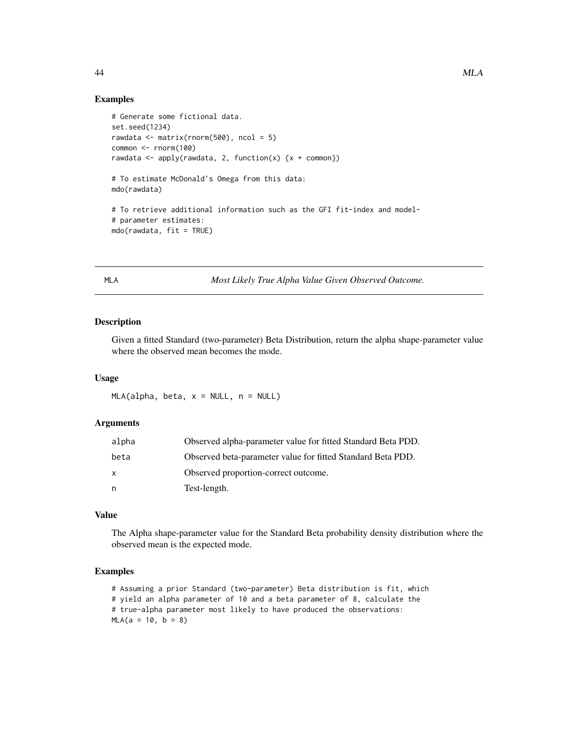## Examples

```
# Generate some fictional data.
set.seed(1234)
rawdata <- matrix(rnorm(500), ncol = 5)
common <- rnorm(100)
rawdata <- apply(rawdata, 2, function(x) {x + common})

# To estimate McDonald's Omega from this data:
mdo(rawdata)

# To retrieve additional information such as the GFI fit-index and model-
# parameter estimates:
mdo(rawdata, fit = TRUE)
```

---

# MLA — *Most Likely True Alpha Value Given Observed Outcome.*

---

## Description

Given a fitted Standard (two-parameter) Beta Distribution, return the alpha shape-parameter value where the observed mean becomes the mode.

## Usage

```
MLA(alpha, beta, x = NULL, n = NULL)
```

## Arguments

| | |
|---|---|
| alpha | Observed alpha-parameter value for fitted Standard Beta PDD. |
| beta | Observed beta-parameter value for fitted Standard Beta PDD. |
| x | Observed proportion-correct outcome. |
| n | Test-length. |

## Value

The Alpha shape-parameter value for the Standard Beta probability density distribution where the observed mean is the expected mode.

## Examples

```
# Assuming a prior Standard (two-parameter) Beta distribution is fit, which
# yield an alpha parameter of 10 and a beta parameter of 8, calculate the
# true-alpha parameter most likely to have produced the observations:
MLA(a = 10, b = 8)
```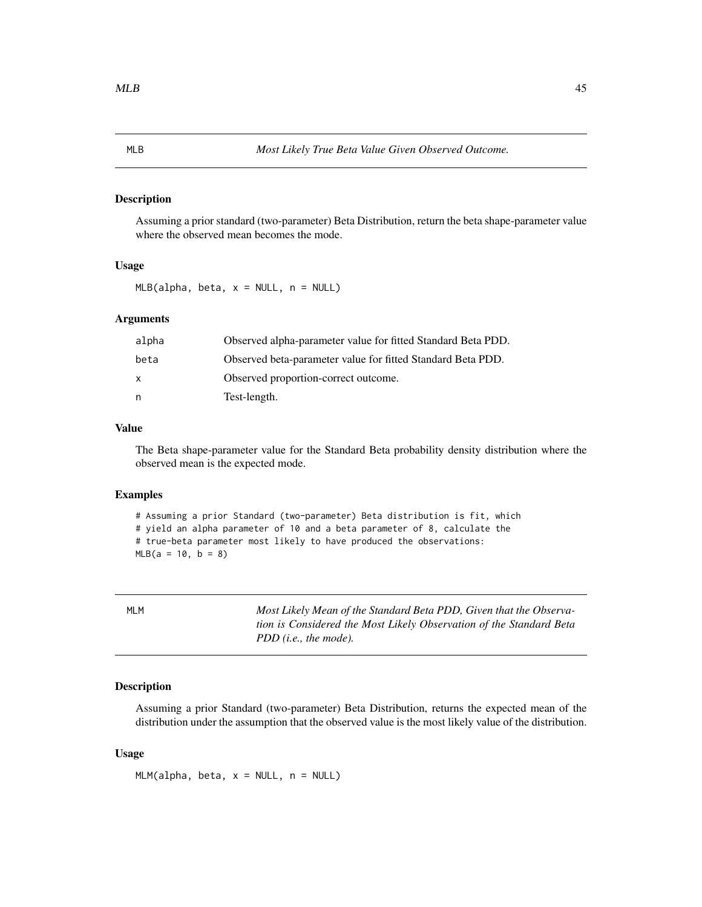## MLB — *Most Likely True Beta Value Given Observed Outcome.*

### Description

Assuming a prior standard (two-parameter) Beta Distribution, return the beta shape-parameter value where the observed mean becomes the mode.

### Usage

```
MLB(alpha, beta, x = NULL, n = NULL)
```

### Arguments

| | |
|---|---|
| alpha | Observed alpha-parameter value for fitted Standard Beta PDD. |
| beta | Observed beta-parameter value for fitted Standard Beta PDD. |
| x | Observed proportion-correct outcome. |
| n | Test-length. |

### Value

The Beta shape-parameter value for the Standard Beta probability density distribution where the observed mean is the expected mode.

### Examples

```
# Assuming a prior Standard (two-parameter) Beta distribution is fit, which
# yield an alpha parameter of 10 and a beta parameter of 8, calculate the
# true-beta parameter most likely to have produced the observations:
MLB(a = 10, b = 8)
```

## MLM — *Most Likely Mean of the Standard Beta PDD, Given that the Observation is Considered the Most Likely Observation of the Standard Beta PDD (i.e., the mode).*

### Description

Assuming a prior Standard (two-parameter) Beta Distribution, returns the expected mean of the distribution under the assumption that the observed value is the most likely value of the distribution.

### Usage

```
MLM(alpha, beta, x = NULL, n = NULL)
```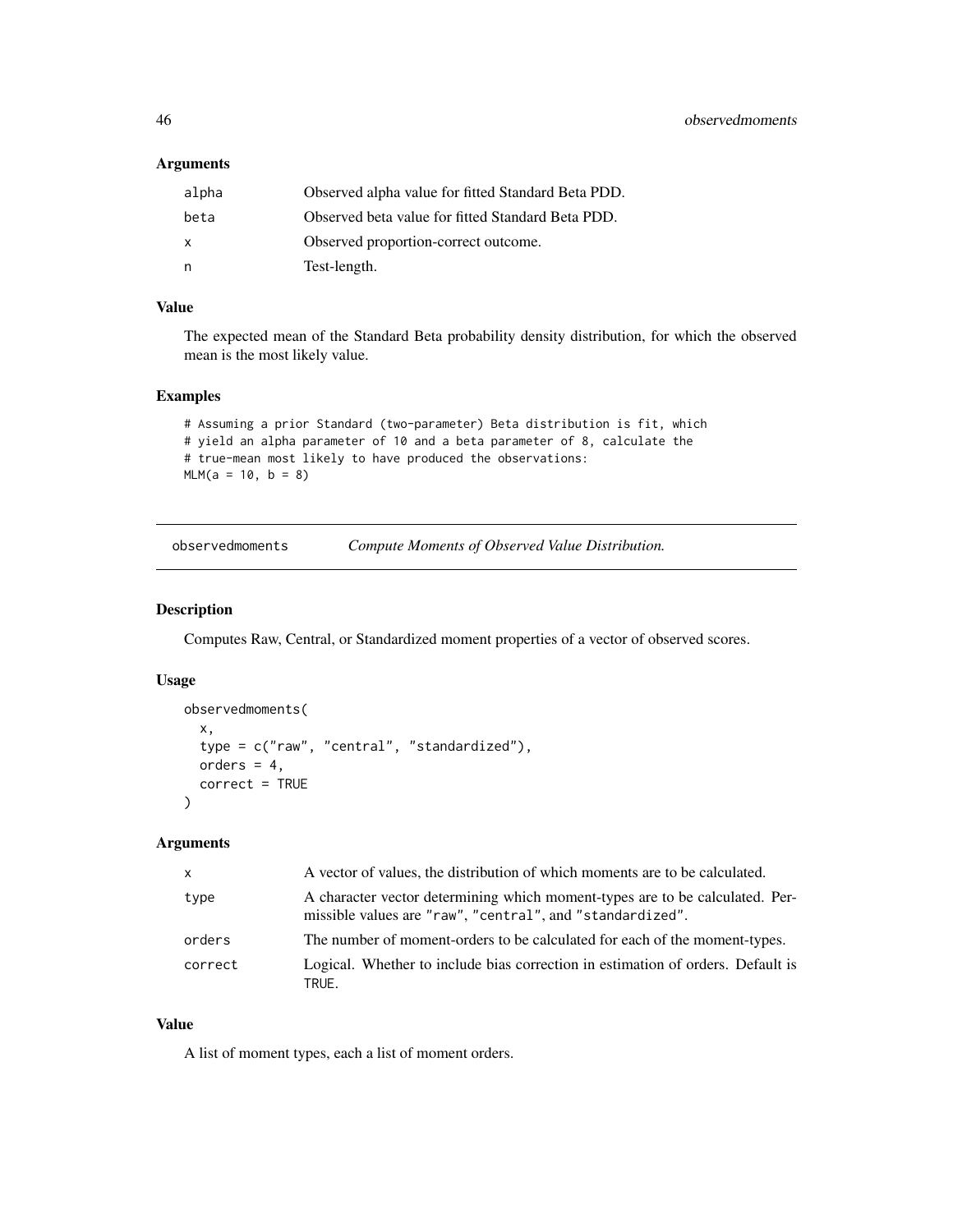### Arguments

| | |
|---|---|
| alpha | Observed alpha value for fitted Standard Beta PDD. |
| beta | Observed beta value for fitted Standard Beta PDD. |
| x | Observed proportion-correct outcome. |
| n | Test-length. |

### Value

The expected mean of the Standard Beta probability density distribution, for which the observed mean is the most likely value.

### Examples

```
# Assuming a prior Standard (two-parameter) Beta distribution is fit, which
# yield an alpha parameter of 10 and a beta parameter of 8, calculate the
# true-mean most likely to have produced the observations:
MLM(a = 10, b = 8)
```

---

## observedmoments — *Compute Moments of Observed Value Distribution.*

### Description

Computes Raw, Central, or Standardized moment properties of a vector of observed scores.

### Usage

```
observedmoments(
  x,
  type = c("raw", "central", "standardized"),
  orders = 4,
  correct = TRUE
)
```

### Arguments

| | |
|---|---|
| x | A vector of values, the distribution of which moments are to be calculated. |
| type | A character vector determining which moment-types are to be calculated. Permissible values are "raw", "central", and "standardized". |
| orders | The number of moment-orders to be calculated for each of the moment-types. |
| correct | Logical. Whether to include bias correction in estimation of orders. Default is TRUE. |

### Value

A list of moment types, each a list of moment orders.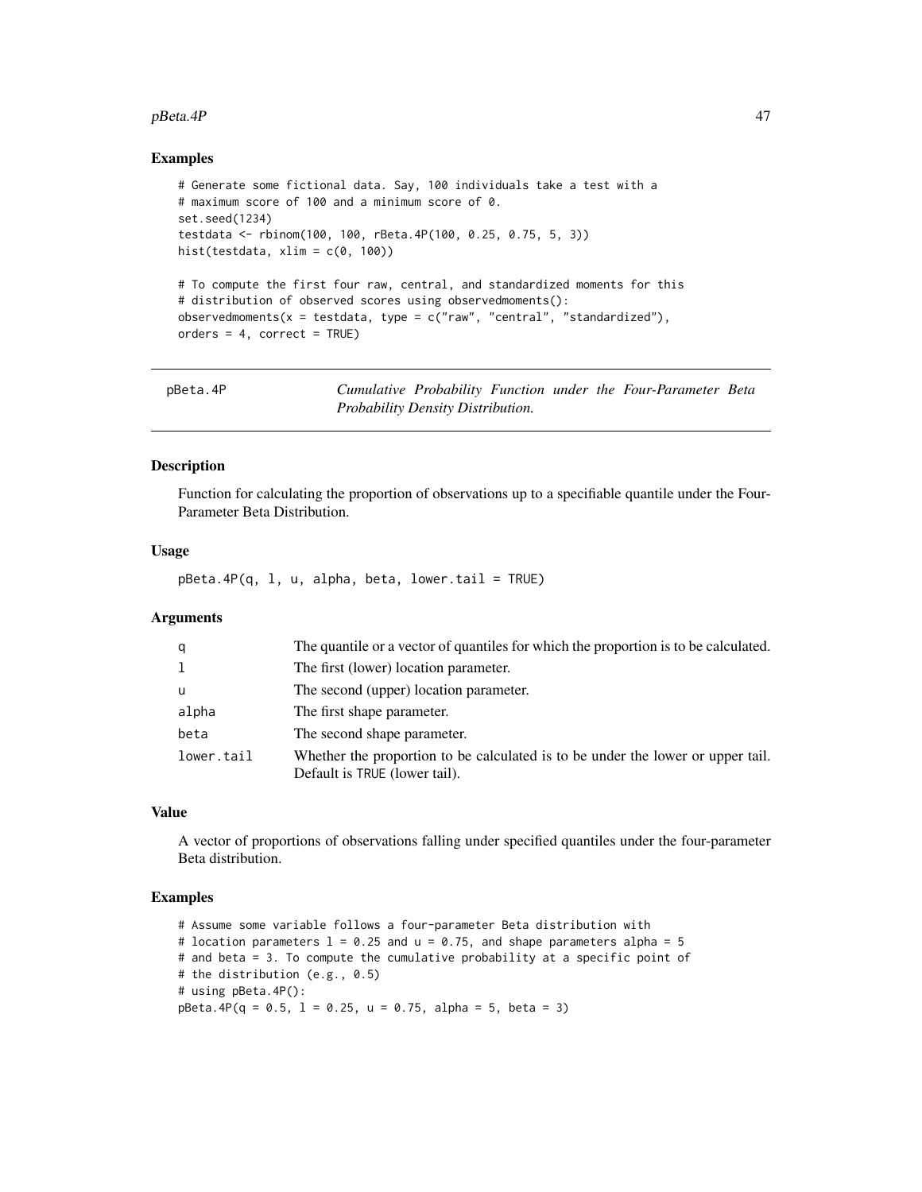## Examples

```
# Generate some fictional data. Say, 100 individuals take a test with a
# maximum score of 100 and a minimum score of 0.
set.seed(1234)
testdata <- rbinom(100, 100, rBeta.4P(100, 0.25, 0.75, 5, 3))
hist(testdata, xlim = c(0, 100))

# To compute the first four raw, central, and standardized moments for this
# distribution of observed scores using observedmoments():
observedmoments(x = testdata, type = c("raw", "central", "standardized"),
orders = 4, correct = TRUE)
```

---

# pBeta.4P — *Cumulative Probability Function under the Four-Parameter Beta Probability Density Distribution.*

---

## Description

Function for calculating the proportion of observations up to a specifiable quantile under the Four-Parameter Beta Distribution.

## Usage

```
pBeta.4P(q, l, u, alpha, beta, lower.tail = TRUE)
```

## Arguments

| | |
|---|---|
| `q` | The quantile or a vector of quantiles for which the proportion is to be calculated. |
| `l` | The first (lower) location parameter. |
| `u` | The second (upper) location parameter. |
| `alpha` | The first shape parameter. |
| `beta` | The second shape parameter. |
| `lower.tail` | Whether the proportion to be calculated is to be under the lower or upper tail. Default is `TRUE` (lower tail). |

## Value

A vector of proportions of observations falling under specified quantiles under the four-parameter Beta distribution.

## Examples

```
# Assume some variable follows a four-parameter Beta distribution with
# location parameters l = 0.25 and u = 0.75, and shape parameters alpha = 5
# and beta = 3. To compute the cumulative probability at a specific point of
# the distribution (e.g., 0.5)
# using pBeta.4P():
pBeta.4P(q = 0.5, l = 0.25, u = 0.75, alpha = 5, beta = 3)
```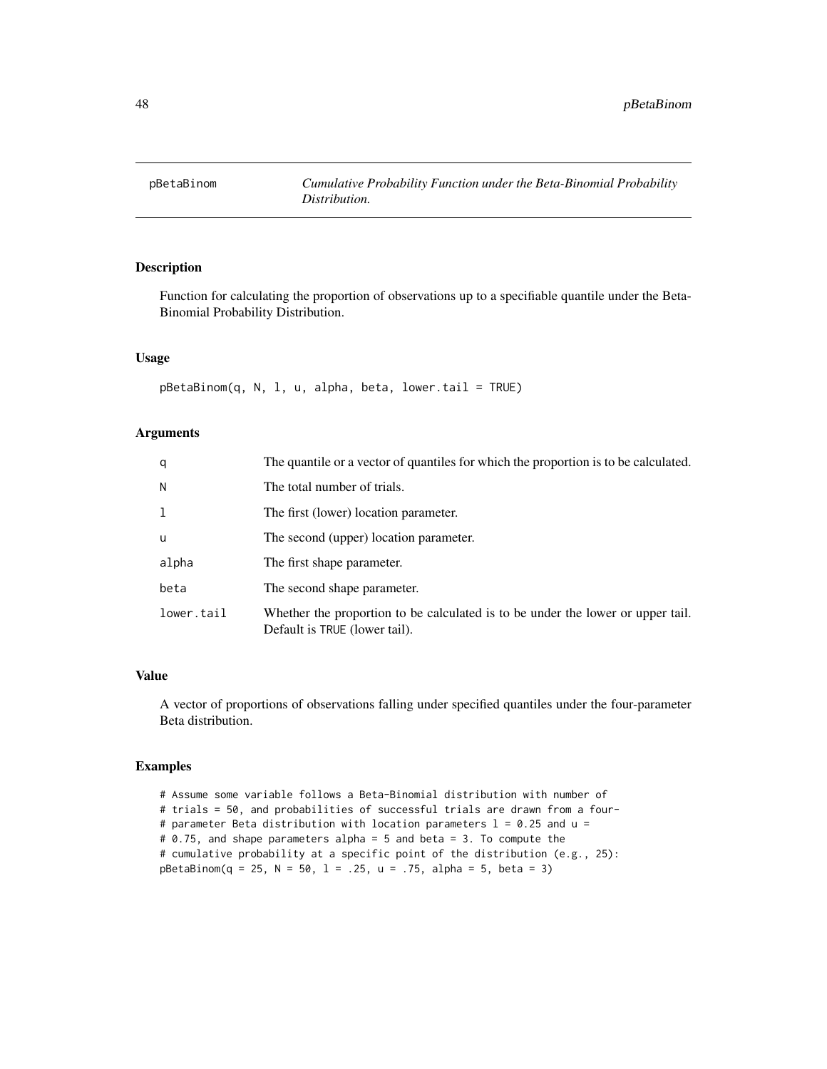## pBetaBinom

*Cumulative Probability Function under the Beta-Binomial Probability Distribution.*

### Description

Function for calculating the proportion of observations up to a specifiable quantile under the Beta-Binomial Probability Distribution.

### Usage

```
pBetaBinom(q, N, l, u, alpha, beta, lower.tail = TRUE)
```

### Arguments

| | |
|---|---|
| `q` | The quantile or a vector of quantiles for which the proportion is to be calculated. |
| `N` | The total number of trials. |
| `l` | The first (lower) location parameter. |
| `u` | The second (upper) location parameter. |
| `alpha` | The first shape parameter. |
| `beta` | The second shape parameter. |
| `lower.tail` | Whether the proportion to be calculated is to be under the lower or upper tail. Default is `TRUE` (lower tail). |

### Value

A vector of proportions of observations falling under specified quantiles under the four-parameter Beta distribution.

### Examples

```
# Assume some variable follows a Beta-Binomial distribution with number of
# trials = 50, and probabilities of successful trials are drawn from a four-
# parameter Beta distribution with location parameters l = 0.25 and u =
# 0.75, and shape parameters alpha = 5 and beta = 3. To compute the
# cumulative probability at a specific point of the distribution (e.g., 25):
pBetaBinom(q = 25, N = 50, l = .25, u = .75, alpha = 5, beta = 3)
```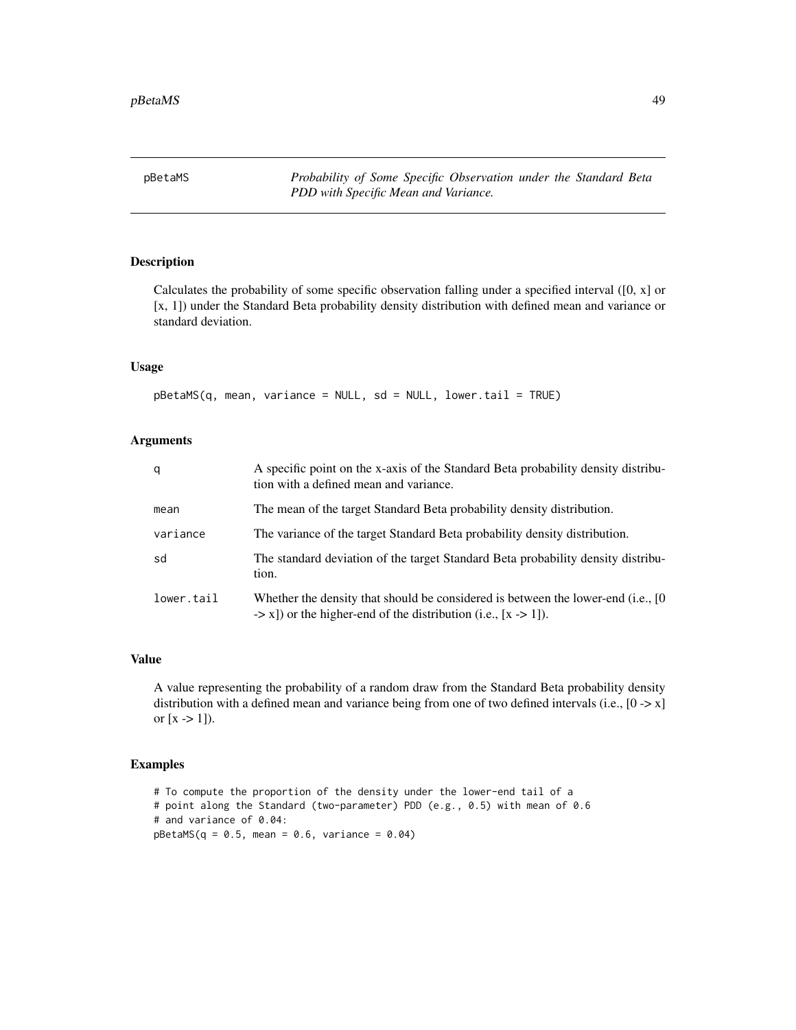# pBetaMS

*Probability of Some Specific Observation under the Standard Beta PDD with Specific Mean and Variance.*

## Description

Calculates the probability of some specific observation falling under a specified interval ([0, x] or [x, 1]) under the Standard Beta probability density distribution with defined mean and variance or standard deviation.

## Usage

```
pBetaMS(q, mean, variance = NULL, sd = NULL, lower.tail = TRUE)
```

## Arguments

| | |
|---|---|
| q | A specific point on the x-axis of the Standard Beta probability density distribution with a defined mean and variance. |
| mean | The mean of the target Standard Beta probability density distribution. |
| variance | The variance of the target Standard Beta probability density distribution. |
| sd | The standard deviation of the target Standard Beta probability density distribution. |
| lower.tail | Whether the density that should be considered is between the lower-end (i.e., [0 -> x]) or the higher-end of the distribution (i.e., [x -> 1]). |

## Value

A value representing the probability of a random draw from the Standard Beta probability density distribution with a defined mean and variance being from one of two defined intervals (i.e., [0 -> x] or [x -> 1]).

## Examples

```
# To compute the proportion of the density under the lower-end tail of a
# point along the Standard (two-parameter) PDD (e.g., 0.5) with mean of 0.6
# and variance of 0.04:
pBetaMS(q = 0.5, mean = 0.6, variance = 0.04)
```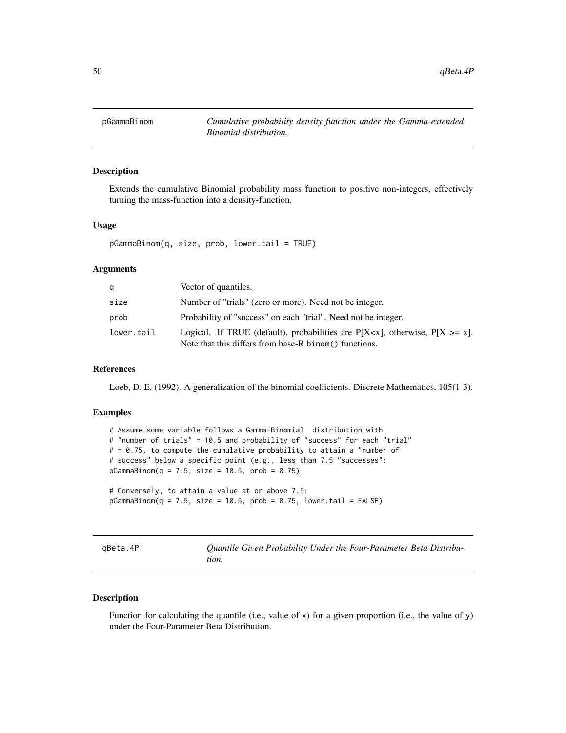## pGammaBinom — *Cumulative probability density function under the Gamma-extended Binomial distribution.*

### Description

Extends the cumulative Binomial probability mass function to positive non-integers, effectively turning the mass-function into a density-function.

### Usage

```
pGammaBinom(q, size, prob, lower.tail = TRUE)
```

### Arguments

| | |
|---|---|
| q | Vector of quantiles. |
| size | Number of "trials" (zero or more). Need not be integer. |
| prob | Probability of "success" on each "trial". Need not be integer. |
| lower.tail | Logical. If TRUE (default), probabilities are P[X<x], otherwise, P[X >= x]. Note that this differs from base-R binom() functions. |

### References

Loeb, D. E. (1992). A generalization of the binomial coefficients. Discrete Mathematics, 105(1-3).

### Examples

```
# Assume some variable follows a Gamma-Binomial  distribution with
# "number of trials" = 10.5 and probability of "success" for each "trial"
# = 0.75, to compute the cumulative probability to attain a "number of
# success" below a specific point (e.g., less than 7.5 "successes":
pGammaBinom(q = 7.5, size = 10.5, prob = 0.75)

# Conversely, to attain a value at or above 7.5:
pGammaBinom(q = 7.5, size = 10.5, prob = 0.75, lower.tail = FALSE)
```

## qBeta.4P — *Quantile Given Probability Under the Four-Parameter Beta Distribution.*

### Description

Function for calculating the quantile (i.e., value of x) for a given proportion (i.e., the value of y) under the Four-Parameter Beta Distribution.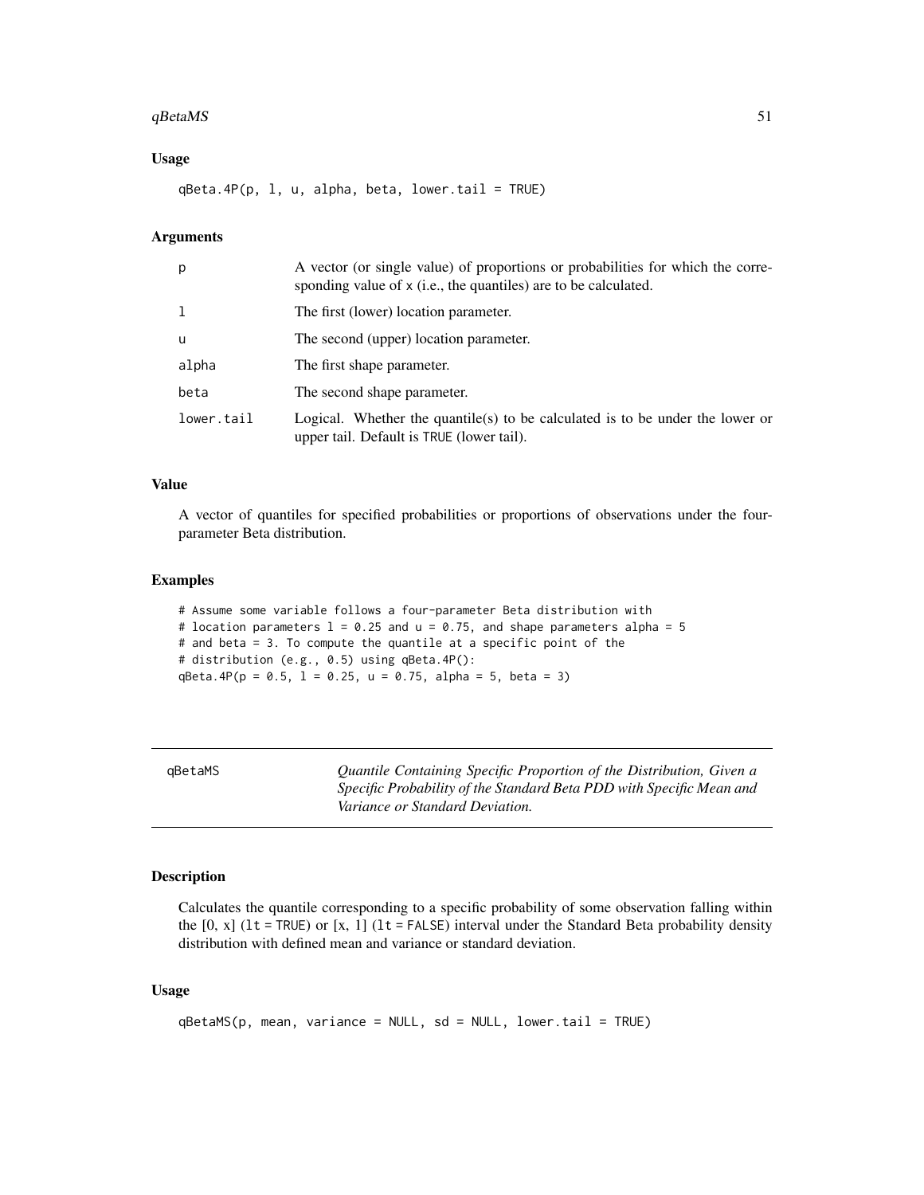### Usage

```
qBeta.4P(p, l, u, alpha, beta, lower.tail = TRUE)
```

### Arguments

| | |
|---|---|
| p | A vector (or single value) of proportions or probabilities for which the corresponding value of x (i.e., the quantiles) are to be calculated. |
| l | The first (lower) location parameter. |
| u | The second (upper) location parameter. |
| alpha | The first shape parameter. |
| beta | The second shape parameter. |
| lower.tail | Logical. Whether the quantile(s) to be calculated is to be under the lower or upper tail. Default is TRUE (lower tail). |

### Value

A vector of quantiles for specified probabilities or proportions of observations under the four-parameter Beta distribution.

### Examples

```
# Assume some variable follows a four-parameter Beta distribution with
# location parameters l = 0.25 and u = 0.75, and shape parameters alpha = 5
# and beta = 3. To compute the quantile at a specific point of the
# distribution (e.g., 0.5) using qBeta.4P():
qBeta.4P(p = 0.5, l = 0.25, u = 0.75, alpha = 5, beta = 3)
```

---

## qBetaMS

*Quantile Containing Specific Proportion of the Distribution, Given a Specific Probability of the Standard Beta PDD with Specific Mean and Variance or Standard Deviation.*

---

### Description

Calculates the quantile corresponding to a specific probability of some observation falling within the [0, x] (lt = TRUE) or [x, 1] (lt = FALSE) interval under the Standard Beta probability density distribution with defined mean and variance or standard deviation.

### Usage

```
qBetaMS(p, mean, variance = NULL, sd = NULL, lower.tail = TRUE)
```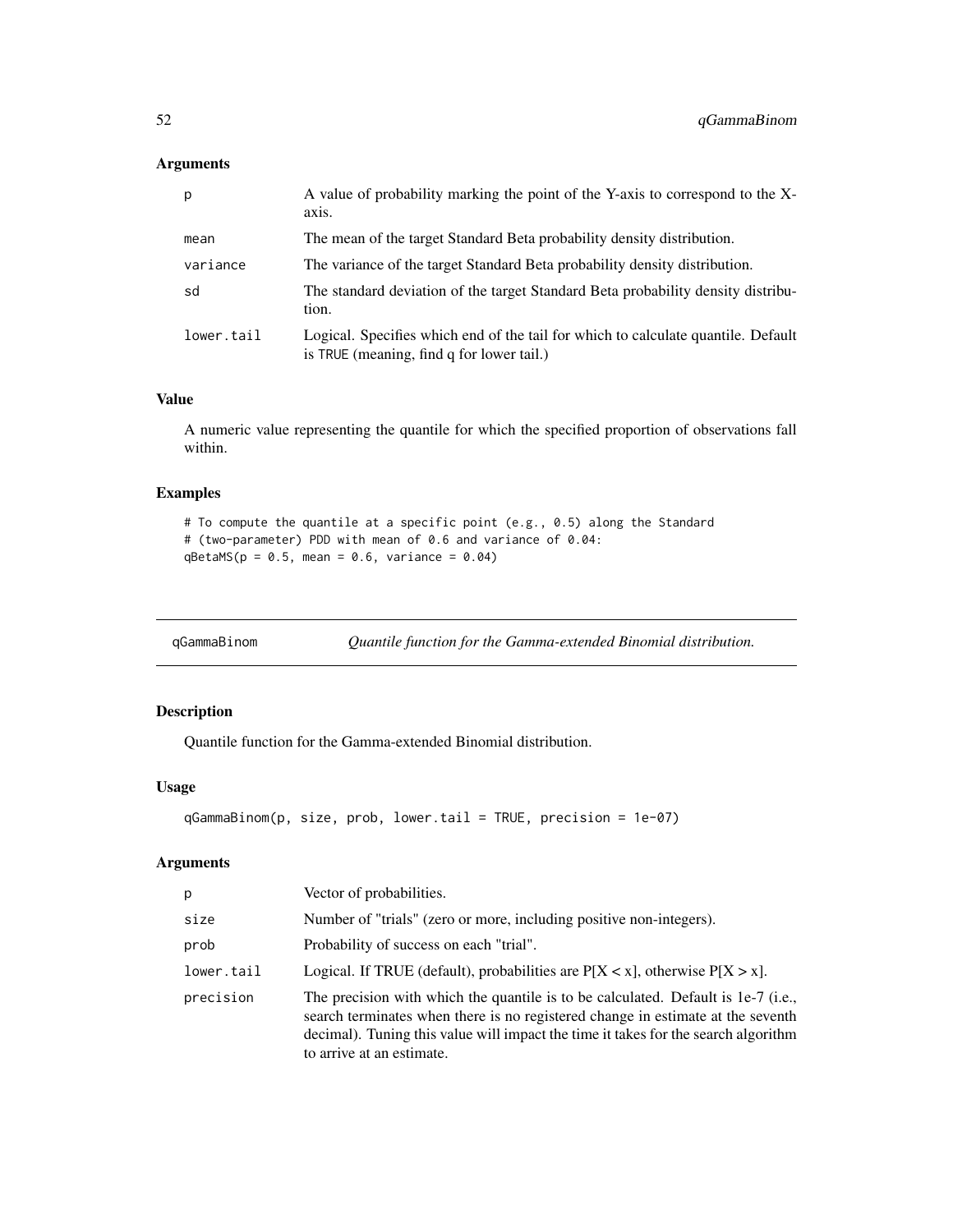### Arguments

| | |
|---|---|
| p | A value of probability marking the point of the Y-axis to correspond to the X-axis. |
| mean | The mean of the target Standard Beta probability density distribution. |
| variance | The variance of the target Standard Beta probability density distribution. |
| sd | The standard deviation of the target Standard Beta probability density distribution. |
| lower.tail | Logical. Specifies which end of the tail for which to calculate quantile. Default is TRUE (meaning, find q for lower tail.) |

### Value

A numeric value representing the quantile for which the specified proportion of observations fall within.

### Examples

```
# To compute the quantile at a specific point (e.g., 0.5) along the Standard
# (two-parameter) PDD with mean of 0.6 and variance of 0.04:
qBetaMS(p = 0.5, mean = 0.6, variance = 0.04)
```

---

## qGammaBinom — *Quantile function for the Gamma-extended Binomial distribution.*

### Description

Quantile function for the Gamma-extended Binomial distribution.

### Usage

```
qGammaBinom(p, size, prob, lower.tail = TRUE, precision = 1e-07)
```

### Arguments

| | |
|---|---|
| p | Vector of probabilities. |
| size | Number of "trials" (zero or more, including positive non-integers). |
| prob | Probability of success on each "trial". |
| lower.tail | Logical. If TRUE (default), probabilities are P[X < x], otherwise P[X > x]. |
| precision | The precision with which the quantile is to be calculated. Default is 1e-7 (i.e., search terminates when there is no registered change in estimate at the seventh decimal). Tuning this value will impact the time it takes for the search algorithm to arrive at an estimate. |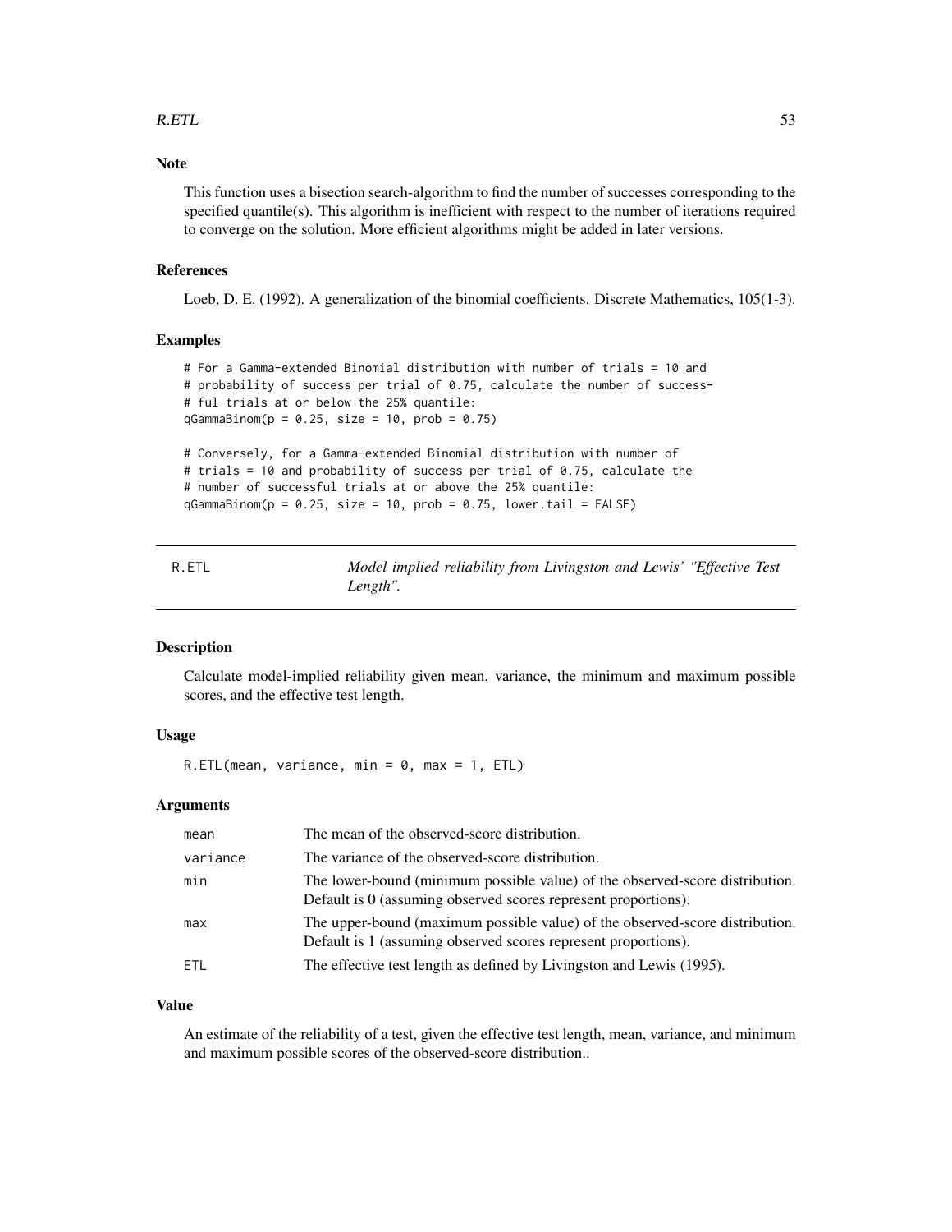### Note

This function uses a bisection search-algorithm to find the number of successes corresponding to the specified quantile(s). This algorithm is inefficient with respect to the number of iterations required to converge on the solution. More efficient algorithms might be added in later versions.

### References

Loeb, D. E. (1992). A generalization of the binomial coefficients. Discrete Mathematics, 105(1-3).

### Examples

```
# For a Gamma-extended Binomial distribution with number of trials = 10 and
# probability of success per trial of 0.75, calculate the number of success-
# ful trials at or below the 25% quantile:
qGammaBinom(p = 0.25, size = 10, prob = 0.75)

# Conversely, for a Gamma-extended Binomial distribution with number of
# trials = 10 and probability of success per trial of 0.75, calculate the
# number of successful trials at or above the 25% quantile:
qGammaBinom(p = 0.25, size = 10, prob = 0.75, lower.tail = FALSE)
```

---

## R.ETL — *Model implied reliability from Livingston and Lewis' "Effective Test Length".*

### Description

Calculate model-implied reliability given mean, variance, the minimum and maximum possible scores, and the effective test length.

### Usage

```
R.ETL(mean, variance, min = 0, max = 1, ETL)
```

### Arguments

| | |
|---|---|
| mean | The mean of the observed-score distribution. |
| variance | The variance of the observed-score distribution. |
| min | The lower-bound (minimum possible value) of the observed-score distribution. Default is 0 (assuming observed scores represent proportions). |
| max | The upper-bound (maximum possible value) of the observed-score distribution. Default is 1 (assuming observed scores represent proportions). |
| ETL | The effective test length as defined by Livingston and Lewis (1995). |

### Value

An estimate of the reliability of a test, given the effective test length, mean, variance, and minimum and maximum possible scores of the observed-score distribution..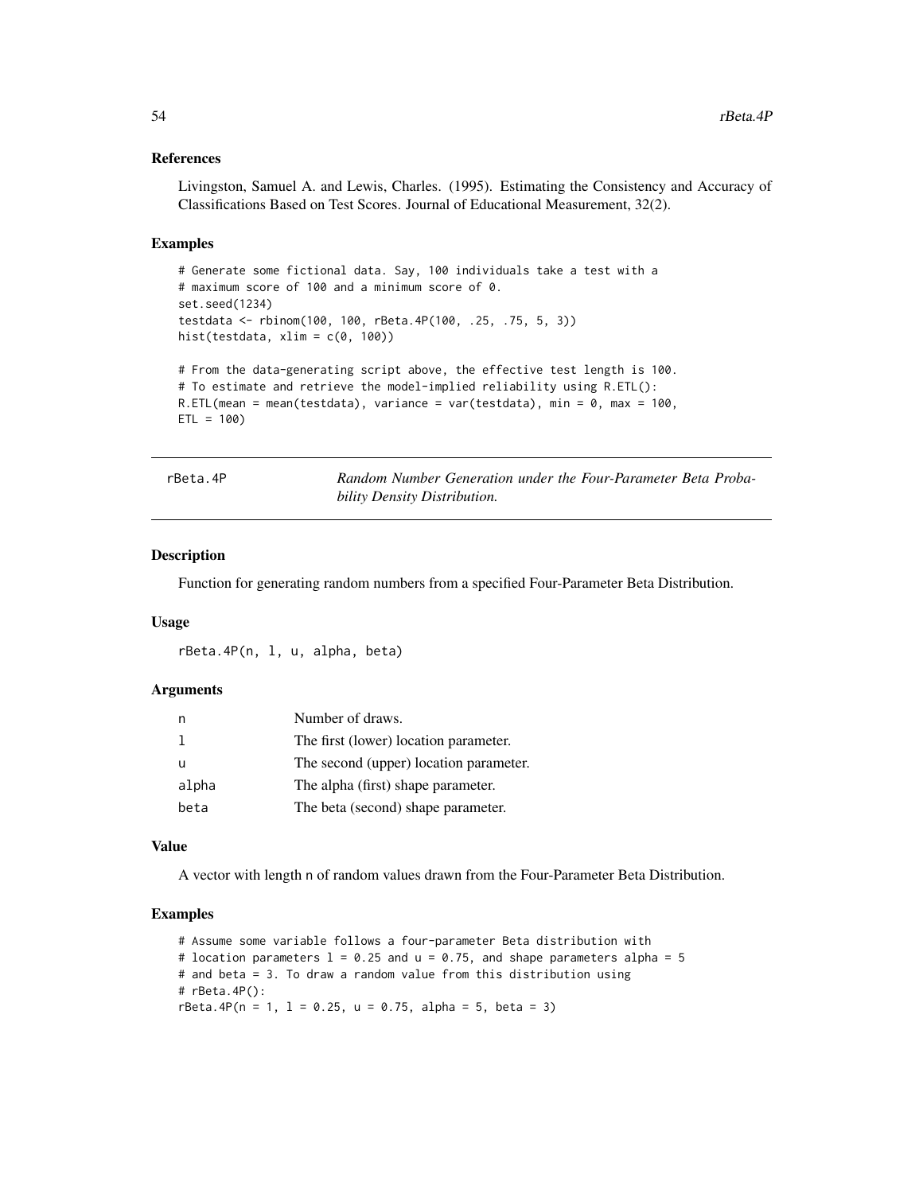### References

Livingston, Samuel A. and Lewis, Charles. (1995). Estimating the Consistency and Accuracy of Classifications Based on Test Scores. Journal of Educational Measurement, 32(2).

### Examples

```
# Generate some fictional data. Say, 100 individuals take a test with a
# maximum score of 100 and a minimum score of 0.
set.seed(1234)
testdata <- rbinom(100, 100, rBeta.4P(100, .25, .75, 5, 3))
hist(testdata, xlim = c(0, 100))

# From the data-generating script above, the effective test length is 100.
# To estimate and retrieve the model-implied reliability using R.ETL():
R.ETL(mean = mean(testdata), variance = var(testdata), min = 0, max = 100,
ETL = 100)
```

---

## rBeta.4P — *Random Number Generation under the Four-Parameter Beta Probability Density Distribution.*

---

### Description

Function for generating random numbers from a specified Four-Parameter Beta Distribution.

### Usage

```
rBeta.4P(n, l, u, alpha, beta)
```

### Arguments

| | |
|---|---|
| n | Number of draws. |
| l | The first (lower) location parameter. |
| u | The second (upper) location parameter. |
| alpha | The alpha (first) shape parameter. |
| beta | The beta (second) shape parameter. |

### Value

A vector with length n of random values drawn from the Four-Parameter Beta Distribution.

### Examples

```
# Assume some variable follows a four-parameter Beta distribution with
# location parameters l = 0.25 and u = 0.75, and shape parameters alpha = 5
# and beta = 3. To draw a random value from this distribution using
# rBeta.4P():
rBeta.4P(n = 1, l = 0.25, u = 0.75, alpha = 5, beta = 3)
```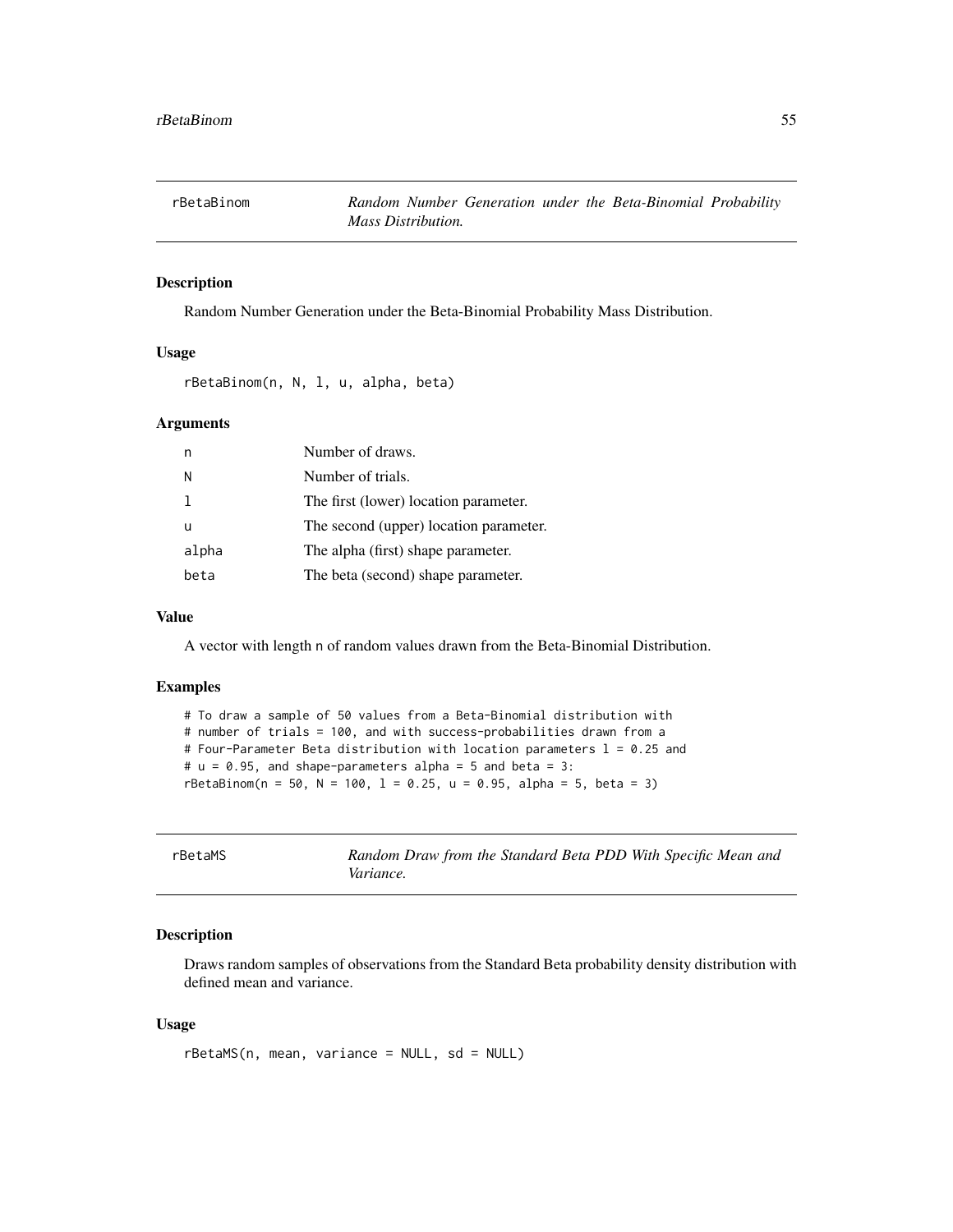## rBetaBinom — *Random Number Generation under the Beta-Binomial Probability Mass Distribution.*

### Description

Random Number Generation under the Beta-Binomial Probability Mass Distribution.

### Usage

```
rBetaBinom(n, N, l, u, alpha, beta)
```

### Arguments

| | |
|---|---|
| n | Number of draws. |
| N | Number of trials. |
| l | The first (lower) location parameter. |
| u | The second (upper) location parameter. |
| alpha | The alpha (first) shape parameter. |
| beta | The beta (second) shape parameter. |

### Value

A vector with length n of random values drawn from the Beta-Binomial Distribution.

### Examples

```
# To draw a sample of 50 values from a Beta-Binomial distribution with
# number of trials = 100, and with success-probabilities drawn from a
# Four-Parameter Beta distribution with location parameters l = 0.25 and
# u = 0.95, and shape-parameters alpha = 5 and beta = 3:
rBetaBinom(n = 50, N = 100, l = 0.25, u = 0.95, alpha = 5, beta = 3)
```

## rBetaMS — *Random Draw from the Standard Beta PDD With Specific Mean and Variance.*

### Description

Draws random samples of observations from the Standard Beta probability density distribution with defined mean and variance.

### Usage

```
rBetaMS(n, mean, variance = NULL, sd = NULL)
```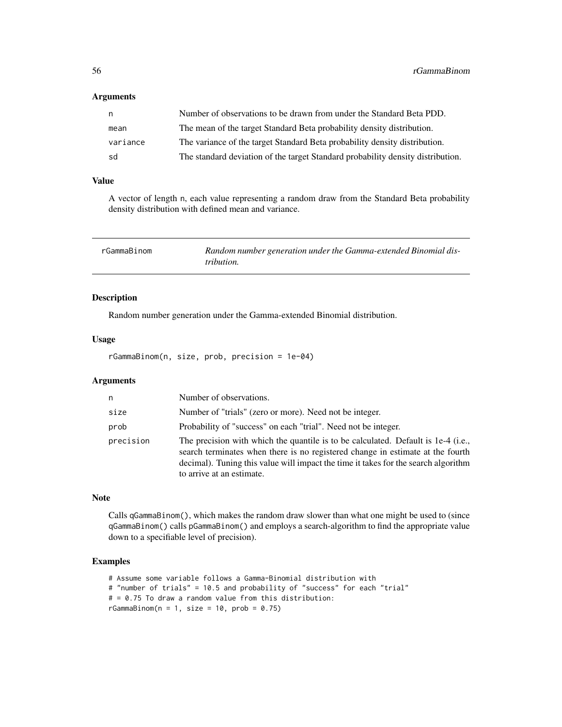### Arguments

| | |
|---|---|
| n | Number of observations to be drawn from under the Standard Beta PDD. |
| mean | The mean of the target Standard Beta probability density distribution. |
| variance | The variance of the target Standard Beta probability density distribution. |
| sd | The standard deviation of the target Standard probability density distribution. |

### Value

A vector of length n, each value representing a random draw from the Standard Beta probability density distribution with defined mean and variance.

---

## rGammaBinom — *Random number generation under the Gamma-extended Binomial distribution.*

---

### Description

Random number generation under the Gamma-extended Binomial distribution.

### Usage

```
rGammaBinom(n, size, prob, precision = 1e-04)
```

### Arguments

| | |
|---|---|
| n | Number of observations. |
| size | Number of "trials" (zero or more). Need not be integer. |
| prob | Probability of "success" on each "trial". Need not be integer. |
| precision | The precision with which the quantile is to be calculated. Default is 1e-4 (i.e., search terminates when there is no registered change in estimate at the fourth decimal). Tuning this value will impact the time it takes for the search algorithm to arrive at an estimate. |

### Note

Calls qGammaBinom(), which makes the random draw slower than what one might be used to (since qGammaBinom() calls pGammaBinom() and employs a search-algorithm to find the appropriate value down to a specifiable level of precision).

### Examples

```
# Assume some variable follows a Gamma-Binomial distribution with
# "number of trials" = 10.5 and probability of "success" for each "trial"
# = 0.75 To draw a random value from this distribution:
rGammaBinom(n = 1, size = 10, prob = 0.75)
```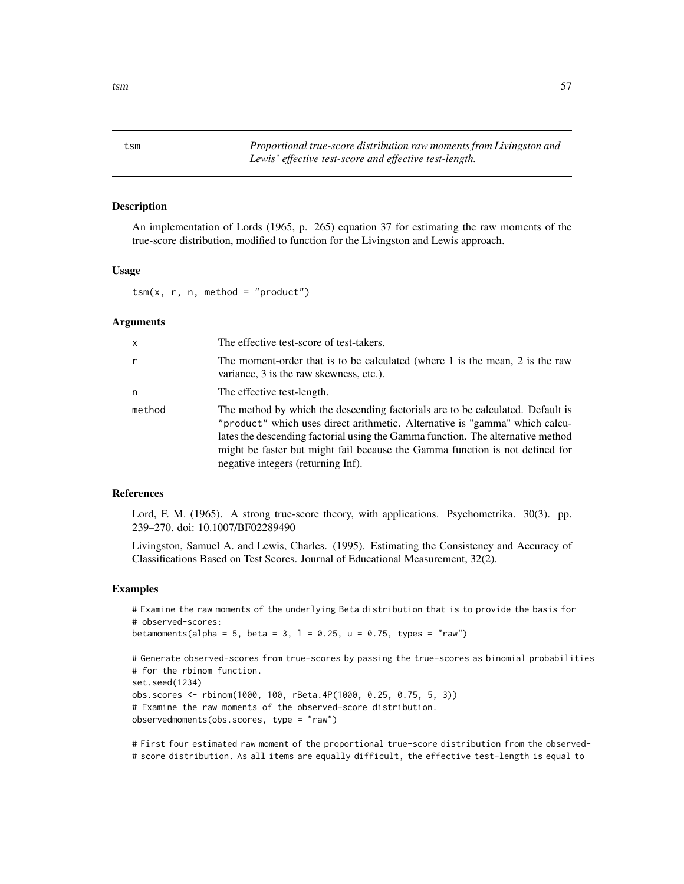## tsm

*Proportional true-score distribution raw moments from Livingston and Lewis' effective test-score and effective test-length.*

### Description

An implementation of Lords (1965, p. 265) equation 37 for estimating the raw moments of the true-score distribution, modified to function for the Livingston and Lewis approach.

### Usage

```
tsm(x, r, n, method = "product")
```

### Arguments

| | |
|---|---|
| x | The effective test-score of test-takers. |
| r | The moment-order that is to be calculated (where 1 is the mean, 2 is the raw variance, 3 is the raw skewness, etc.). |
| n | The effective test-length. |
| method | The method by which the descending factorials are to be calculated. Default is "product" which uses direct arithmetic. Alternative is "gamma" which calculates the descending factorial using the Gamma function. The alternative method might be faster but might fail because the Gamma function is not defined for negative integers (returning Inf). |

### References

Lord, F. M. (1965). A strong true-score theory, with applications. Psychometrika. 30(3). pp. 239–270. doi: 10.1007/BF02289490

Livingston, Samuel A. and Lewis, Charles. (1995). Estimating the Consistency and Accuracy of Classifications Based on Test Scores. Journal of Educational Measurement, 32(2).

### Examples

```
# Examine the raw moments of the underlying Beta distribution that is to provide the basis for
# observed-scores:
betamoments(alpha = 5, beta = 3, l = 0.25, u = 0.75, types = "raw")

# Generate observed-scores from true-scores by passing the true-scores as binomial probabilities
# for the rbinom function.
set.seed(1234)
obs.scores <- rbinom(1000, 100, rBeta.4P(1000, 0.25, 0.75, 5, 3))
# Examine the raw moments of the observed-score distribution.
observedmoments(obs.scores, type = "raw")

# First four estimated raw moment of the proportional true-score distribution from the observed-
# score distribution. As all items are equally difficult, the effective test-length is equal to
```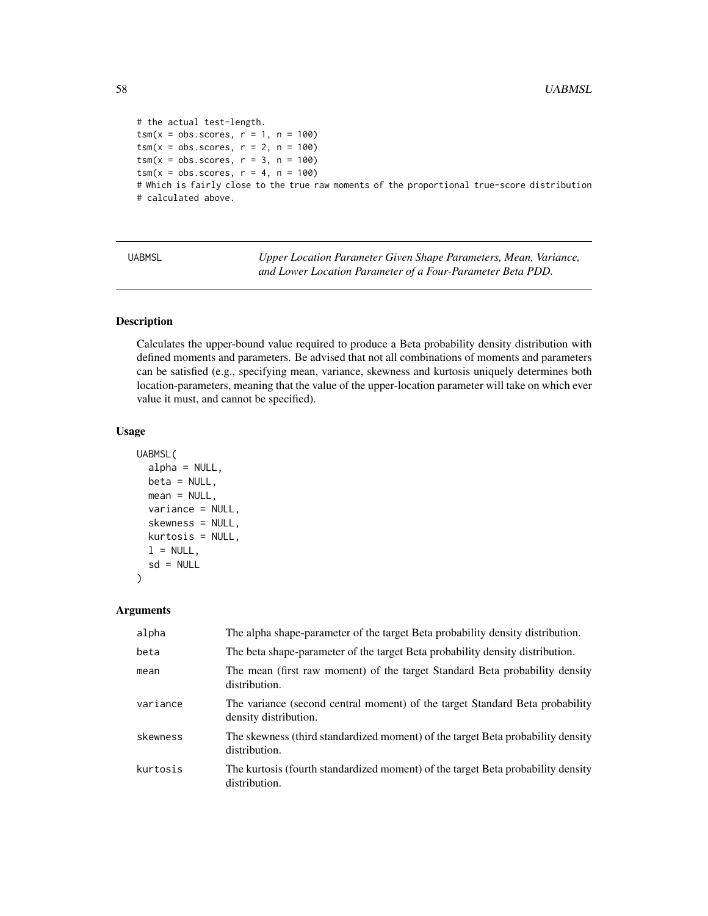```
# the actual test-length.
tsm(x = obs.scores, r = 1, n = 100)
tsm(x = obs.scores, r = 2, n = 100)
tsm(x = obs.scores, r = 3, n = 100)
tsm(x = obs.scores, r = 4, n = 100)
# Which is fairly close to the true raw moments of the proportional true-score distribution
# calculated above.
```

## UABMSL — *Upper Location Parameter Given Shape Parameters, Mean, Variance, and Lower Location Parameter of a Four-Parameter Beta PDD.*

### Description

Calculates the upper-bound value required to produce a Beta probability density distribution with defined moments and parameters. Be advised that not all combinations of moments and parameters can be satisfied (e.g., specifying mean, variance, skewness and kurtosis uniquely determines both location-parameters, meaning that the value of the upper-location parameter will take on which ever value it must, and cannot be specified).

### Usage

```
UABMSL(
  alpha = NULL,
  beta = NULL,
  mean = NULL,
  variance = NULL,
  skewness = NULL,
  kurtosis = NULL,
  l = NULL,
  sd = NULL
)
```

### Arguments

| | |
|---|---|
| alpha | The alpha shape-parameter of the target Beta probability density distribution. |
| beta | The beta shape-parameter of the target Beta probability density distribution. |
| mean | The mean (first raw moment) of the target Standard Beta probability density distribution. |
| variance | The variance (second central moment) of the target Standard Beta probability density distribution. |
| skewness | The skewness (third standardized moment) of the target Beta probability density distribution. |
| kurtosis | The kurtosis (fourth standardized moment) of the target Beta probability density distribution. |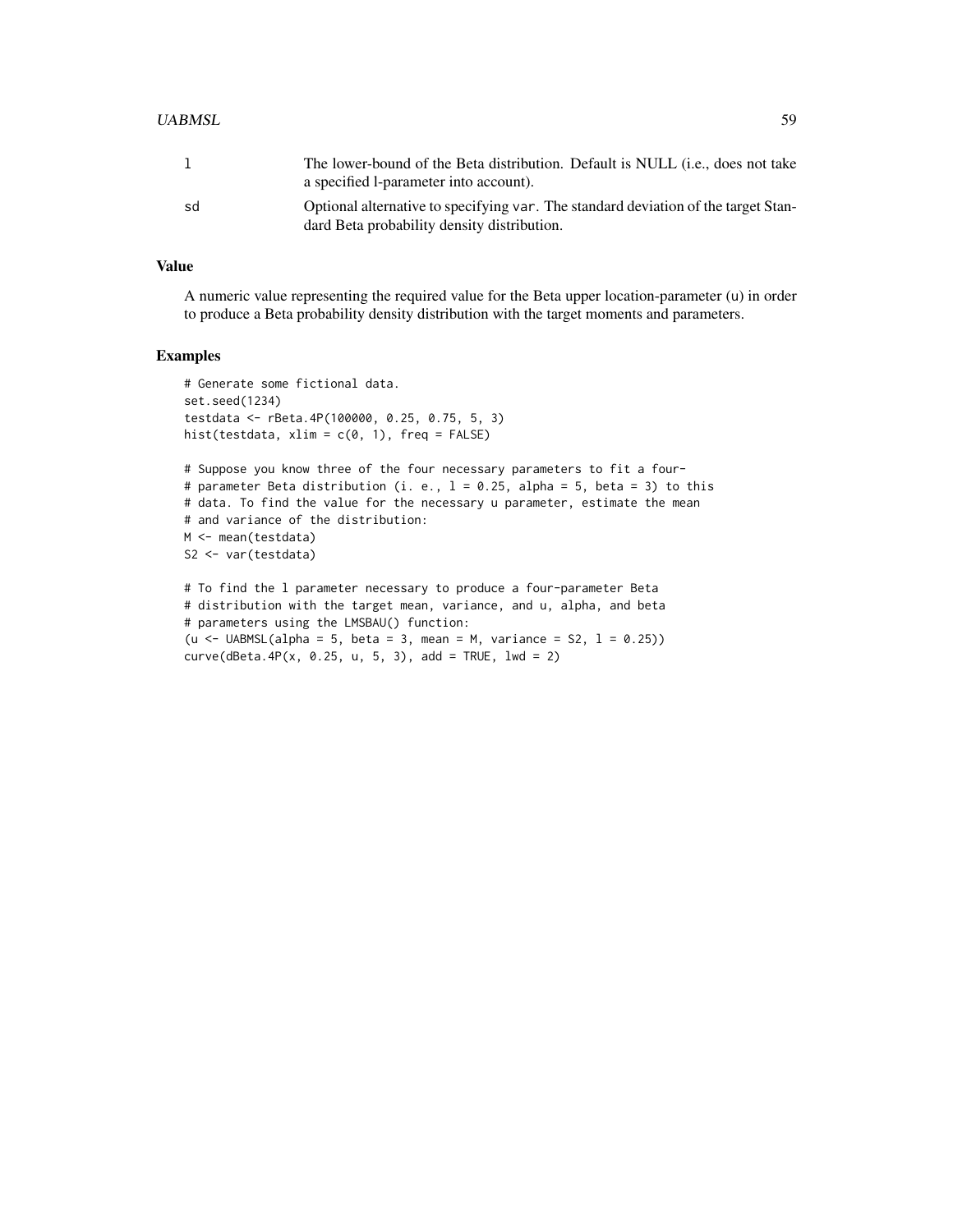| | |
|---|---|
| l | The lower-bound of the Beta distribution. Default is NULL (i.e., does not take a specified l-parameter into account). |
| sd | Optional alternative to specifying var. The standard deviation of the target Standard Beta probability density distribution. |

## Value

A numeric value representing the required value for the Beta upper location-parameter (u) in order to produce a Beta probability density distribution with the target moments and parameters.

## Examples

```
# Generate some fictional data.
set.seed(1234)
testdata <- rBeta.4P(100000, 0.25, 0.75, 5, 3)
hist(testdata, xlim = c(0, 1), freq = FALSE)

# Suppose you know three of the four necessary parameters to fit a four-
# parameter Beta distribution (i. e., l = 0.25, alpha = 5, beta = 3) to this
# data. To find the value for the necessary u parameter, estimate the mean
# and variance of the distribution:
M <- mean(testdata)
S2 <- var(testdata)

# To find the l parameter necessary to produce a four-parameter Beta
# distribution with the target mean, variance, and u, alpha, and beta
# parameters using the LMSBAU() function:
(u <- UABMSL(alpha = 5, beta = 3, mean = M, variance = S2, l = 0.25))
curve(dBeta.4P(x, 0.25, u, 5, 3), add = TRUE, lwd = 2)
```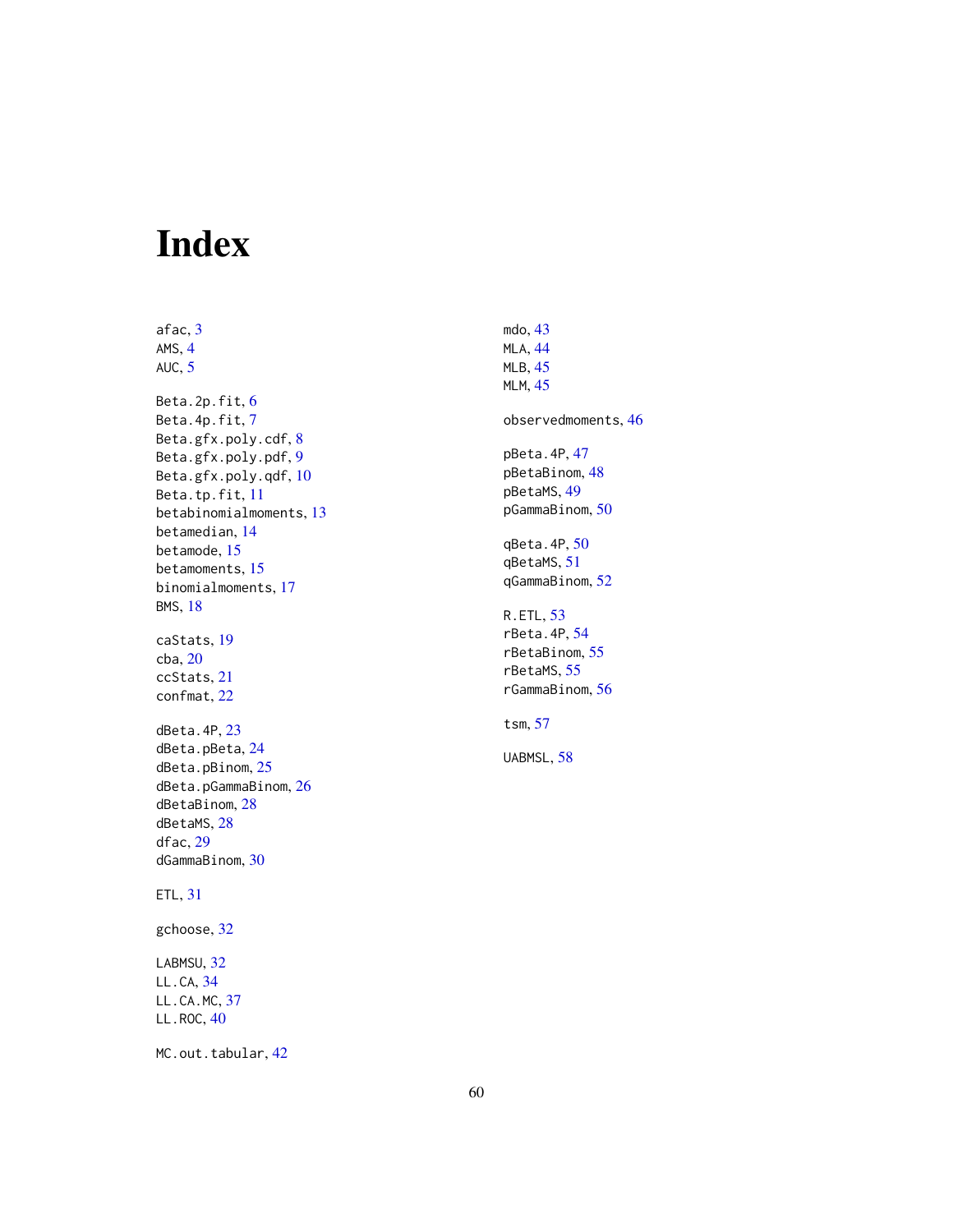# Index

afac, 3
AMS, 4
AUC, 5

Beta.2p.fit, 6
Beta.4p.fit, 7
Beta.gfx.poly.cdf, 8
Beta.gfx.poly.pdf, 9
Beta.gfx.poly.qdf, 10
Beta.tp.fit, 11
betabinomialmoments, 13
betamedian, 14
betamode, 15
betamoments, 15
binomialmoments, 17
BMS, 18

caStats, 19
cba, 20
ccStats, 21
confmat, 22

dBeta.4P, 23
dBeta.pBeta, 24
dBeta.pBinom, 25
dBeta.pGammaBinom, 26
dBetaBinom, 28
dBetaMS, 28
dfac, 29
dGammaBinom, 30

ETL, 31

gchoose, 32

LABMSU, 32
LL.CA, 34
LL.CA.MC, 37
LL.ROC, 40

MC.out.tabular, 42
mdo, 43
MLA, 44
MLB, 45
MLM, 45

observedmoments, 46

pBeta.4P, 47
pBetaBinom, 48
pBetaMS, 49
pGammaBinom, 50

qBeta.4P, 50
qBetaMS, 51
qGammaBinom, 52

R.ETL, 53
rBeta.4P, 54
rBetaBinom, 55
rBetaMS, 55
rGammaBinom, 56

tsm, 57

UABMSL, 58